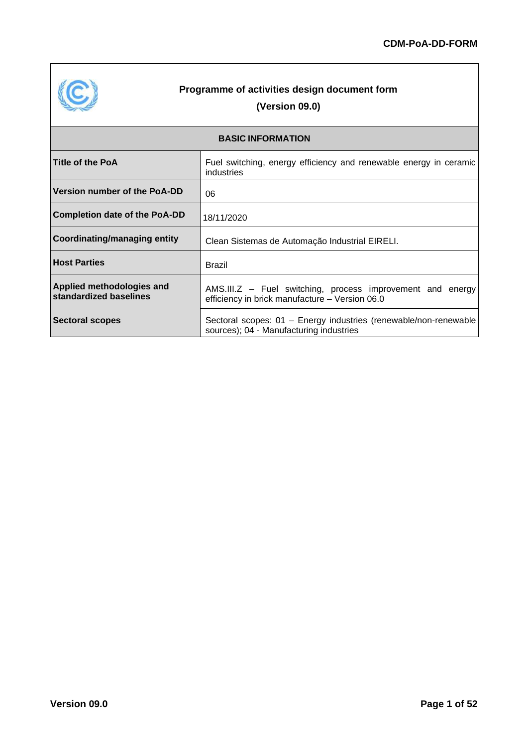**CDM-PoA-DD-FORM**

# Programme of activities design document form

**(Version 09.0)**

| BASIC INFORMATION | |
|---|---|
| **Title of the PoA** | Fuel switching, energy efficiency and renewable energy in ceramic industries |
| **Version number of the PoA-DD** | 06 |
| **Completion date of the PoA-DD** | 18/11/2020 |
| **Coordinating/managing entity** | Clean Sistemas de Automação Industrial EIRELI. |
| **Host Parties** | Brazil |
| **Applied methodologies and standardized baselines** | AMS.III.Z – Fuel switching, process improvement and energy efficiency in brick manufacture – Version 06.0 |
| **Sectoral scopes** | Sectoral scopes: 01 – Energy industries (renewable/non-renewable sources); 04 - Manufacturing industries |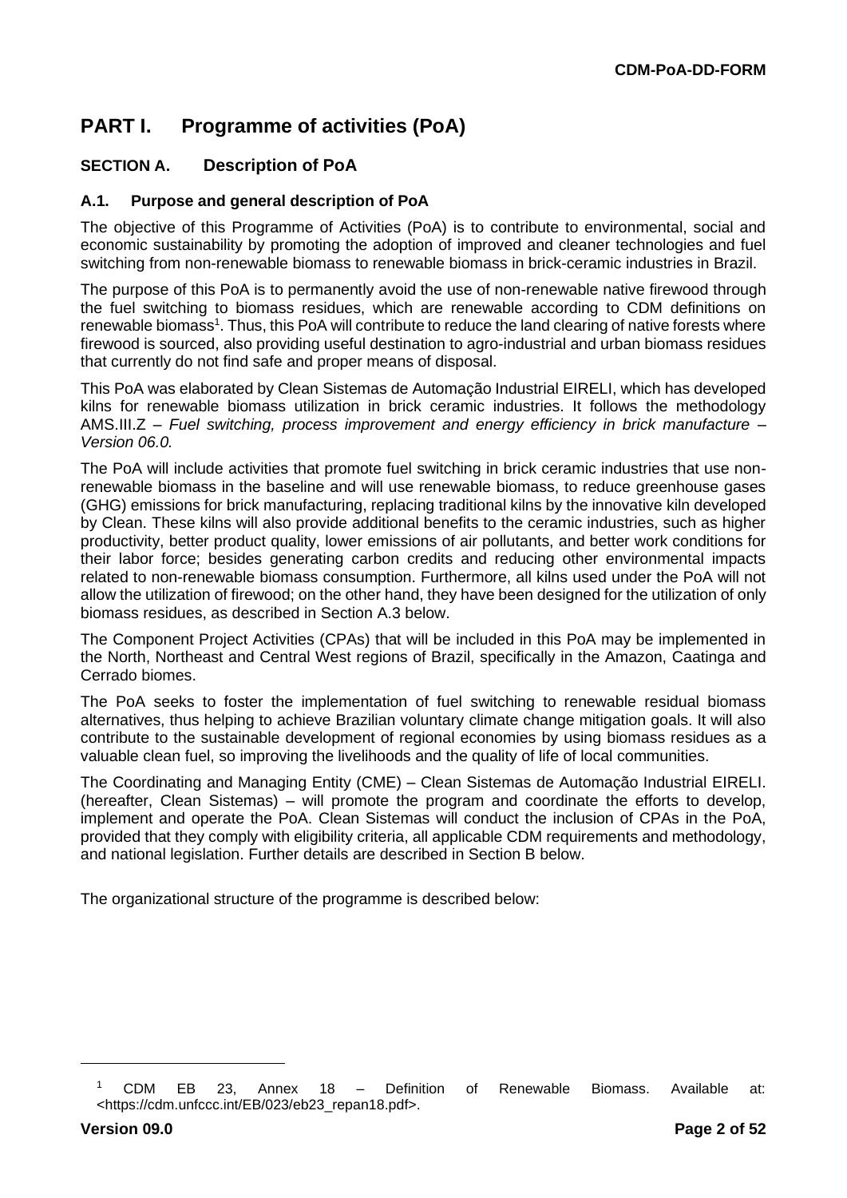# PART I. Programme of activities (PoA)

## SECTION A. Description of PoA

### A.1. Purpose and general description of PoA

The objective of this Programme of Activities (PoA) is to contribute to environmental, social and economic sustainability by promoting the adoption of improved and cleaner technologies and fuel switching from non-renewable biomass to renewable biomass in brick-ceramic industries in Brazil.

The purpose of this PoA is to permanently avoid the use of non-renewable native firewood through the fuel switching to biomass residues, which are renewable according to CDM definitions on renewable biomass[1]. Thus, this PoA will contribute to reduce the land clearing of native forests where firewood is sourced, also providing useful destination to agro-industrial and urban biomass residues that currently do not find safe and proper means of disposal.

This PoA was elaborated by Clean Sistemas de Automação Industrial EIRELI, which has developed kilns for renewable biomass utilization in brick ceramic industries. It follows the methodology AMS.III.Z – *Fuel switching, process improvement and energy efficiency in brick manufacture – Version 06.0.*

The PoA will include activities that promote fuel switching in brick ceramic industries that use non-renewable biomass in the baseline and will use renewable biomass, to reduce greenhouse gases (GHG) emissions for brick manufacturing, replacing traditional kilns by the innovative kiln developed by Clean. These kilns will also provide additional benefits to the ceramic industries, such as higher productivity, better product quality, lower emissions of air pollutants, and better work conditions for their labor force; besides generating carbon credits and reducing other environmental impacts related to non-renewable biomass consumption. Furthermore, all kilns used under the PoA will not allow the utilization of firewood; on the other hand, they have been designed for the utilization of only biomass residues, as described in Section A.3 below.

The Component Project Activities (CPAs) that will be included in this PoA may be implemented in the North, Northeast and Central West regions of Brazil, specifically in the Amazon, Caatinga and Cerrado biomes.

The PoA seeks to foster the implementation of fuel switching to renewable residual biomass alternatives, thus helping to achieve Brazilian voluntary climate change mitigation goals. It will also contribute to the sustainable development of regional economies by using biomass residues as a valuable clean fuel, so improving the livelihoods and the quality of life of local communities.

The Coordinating and Managing Entity (CME) – Clean Sistemas de Automação Industrial EIRELI. (hereafter, Clean Sistemas) – will promote the program and coordinate the efforts to develop, implement and operate the PoA. Clean Sistemas will conduct the inclusion of CPAs in the PoA, provided that they comply with eligibility criteria, all applicable CDM requirements and methodology, and national legislation. Further details are described in Section B below.

The organizational structure of the programme is described below:

---

[1] CDM EB 23, Annex 18 – Definition of Renewable Biomass. Available at: <https://cdm.unfccc.int/EB/023/eb23_repan18.pdf>.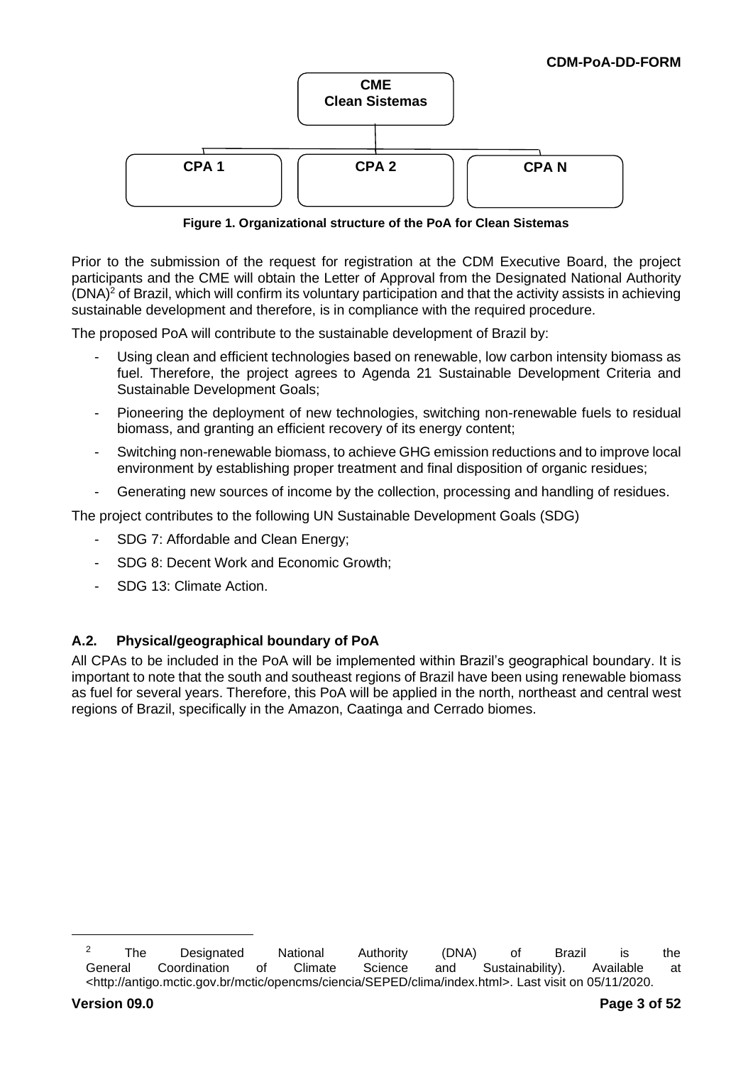**CME**
**Clean Sistemas**

**CPA 1** | **CPA 2** | **CPA N**

**Figure 1. Organizational structure of the PoA for Clean Sistemas**

Prior to the submission of the request for registration at the CDM Executive Board, the project participants and the CME will obtain the Letter of Approval from the Designated National Authority (DNA)[2] of Brazil, which will confirm its voluntary participation and that the activity assists in achieving sustainable development and therefore, is in compliance with the required procedure.

The proposed PoA will contribute to the sustainable development of Brazil by:

- Using clean and efficient technologies based on renewable, low carbon intensity biomass as fuel. Therefore, the project agrees to Agenda 21 Sustainable Development Criteria and Sustainable Development Goals;
- Pioneering the deployment of new technologies, switching non-renewable fuels to residual biomass, and granting an efficient recovery of its energy content;
- Switching non-renewable biomass, to achieve GHG emission reductions and to improve local environment by establishing proper treatment and final disposition of organic residues;
- Generating new sources of income by the collection, processing and handling of residues.

The project contributes to the following UN Sustainable Development Goals (SDG)

- SDG 7: Affordable and Clean Energy;
- SDG 8: Decent Work and Economic Growth;
- SDG 13: Climate Action.

### A.2. Physical/geographical boundary of PoA

All CPAs to be included in the PoA will be implemented within Brazil's geographical boundary. It is important to note that the south and southeast regions of Brazil have been using renewable biomass as fuel for several years. Therefore, this PoA will be applied in the north, northeast and central west regions of Brazil, specifically in the Amazon, Caatinga and Cerrado biomes.

---

[2] The Designated National Authority (DNA) of Brazil is the General Coordination of Climate Science and Sustainability). Available at <http://antigo.mctic.gov.br/mctic/opencms/ciencia/SEPED/clima/index.html>. Last visit on 05/11/2020.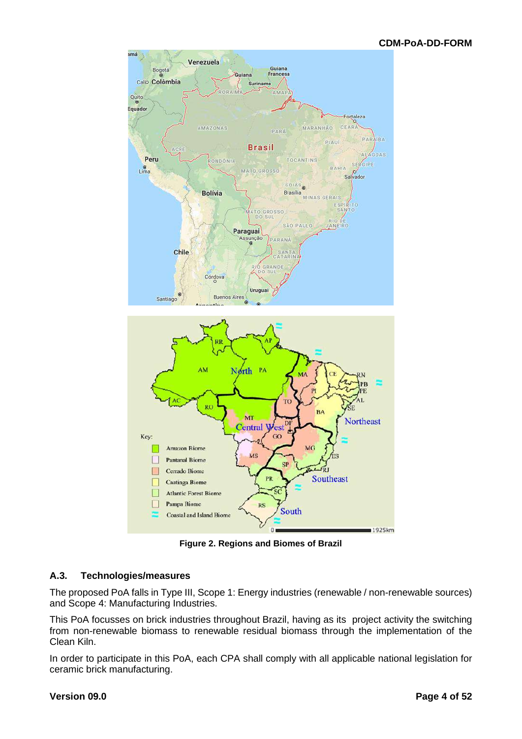**Figure 2. Regions and Biomes of Brazil**

### A.3. Technologies/measures

The proposed PoA falls in Type III, Scope 1: Energy industries (renewable / non-renewable sources) and Scope 4: Manufacturing Industries.

This PoA focusses on brick industries throughout Brazil, having as its project activity the switching from non-renewable biomass to renewable residual biomass through the implementation of the Clean Kiln.

In order to participate in this PoA, each CPA shall comply with all applicable national legislation for ceramic brick manufacturing.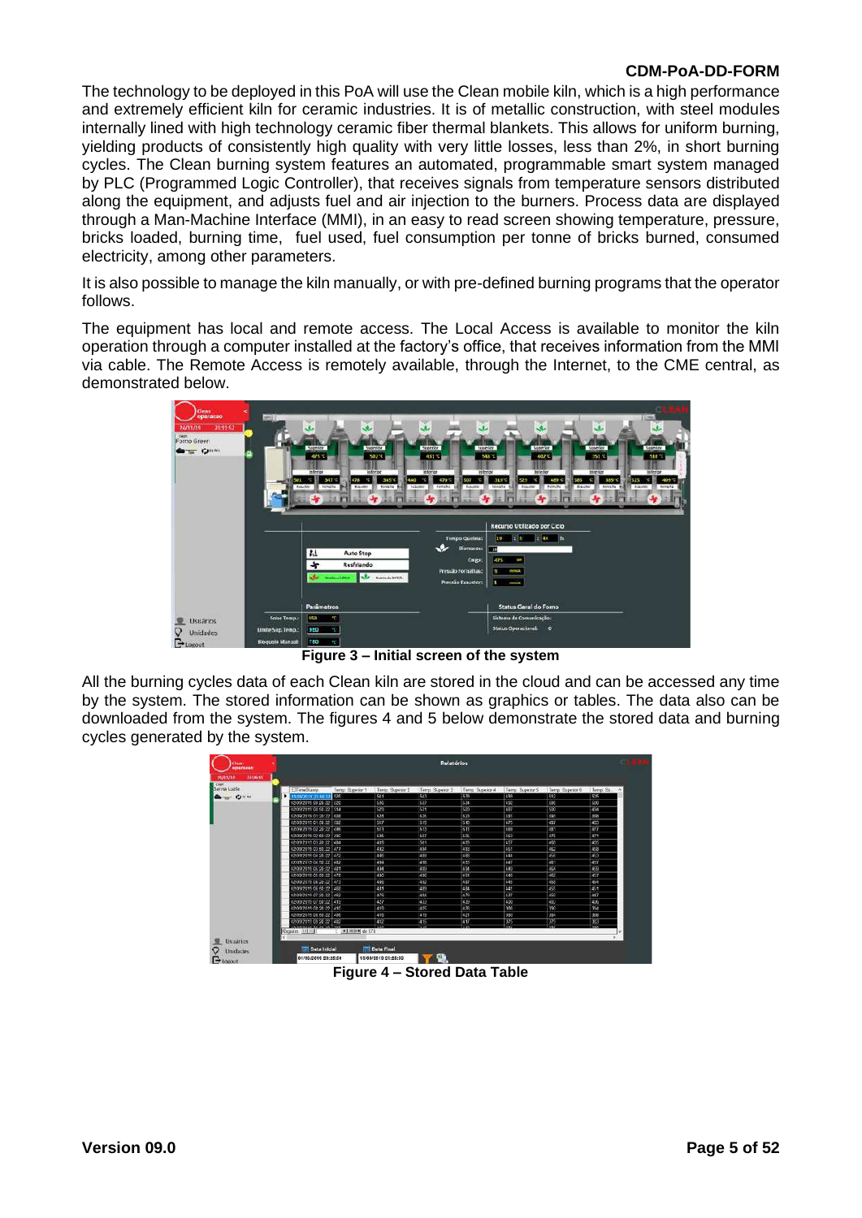The technology to be deployed in this PoA will use the Clean mobile kiln, which is a high performance and extremely efficient kiln for ceramic industries. It is of metallic construction, with steel modules internally lined with high technology ceramic fiber thermal blankets. This allows for uniform burning, yielding products of consistently high quality with very little losses, less than 2%, in short burning cycles. The Clean burning system features an automated, programmable smart system managed by PLC (Programmed Logic Controller), that receives signals from temperature sensors distributed along the equipment, and adjusts fuel and air injection to the burners. Process data are displayed through a Man-Machine Interface (MMI), in an easy to read screen showing temperature, pressure, bricks loaded, burning time, fuel used, fuel consumption per tonne of bricks burned, consumed electricity, among other parameters.

It is also possible to manage the kiln manually, or with pre-defined burning programs that the operator follows.

The equipment has local and remote access. The Local Access is available to monitor the kiln operation through a computer installed at the factory's office, that receives information from the MMI via cable. The Remote Access is remotely available, through the Internet, to the CME central, as demonstrated below.

**Figure 3 – Initial screen of the system**

All the burning cycles data of each Clean kiln are stored in the cloud and can be accessed any time by the system. The stored information can be shown as graphics or tables. The data also can be downloaded from the system. The figures 4 and 5 below demonstrate the stored data and burning cycles generated by the system.

**Figure 4 – Stored Data Table**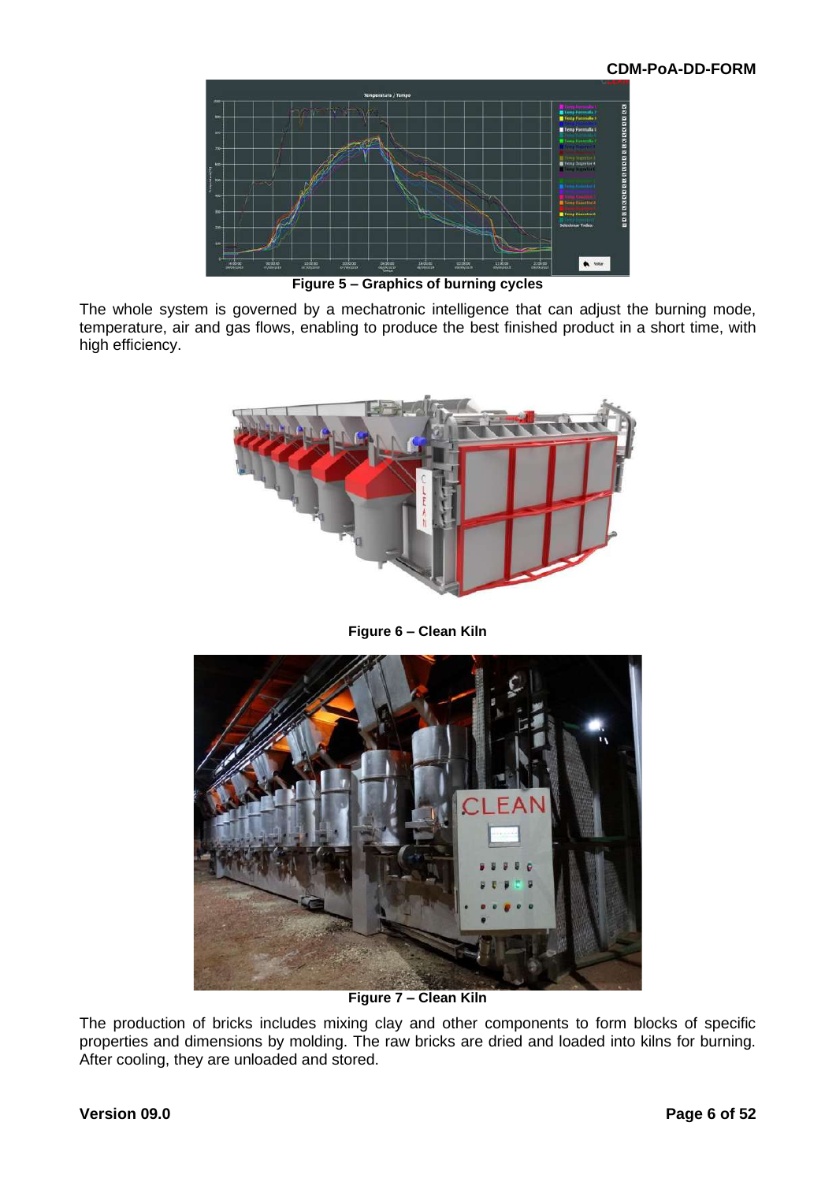Figure 5 – Graphics of burning cycles

The whole system is governed by a mechatronic intelligence that can adjust the burning mode, temperature, air and gas flows, enabling to produce the best finished product in a short time, with high efficiency.

Figure 6 – Clean Kiln

Figure 7 – Clean Kiln

The production of bricks includes mixing clay and other components to form blocks of specific properties and dimensions by molding. The raw bricks are dried and loaded into kilns for burning. After cooling, they are unloaded and stored.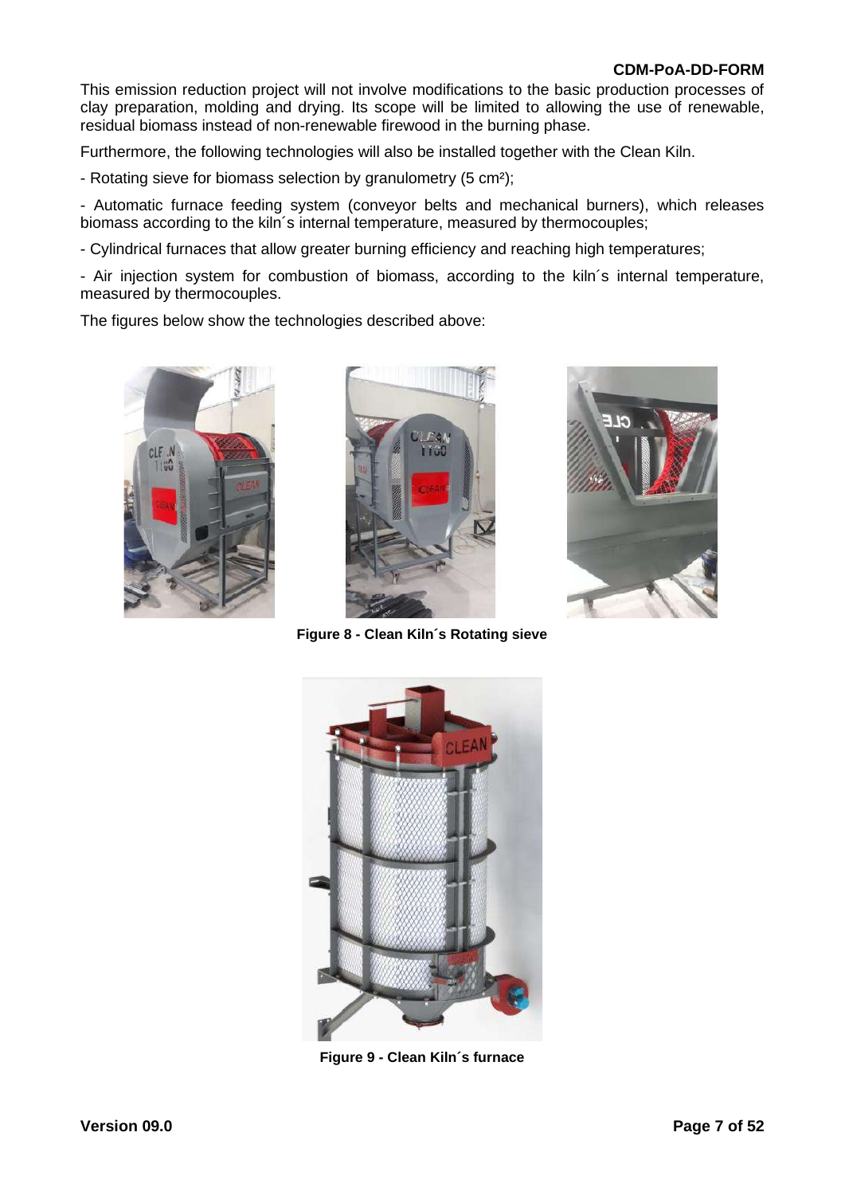This emission reduction project will not involve modifications to the basic production processes of clay preparation, molding and drying. Its scope will be limited to allowing the use of renewable, residual biomass instead of non-renewable firewood in the burning phase.

Furthermore, the following technologies will also be installed together with the Clean Kiln.

- Rotating sieve for biomass selection by granulometry (5 $cm^2$);

- Automatic furnace feeding system (conveyor belts and mechanical burners), which releases biomass according to the kiln´s internal temperature, measured by thermocouples;

- Cylindrical furnaces that allow greater burning efficiency and reaching high temperatures;

- Air injection system for combustion of biomass, according to the kiln´s internal temperature, measured by thermocouples.

The figures below show the technologies described above:

**Figure 8 - Clean Kiln´s Rotating sieve**

**Figure 9 - Clean Kiln´s furnace**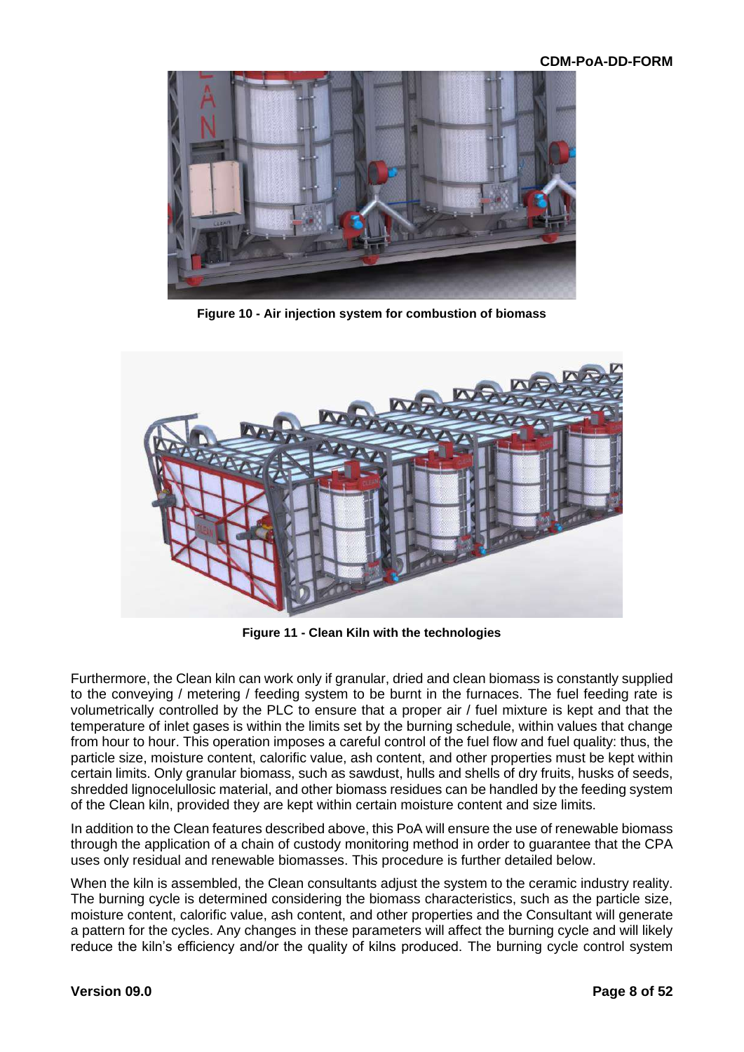Figure 10 - Air injection system for combustion of biomass

Figure 11 - Clean Kiln with the technologies

Furthermore, the Clean kiln can work only if granular, dried and clean biomass is constantly supplied to the conveying / metering / feeding system to be burnt in the furnaces. The fuel feeding rate is volumetrically controlled by the PLC to ensure that a proper air / fuel mixture is kept and that the temperature of inlet gases is within the limits set by the burning schedule, within values that change from hour to hour. This operation imposes a careful control of the fuel flow and fuel quality: thus, the particle size, moisture content, calorific value, ash content, and other properties must be kept within certain limits. Only granular biomass, such as sawdust, hulls and shells of dry fruits, husks of seeds, shredded lignocelullosic material, and other biomass residues can be handled by the feeding system of the Clean kiln, provided they are kept within certain moisture content and size limits.

In addition to the Clean features described above, this PoA will ensure the use of renewable biomass through the application of a chain of custody monitoring method in order to guarantee that the CPA uses only residual and renewable biomasses. This procedure is further detailed below.

When the kiln is assembled, the Clean consultants adjust the system to the ceramic industry reality. The burning cycle is determined considering the biomass characteristics, such as the particle size, moisture content, calorific value, ash content, and other properties and the Consultant will generate a pattern for the cycles. Any changes in these parameters will affect the burning cycle and will likely reduce the kiln's efficiency and/or the quality of kilns produced. The burning cycle control system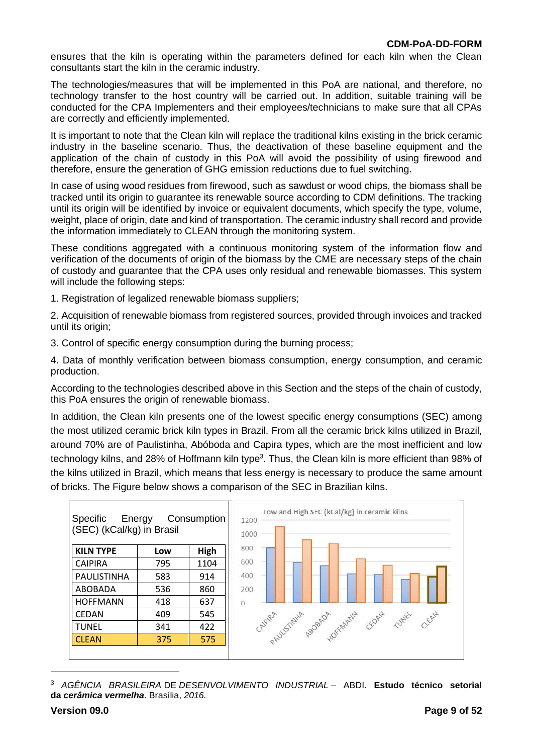ensures that the kiln is operating within the parameters defined for each kiln when the Clean consultants start the kiln in the ceramic industry.

The technologies/measures that will be implemented in this PoA are national, and therefore, no technology transfer to the host country will be carried out. In addition, suitable training will be conducted for the CPA Implementers and their employees/technicians to make sure that all CPAs are correctly and efficiently implemented.

It is important to note that the Clean kiln will replace the traditional kilns existing in the brick ceramic industry in the baseline scenario. Thus, the deactivation of these baseline equipment and the application of the chain of custody in this PoA will avoid the possibility of using firewood and therefore, ensure the generation of GHG emission reductions due to fuel switching.

In case of using wood residues from firewood, such as sawdust or wood chips, the biomass shall be tracked until its origin to guarantee its renewable source according to CDM definitions. The tracking until its origin will be identified by invoice or equivalent documents, which specify the type, volume, weight, place of origin, date and kind of transportation. The ceramic industry shall record and provide the information immediately to CLEAN through the monitoring system.

These conditions aggregated with a continuous monitoring system of the information flow and verification of the documents of origin of the biomass by the CME are necessary steps of the chain of custody and guarantee that the CPA uses only residual and renewable biomasses. This system will include the following steps:

1. Registration of legalized renewable biomass suppliers;

2. Acquisition of renewable biomass from registered sources, provided through invoices and tracked until its origin;

3. Control of specific energy consumption during the burning process;

4. Data of monthly verification between biomass consumption, energy consumption, and ceramic production.

According to the technologies described above in this Section and the steps of the chain of custody, this PoA ensures the origin of renewable biomass.

In addition, the Clean kiln presents one of the lowest specific energy consumptions (SEC) among the most utilized ceramic brick kiln types in Brazil. From all the ceramic brick kilns utilized in Brazil, around 70% are of Paulistinha, Abóboda and Capira types, which are the most inefficient and low technology kilns, and 28% of Hoffmann kiln type[3]. Thus, the Clean kiln is more efficient than 98% of the kilns utilized in Brazil, which means that less energy is necessary to produce the same amount of bricks. The Figure below shows a comparison of the SEC in Brazilian kilns.

Specific Energy Consumption (SEC) (kCal/kg) in Brasil

| KILN TYPE | Low | High |
|---|---|---|
| CAIPIRA | 795 | 1104 |
| PAULISTINHA | 583 | 914 |
| ABOBADA | 536 | 860 |
| HOFFMANN | 418 | 637 |
| CEDAN | 409 | 545 |
| TUNEL | 341 | 422 |
| CLEAN | 375 | 575 |

Low and High SEC (kCal/kg) in ceramic kilns

---

[3] *AGÊNCIA BRASILEIRA* DE *DESENVOLVIMENTO INDUSTRIAL* – ABDI. **Estudo técnico setorial da *cerâmica vermelha***. Brasília, *2016.*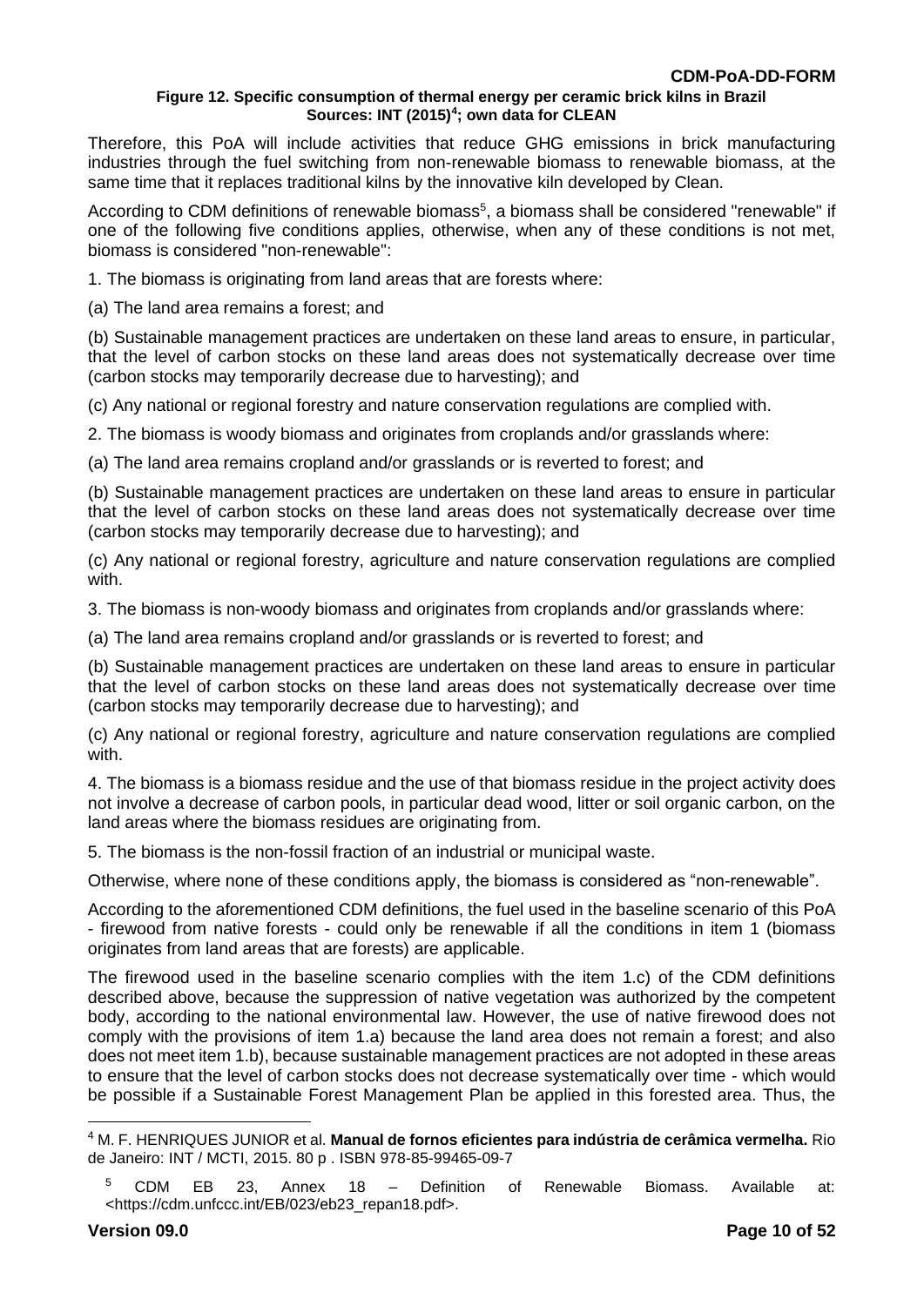**Figure 12. Specific consumption of thermal energy per ceramic brick kilns in Brazil**
**Sources: INT (2015)[4]; own data for CLEAN**

Therefore, this PoA will include activities that reduce GHG emissions in brick manufacturing industries through the fuel switching from non-renewable biomass to renewable biomass, at the same time that it replaces traditional kilns by the innovative kiln developed by Clean.

According to CDM definitions of renewable biomass[5], a biomass shall be considered "renewable" if one of the following five conditions applies, otherwise, when any of these conditions is not met, biomass is considered "non-renewable":

1. The biomass is originating from land areas that are forests where:

(a) The land area remains a forest; and

(b) Sustainable management practices are undertaken on these land areas to ensure, in particular, that the level of carbon stocks on these land areas does not systematically decrease over time (carbon stocks may temporarily decrease due to harvesting); and

(c) Any national or regional forestry and nature conservation regulations are complied with.

2. The biomass is woody biomass and originates from croplands and/or grasslands where:

(a) The land area remains cropland and/or grasslands or is reverted to forest; and

(b) Sustainable management practices are undertaken on these land areas to ensure in particular that the level of carbon stocks on these land areas does not systematically decrease over time (carbon stocks may temporarily decrease due to harvesting); and

(c) Any national or regional forestry, agriculture and nature conservation regulations are complied with.

3. The biomass is non-woody biomass and originates from croplands and/or grasslands where:

(a) The land area remains cropland and/or grasslands or is reverted to forest; and

(b) Sustainable management practices are undertaken on these land areas to ensure in particular that the level of carbon stocks on these land areas does not systematically decrease over time (carbon stocks may temporarily decrease due to harvesting); and

(c) Any national or regional forestry, agriculture and nature conservation regulations are complied with.

4. The biomass is a biomass residue and the use of that biomass residue in the project activity does not involve a decrease of carbon pools, in particular dead wood, litter or soil organic carbon, on the land areas where the biomass residues are originating from.

5. The biomass is the non-fossil fraction of an industrial or municipal waste.

Otherwise, where none of these conditions apply, the biomass is considered as "non-renewable".

According to the aforementioned CDM definitions, the fuel used in the baseline scenario of this PoA - firewood from native forests - could only be renewable if all the conditions in item 1 (biomass originates from land areas that are forests) are applicable.

The firewood used in the baseline scenario complies with the item 1.c) of the CDM definitions described above, because the suppression of native vegetation was authorized by the competent body, according to the national environmental law. However, the use of native firewood does not comply with the provisions of item 1.a) because the land area does not remain a forest; and also does not meet item 1.b), because sustainable management practices are not adopted in these areas to ensure that the level of carbon stocks does not decrease systematically over time - which would be possible if a Sustainable Forest Management Plan be applied in this forested area. Thus, the

---

[4] M. F. HENRIQUES JUNIOR et al. **Manual de fornos eficientes para indústria de cerâmica vermelha.** Rio de Janeiro: INT / MCTI, 2015. 80 p . ISBN 978-85-99465-09-7

[5] CDM EB 23, Annex 18 – Definition of Renewable Biomass. Available at: <https://cdm.unfccc.int/EB/023/eb23_repan18.pdf>.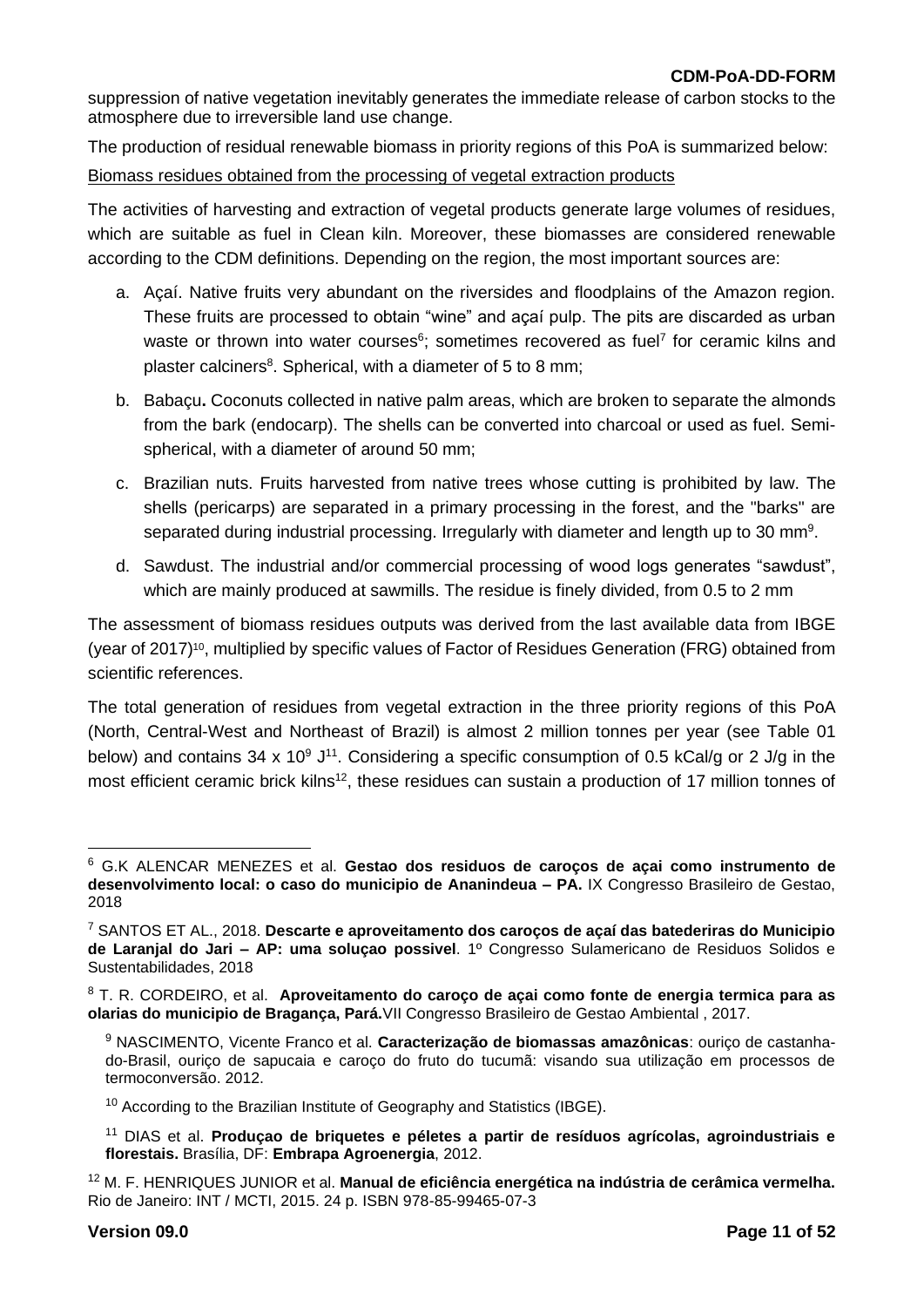suppression of native vegetation inevitably generates the immediate release of carbon stocks to the atmosphere due to irreversible land use change.

The production of residual renewable biomass in priority regions of this PoA is summarized below:

Biomass residues obtained from the processing of vegetal extraction products

The activities of harvesting and extraction of vegetal products generate large volumes of residues, which are suitable as fuel in Clean kiln. Moreover, these biomasses are considered renewable according to the CDM definitions. Depending on the region, the most important sources are:

a. Açaí. Native fruits very abundant on the riversides and floodplains of the Amazon region. These fruits are processed to obtain "wine" and açaí pulp. The pits are discarded as urban waste or thrown into water courses[6]; sometimes recovered as fuel[7] for ceramic kilns and plaster calciners[8]. Spherical, with a diameter of 5 to 8 mm;

b. Babaçu**.** Coconuts collected in native palm areas, which are broken to separate the almonds from the bark (endocarp). The shells can be converted into charcoal or used as fuel. Semi-spherical, with a diameter of around 50 mm;

c. Brazilian nuts. Fruits harvested from native trees whose cutting is prohibited by law. The shells (pericarps) are separated in a primary processing in the forest, and the "barks" are separated during industrial processing. Irregularly with diameter and length up to 30 mm[9].

d. Sawdust. The industrial and/or commercial processing of wood logs generates "sawdust", which are mainly produced at sawmills. The residue is finely divided, from 0.5 to 2 mm

The assessment of biomass residues outputs was derived from the last available data from IBGE (year of 2017)[10], multiplied by specific values of Factor of Residues Generation (FRG) obtained from scientific references.

The total generation of residues from vegetal extraction in the three priority regions of this PoA (North, Central-West and Northeast of Brazil) is almost 2 million tonnes per year (see Table 01 below) and contains $34 \times 10^9$ J[11]. Considering a specific consumption of 0.5 kCal/g or 2 J/g in the most efficient ceramic brick kilns[12], these residues can sustain a production of 17 million tonnes of

---

[6] G.K ALENCAR MENEZES et al. **Gestao dos residuos de caroços de açai como instrumento de desenvolvimento local: o caso do municipio de Ananindeua – PA.** IX Congresso Brasileiro de Gestao, 2018

[7] SANTOS ET AL., 2018. **Descarte e aproveitamento dos caroços de açaí das batederiras do Municipio de Laranjal do Jari – AP: uma soluçao possivel**. 1º Congresso Sulamericano de Residuos Solidos e Sustentabilidades, 2018

[8] T. R. CORDEIRO, et al. **Aproveitamento do caroço de açai como fonte de energia termica para as olarias do municipio de Bragança, Pará.** VII Congresso Brasileiro de Gestao Ambiental , 2017.

[9] NASCIMENTO, Vicente Franco et al. **Caracterização de biomassas amazônicas**: ouriço de castanha-do-Brasil, ouriço de sapucaia e caroço do fruto do tucumã: visando sua utilização em processos de termoconversão. 2012.

[10] According to the Brazilian Institute of Geography and Statistics (IBGE).

[11] DIAS et al. **Produçao de briquetes e péletes a partir de resíduos agrícolas, agroindustriais e florestais.** Brasília, DF: **Embrapa Agroenergia**, 2012.

[12] M. F. HENRIQUES JUNIOR et al. **Manual de eficiência energética na indústria de cerâmica vermelha.** Rio de Janeiro: INT / MCTI, 2015. 24 p. ISBN 978-85-99465-07-3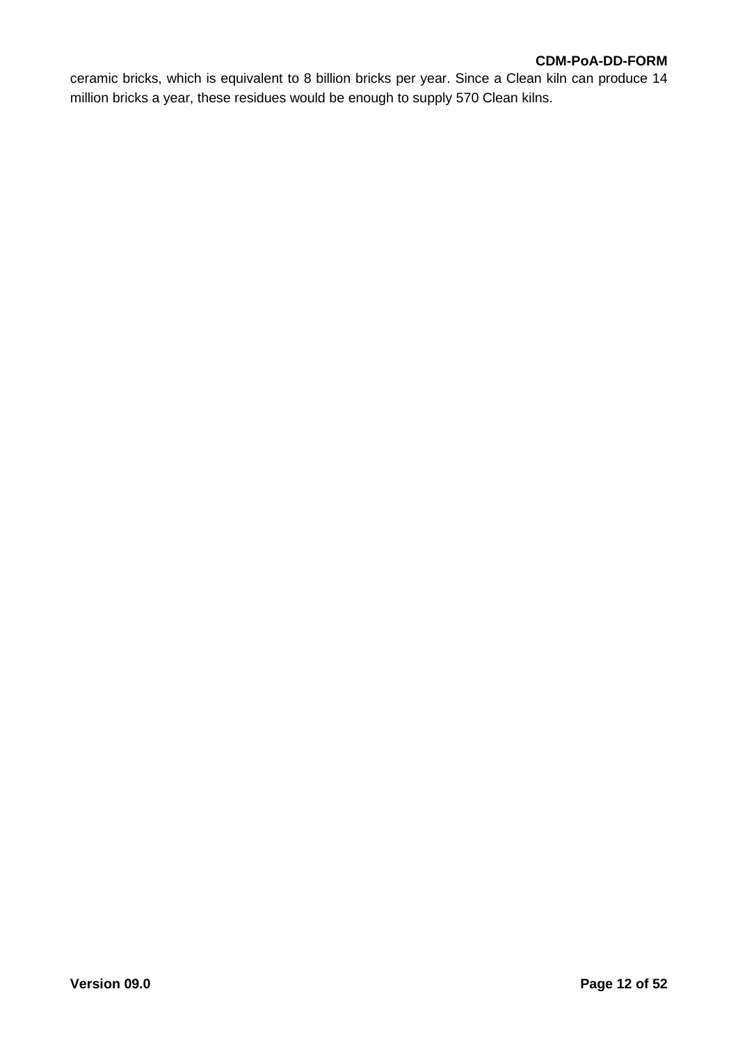ceramic bricks, which is equivalent to 8 billion bricks per year. Since a Clean kiln can produce 14 million bricks a year, these residues would be enough to supply 570 Clean kilns.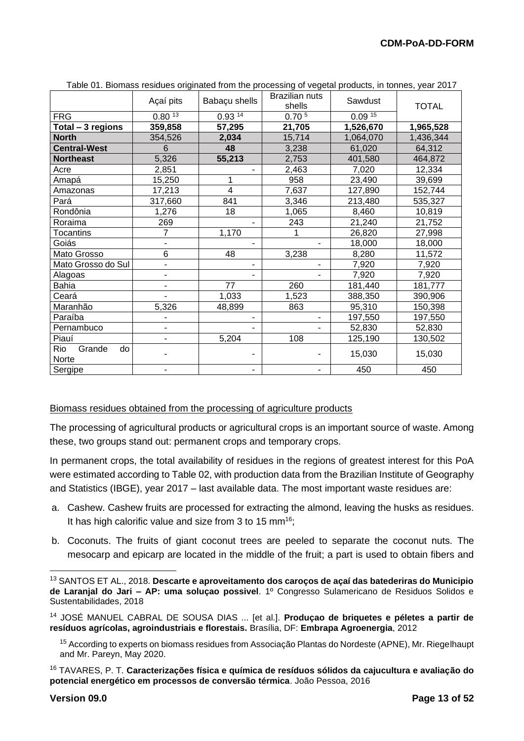Table 01. Biomass residues originated from the processing of vegetal products, in tonnes, year 2017

| | Açaí pits | Babaçu shells | Brazilian nuts shells | Sawdust | TOTAL |
|---|---|---|---|---|---|
| FRG | 0.80 [13] | 0.93 [14] | 0.70 [5] | 0.09 [15] | |
| **Total – 3 regions** | **359,858** | **57,295** | **21,705** | **1,526,670** | **1,965,528** |
| **North** | 354,526 | **2,034** | 15,714 | 1,064,070 | 1,436,344 |
| **Central-West** | 6 | **48** | 3,238 | 61,020 | 64,312 |
| **Northeast** | 5,326 | **55,213** | 2,753 | 401,580 | 464,872 |
| Acre | 2,851 | - | 2,463 | 7,020 | 12,334 |
| Amapá | 15,250 | 1 | 958 | 23,490 | 39,699 |
| Amazonas | 17,213 | 4 | 7,637 | 127,890 | 152,744 |
| Pará | 317,660 | 841 | 3,346 | 213,480 | 535,327 |
| Rondônia | 1,276 | 18 | 1,065 | 8,460 | 10,819 |
| Roraima | 269 | - | 243 | 21,240 | 21,752 |
| Tocantins | 7 | 1,170 | 1 | 26,820 | 27,998 |
| Goiás | - | - | - | 18,000 | 18,000 |
| Mato Grosso | 6 | 48 | 3,238 | 8,280 | 11,572 |
| Mato Grosso do Sul | - | - | - | 7,920 | 7,920 |
| Alagoas | - | - | - | 7,920 | 7,920 |
| Bahia | - | 77 | 260 | 181,440 | 181,777 |
| Ceará | - | 1,033 | 1,523 | 388,350 | 390,906 |
| Maranhão | 5,326 | 48,899 | 863 | 95,310 | 150,398 |
| Paraíba | - | - | - | 197,550 | 197,550 |
| Pernambuco | - | - | - | 52,830 | 52,830 |
| Piauí | - | 5,204 | 108 | 125,190 | 130,502 |
| Rio Grande do Norte | - | - | - | 15,030 | 15,030 |
| Sergipe | - | - | - | 450 | 450 |

Biomass residues obtained from the processing of agriculture products

The processing of agricultural products or agricultural crops is an important source of waste. Among these, two groups stand out: permanent crops and temporary crops.

In permanent crops, the total availability of residues in the regions of greatest interest for this PoA were estimated according to Table 02, with production data from the Brazilian Institute of Geography and Statistics (IBGE), year 2017 – last available data. The most important waste residues are:

a. Cashew. Cashew fruits are processed for extracting the almond, leaving the husks as residues. It has high calorific value and size from 3 to 15 mm[16];

b. Coconuts. The fruits of giant coconut trees are peeled to separate the coconut nuts. The mesocarp and epicarp are located in the middle of the fruit; a part is used to obtain fibers and

---

[13] SANTOS ET AL., 2018. **Descarte e aproveitamento dos caroços de açaí das batedeiras do Municipio de Laranjal do Jari – AP: uma soluçao possivel**. 1º Congresso Sulamericano de Residuos Solidos e Sustentabilidades, 2018

[14] JOSÉ MANUEL CABRAL DE SOUSA DIAS ... [et al.]. **Produçao de briquetes e péletes a partir de resíduos agrícolas, agroindustriais e florestais.** Brasília, DF: **Embrapa Agroenergia**, 2012

[15] According to experts on biomass residues from Associação Plantas do Nordeste (APNE), Mr. Riegelhaupt and Mr. Pareyn, May 2020.

[16] TAVARES, P. T. **Caracterizações física e química de resíduos sólidos da cajucultura e avaliação do potencial energético em processos de conversão térmica**. João Pessoa, 2016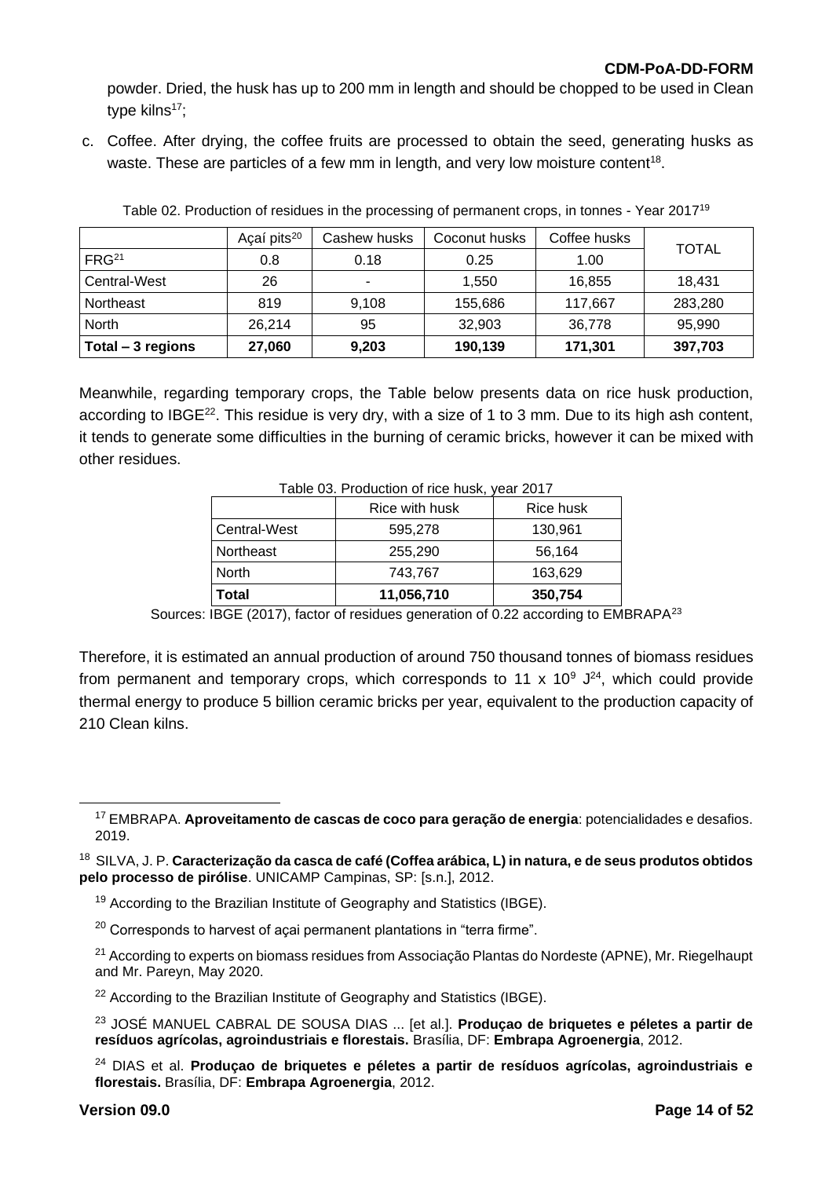powder. Dried, the husk has up to 200 mm in length and should be chopped to be used in Clean type kilns[17];

c. Coffee. After drying, the coffee fruits are processed to obtain the seed, generating husks as waste. These are particles of a few mm in length, and very low moisture content[18].

Table 02. Production of residues in the processing of permanent crops, in tonnes - Year 2017[19]

| | Açaí pits[20] | Cashew husks | Coconut husks | Coffee husks | TOTAL |
|---|---|---|---|---|---|
| FRG[21] | 0.8 | 0.18 | 0.25 | 1.00 | |
| Central-West | 26 | - | 1,550 | 16,855 | 18,431 |
| Northeast | 819 | 9,108 | 155,686 | 117,667 | 283,280 |
| North | 26,214 | 95 | 32,903 | 36,778 | 95,990 |
| **Total – 3 regions** | **27,060** | **9,203** | **190,139** | **171,301** | **397,703** |

Meanwhile, regarding temporary crops, the Table below presents data on rice husk production, according to IBGE[22]. This residue is very dry, with a size of 1 to 3 mm. Due to its high ash content, it tends to generate some difficulties in the burning of ceramic bricks, however it can be mixed with other residues.

Table 03. Production of rice husk, year 2017

| | Rice with husk | Rice husk |
|---|---|---|
| Central-West | 595,278 | 130,961 |
| Northeast | 255,290 | 56,164 |
| North | 743,767 | 163,629 |
| **Total** | **11,056,710** | **350,754** |

Sources: IBGE (2017), factor of residues generation of 0.22 according to EMBRAPA[23]

Therefore, it is estimated an annual production of around 750 thousand tonnes of biomass residues from permanent and temporary crops, which corresponds to 11 x $10^9$ J[24], which could provide thermal energy to produce 5 billion ceramic bricks per year, equivalent to the production capacity of 210 Clean kilns.

---

[17] EMBRAPA. **Aproveitamento de cascas de coco para geração de energia**: potencialidades e desafios. 2019.

[18] SILVA, J. P. **Caracterização da casca de café (Coffea arábica, L) in natura, e de seus produtos obtidos pelo processo de pirólise**. UNICAMP Campinas, SP: [s.n.], 2012.

[19] According to the Brazilian Institute of Geography and Statistics (IBGE).

[20] Corresponds to harvest of açai permanent plantations in "terra firme".

[21] According to experts on biomass residues from Associação Plantas do Nordeste (APNE), Mr. Riegelhaupt and Mr. Pareyn, May 2020.

[22] According to the Brazilian Institute of Geography and Statistics (IBGE).

[23] JOSÉ MANUEL CABRAL DE SOUSA DIAS ... [et al.]. **Produçao de briquetes e péletes a partir de resíduos agrícolas, agroindustriais e florestais.** Brasília, DF: **Embrapa Agroenergia**, 2012.

[24] DIAS et al. **Produçao de briquetes e péletes a partir de resíduos agrícolas, agroindustriais e florestais.** Brasília, DF: **Embrapa Agroenergia**, 2012.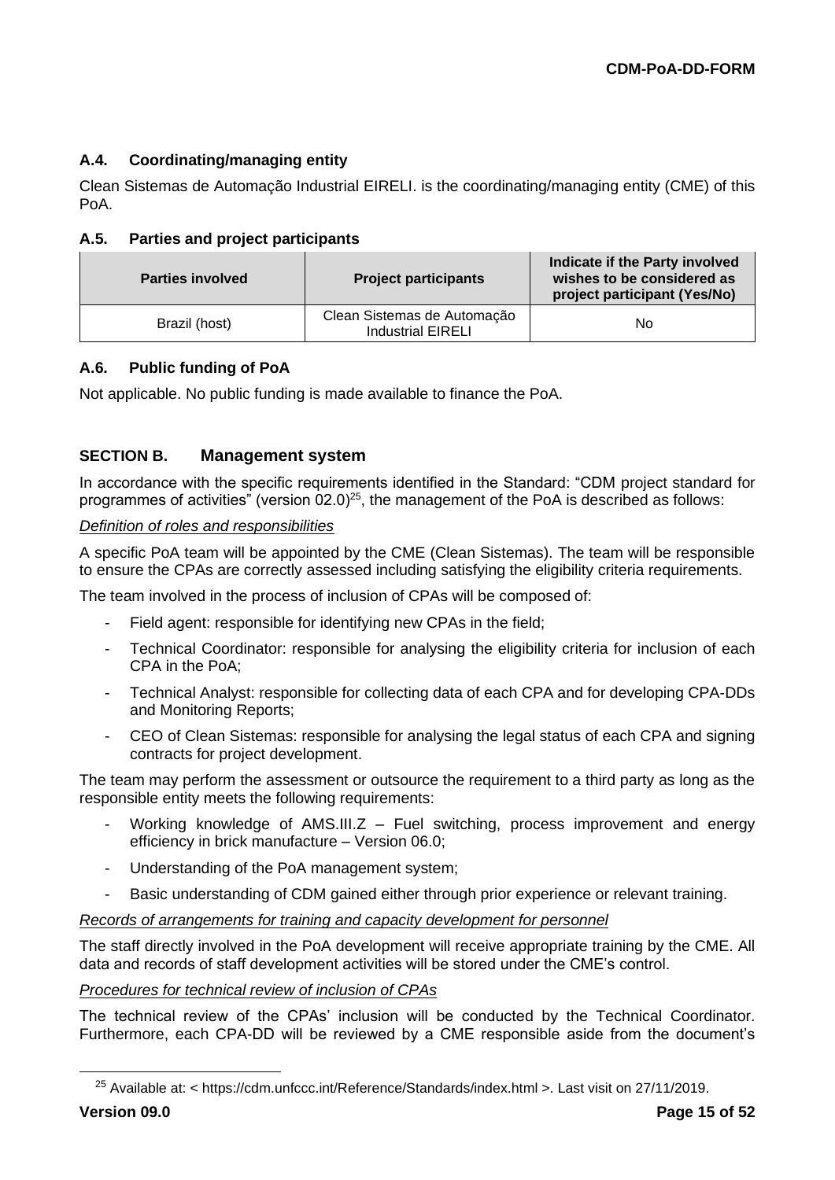### A.4. Coordinating/managing entity

Clean Sistemas de Automação Industrial EIRELI. is the coordinating/managing entity (CME) of this PoA.

### A.5. Parties and project participants

| Parties involved | Project participants | Indicate if the Party involved wishes to be considered as project participant (Yes/No) |
|---|---|---|
| Brazil (host) | Clean Sistemas de Automação Industrial EIRELI | No |

### A.6. Public funding of PoA

Not applicable. No public funding is made available to finance the PoA.

## SECTION B. Management system

In accordance with the specific requirements identified in the Standard: "CDM project standard for programmes of activities" (version 02.0)[25], the management of the PoA is described as follows:

*Definition of roles and responsibilities*

A specific PoA team will be appointed by the CME (Clean Sistemas). The team will be responsible to ensure the CPAs are correctly assessed including satisfying the eligibility criteria requirements.

The team involved in the process of inclusion of CPAs will be composed of:

- Field agent: responsible for identifying new CPAs in the field;
- Technical Coordinator: responsible for analysing the eligibility criteria for inclusion of each CPA in the PoA;
- Technical Analyst: responsible for collecting data of each CPA and for developing CPA-DDs and Monitoring Reports;
- CEO of Clean Sistemas: responsible for analysing the legal status of each CPA and signing contracts for project development.

The team may perform the assessment or outsource the requirement to a third party as long as the responsible entity meets the following requirements:

- Working knowledge of AMS.III.Z – Fuel switching, process improvement and energy efficiency in brick manufacture – Version 06.0;
- Understanding of the PoA management system;
- Basic understanding of CDM gained either through prior experience or relevant training.

*Records of arrangements for training and capacity development for personnel*

The staff directly involved in the PoA development will receive appropriate training by the CME. All data and records of staff development activities will be stored under the CME's control.

*Procedures for technical review of inclusion of CPAs*

The technical review of the CPAs' inclusion will be conducted by the Technical Coordinator. Furthermore, each CPA-DD will be reviewed by a CME responsible aside from the document's

[25] Available at: < https://cdm.unfccc.int/Reference/Standards/index.html >. Last visit on 27/11/2019.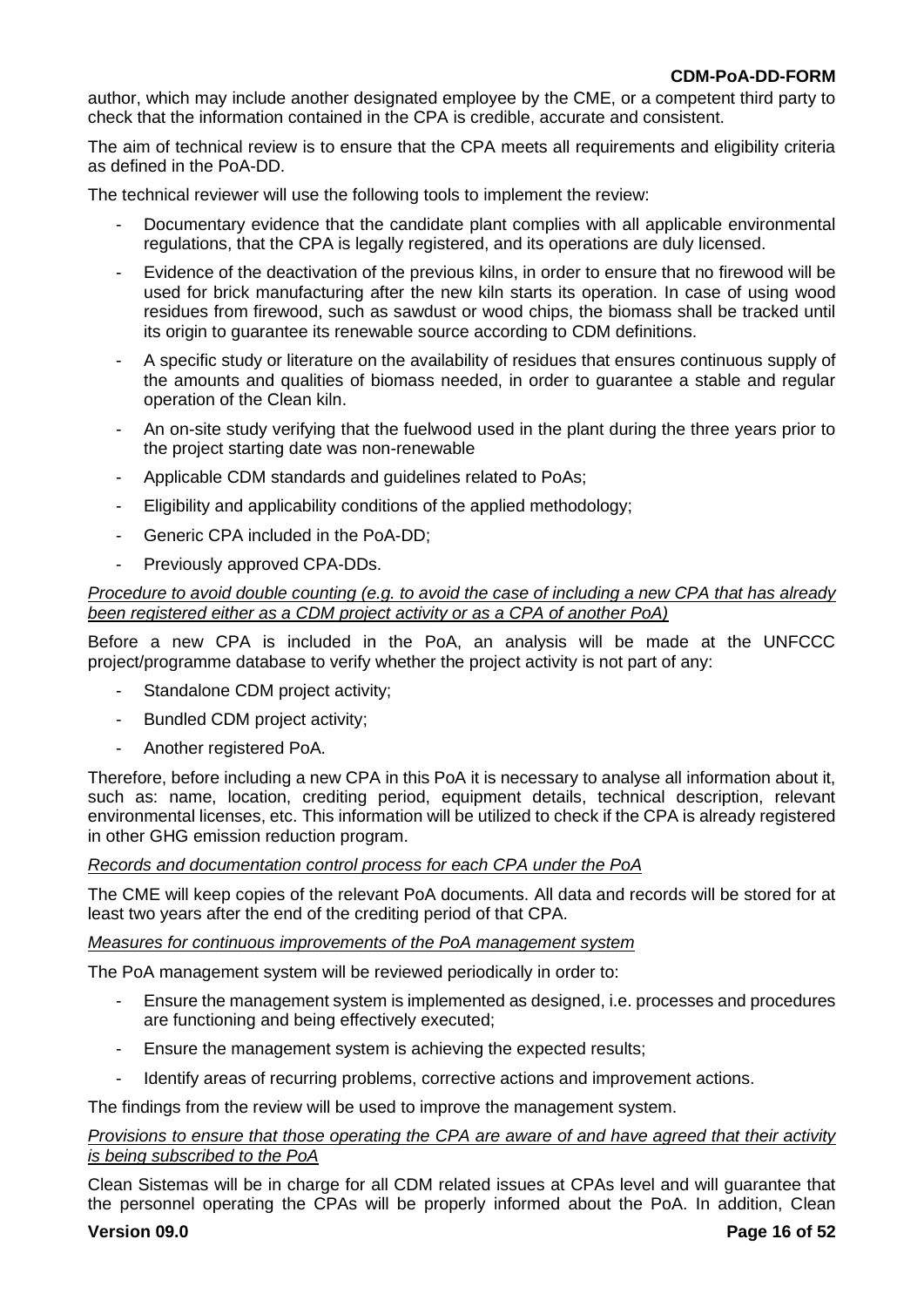author, which may include another designated employee by the CME, or a competent third party to check that the information contained in the CPA is credible, accurate and consistent.

The aim of technical review is to ensure that the CPA meets all requirements and eligibility criteria as defined in the PoA-DD.

The technical reviewer will use the following tools to implement the review:

- Documentary evidence that the candidate plant complies with all applicable environmental regulations, that the CPA is legally registered, and its operations are duly licensed.
- Evidence of the deactivation of the previous kilns, in order to ensure that no firewood will be used for brick manufacturing after the new kiln starts its operation. In case of using wood residues from firewood, such as sawdust or wood chips, the biomass shall be tracked until its origin to guarantee its renewable source according to CDM definitions.
- A specific study or literature on the availability of residues that ensures continuous supply of the amounts and qualities of biomass needed, in order to guarantee a stable and regular operation of the Clean kiln.
- An on-site study verifying that the fuelwood used in the plant during the three years prior to the project starting date was non-renewable
- Applicable CDM standards and guidelines related to PoAs;
- Eligibility and applicability conditions of the applied methodology;
- Generic CPA included in the PoA-DD;
- Previously approved CPA-DDs.

*Procedure to avoid double counting (e.g. to avoid the case of including a new CPA that has already been registered either as a CDM project activity or as a CPA of another PoA)*

Before a new CPA is included in the PoA, an analysis will be made at the UNFCCC project/programme database to verify whether the project activity is not part of any:

- Standalone CDM project activity;
- Bundled CDM project activity;
- Another registered PoA.

Therefore, before including a new CPA in this PoA it is necessary to analyse all information about it, such as: name, location, crediting period, equipment details, technical description, relevant environmental licenses, etc. This information will be utilized to check if the CPA is already registered in other GHG emission reduction program.

*Records and documentation control process for each CPA under the PoA*

The CME will keep copies of the relevant PoA documents. All data and records will be stored for at least two years after the end of the crediting period of that CPA.

*Measures for continuous improvements of the PoA management system*

The PoA management system will be reviewed periodically in order to:

- Ensure the management system is implemented as designed, i.e. processes and procedures are functioning and being effectively executed;
- Ensure the management system is achieving the expected results;
- Identify areas of recurring problems, corrective actions and improvement actions.

The findings from the review will be used to improve the management system.

*Provisions to ensure that those operating the CPA are aware of and have agreed that their activity is being subscribed to the PoA*

Clean Sistemas will be in charge for all CDM related issues at CPAs level and will guarantee that the personnel operating the CPAs will be properly informed about the PoA. In addition, Clean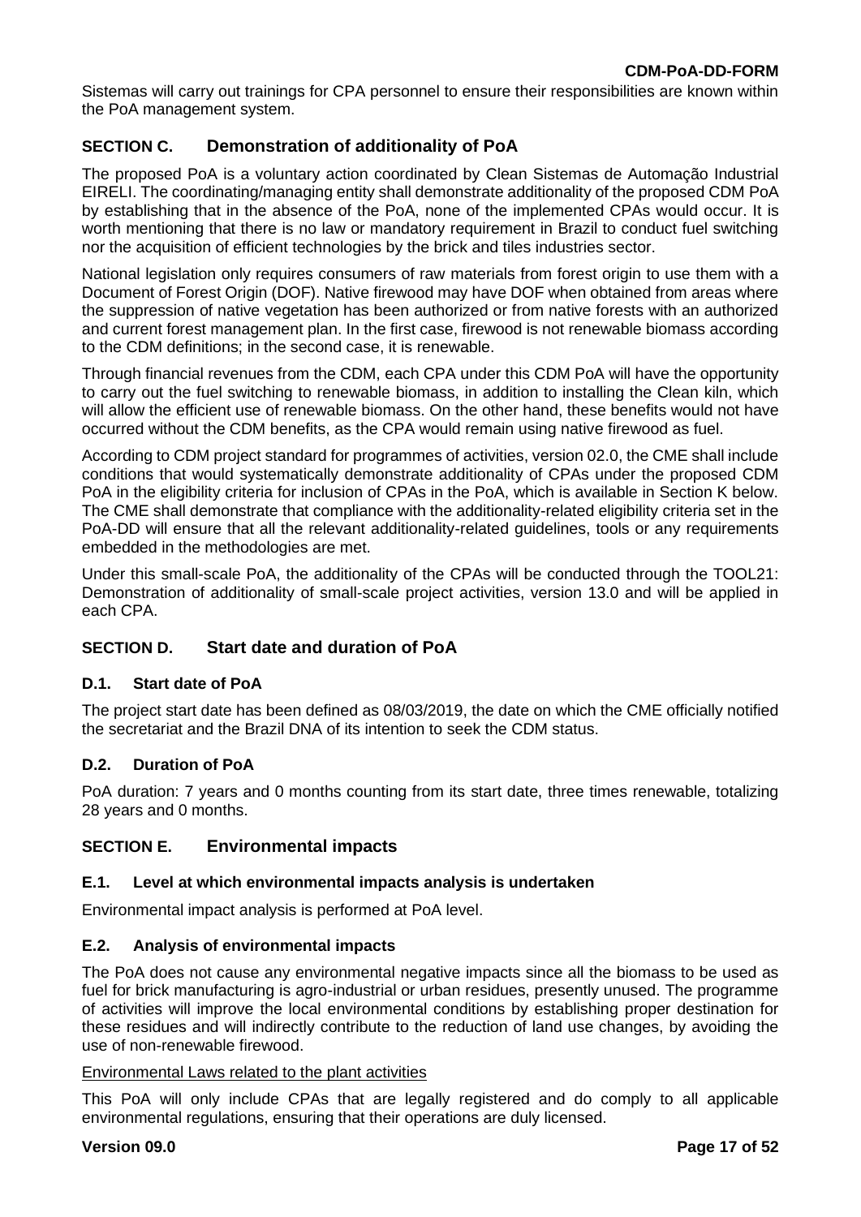Sistemas will carry out trainings for CPA personnel to ensure their responsibilities are known within the PoA management system.

## SECTION C. Demonstration of additionality of PoA

The proposed PoA is a voluntary action coordinated by Clean Sistemas de Automação Industrial EIRELI. The coordinating/managing entity shall demonstrate additionality of the proposed CDM PoA by establishing that in the absence of the PoA, none of the implemented CPAs would occur. It is worth mentioning that there is no law or mandatory requirement in Brazil to conduct fuel switching nor the acquisition of efficient technologies by the brick and tiles industries sector.

National legislation only requires consumers of raw materials from forest origin to use them with a Document of Forest Origin (DOF). Native firewood may have DOF when obtained from areas where the suppression of native vegetation has been authorized or from native forests with an authorized and current forest management plan. In the first case, firewood is not renewable biomass according to the CDM definitions; in the second case, it is renewable.

Through financial revenues from the CDM, each CPA under this CDM PoA will have the opportunity to carry out the fuel switching to renewable biomass, in addition to installing the Clean kiln, which will allow the efficient use of renewable biomass. On the other hand, these benefits would not have occurred without the CDM benefits, as the CPA would remain using native firewood as fuel.

According to CDM project standard for programmes of activities, version 02.0, the CME shall include conditions that would systematically demonstrate additionality of CPAs under the proposed CDM PoA in the eligibility criteria for inclusion of CPAs in the PoA, which is available in Section K below. The CME shall demonstrate that compliance with the additionality-related eligibility criteria set in the PoA-DD will ensure that all the relevant additionality-related guidelines, tools or any requirements embedded in the methodologies are met.

Under this small-scale PoA, the additionality of the CPAs will be conducted through the TOOL21: Demonstration of additionality of small-scale project activities, version 13.0 and will be applied in each CPA.

## SECTION D. Start date and duration of PoA

### D.1. Start date of PoA

The project start date has been defined as 08/03/2019, the date on which the CME officially notified the secretariat and the Brazil DNA of its intention to seek the CDM status.

### D.2. Duration of PoA

PoA duration: 7 years and 0 months counting from its start date, three times renewable, totalizing 28 years and 0 months.

## SECTION E. Environmental impacts

### E.1. Level at which environmental impacts analysis is undertaken

Environmental impact analysis is performed at PoA level.

### E.2. Analysis of environmental impacts

The PoA does not cause any environmental negative impacts since all the biomass to be used as fuel for brick manufacturing is agro-industrial or urban residues, presently unused. The programme of activities will improve the local environmental conditions by establishing proper destination for these residues and will indirectly contribute to the reduction of land use changes, by avoiding the use of non-renewable firewood.

Environmental Laws related to the plant activities

This PoA will only include CPAs that are legally registered and do comply to all applicable environmental regulations, ensuring that their operations are duly licensed.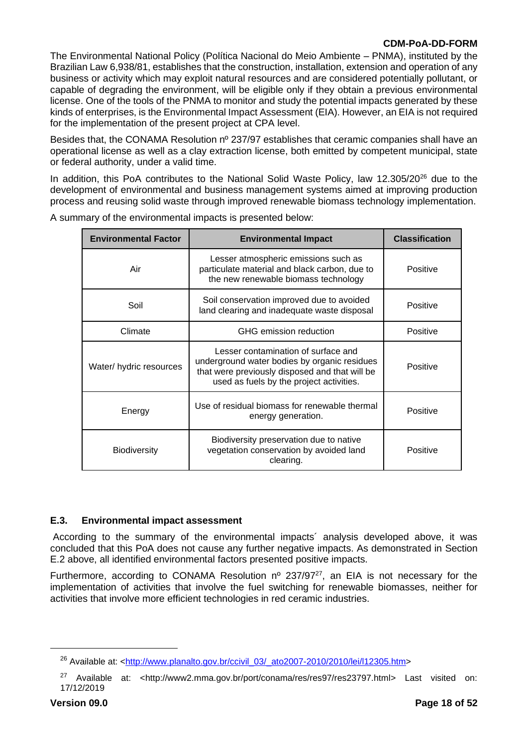The Environmental National Policy (Política Nacional do Meio Ambiente – PNMA), instituted by the Brazilian Law 6,938/81, establishes that the construction, installation, extension and operation of any business or activity which may exploit natural resources and are considered potentially pollutant, or capable of degrading the environment, will be eligible only if they obtain a previous environmental license. One of the tools of the PNMA to monitor and study the potential impacts generated by these kinds of enterprises, is the Environmental Impact Assessment (EIA). However, an EIA is not required for the implementation of the present project at CPA level.

Besides that, the CONAMA Resolution nº 237/97 establishes that ceramic companies shall have an operational license as well as a clay extraction license, both emitted by competent municipal, state or federal authority, under a valid time.

In addition, this PoA contributes to the National Solid Waste Policy, law 12.305/20[26] due to the development of environmental and business management systems aimed at improving production process and reusing solid waste through improved renewable biomass technology implementation.

A summary of the environmental impacts is presented below:

| Environmental Factor | Environmental Impact | Classification |
|---|---|---|
| Air | Lesser atmospheric emissions such as particulate material and black carbon, due to the new renewable biomass technology | Positive |
| Soil | Soil conservation improved due to avoided land clearing and inadequate waste disposal | Positive |
| Climate | GHG emission reduction | Positive |
| Water/ hydric resources | Lesser contamination of surface and underground water bodies by organic residues that were previously disposed and that will be used as fuels by the project activities. | Positive |
| Energy | Use of residual biomass for renewable thermal energy generation. | Positive |
| Biodiversity | Biodiversity preservation due to native vegetation conservation by avoided land clearing. | Positive |

### E.3. Environmental impact assessment

According to the summary of the environmental impacts´ analysis developed above, it was concluded that this PoA does not cause any further negative impacts. As demonstrated in Section E.2 above, all identified environmental factors presented positive impacts.

Furthermore, according to CONAMA Resolution nº 237/97[27], an EIA is not necessary for the implementation of activities that involve the fuel switching for renewable biomasses, neither for activities that involve more efficient technologies in red ceramic industries.

---

[26] Available at: <http://www.planalto.gov.br/ccivil_03/_ato2007-2010/2010/lei/l12305.htm>

[27] Available at: <http://www2.mma.gov.br/port/conama/res/res97/res23797.html> Last visited on: 17/12/2019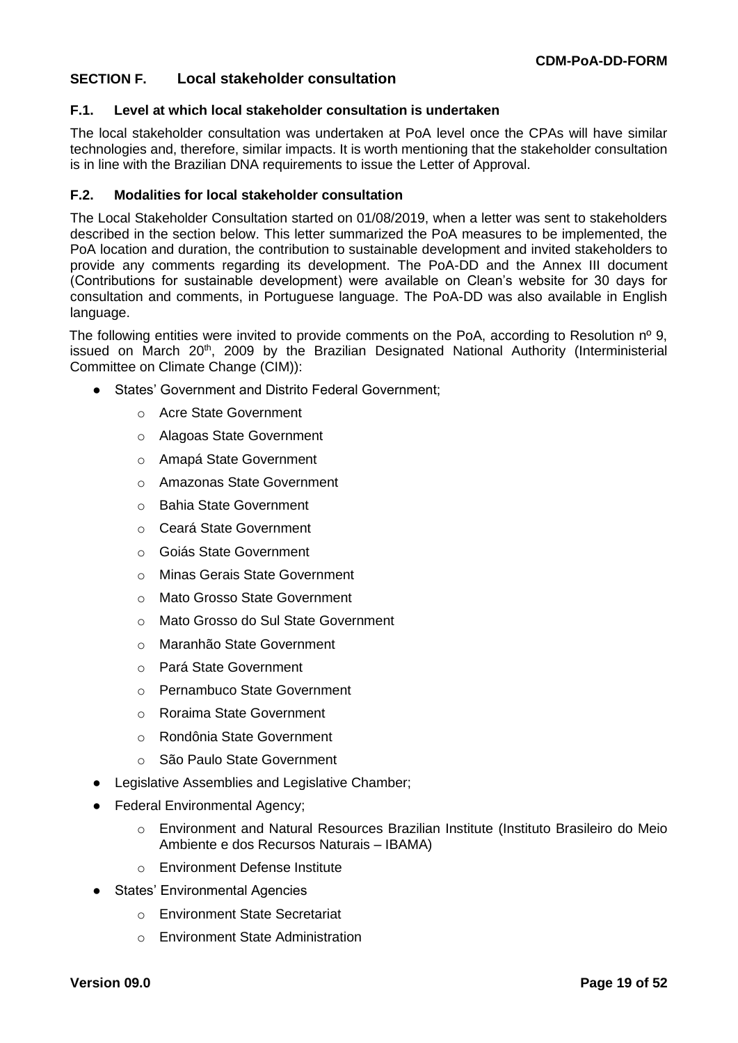## SECTION F. Local stakeholder consultation

### F.1. Level at which local stakeholder consultation is undertaken

The local stakeholder consultation was undertaken at PoA level once the CPAs will have similar technologies and, therefore, similar impacts. It is worth mentioning that the stakeholder consultation is in line with the Brazilian DNA requirements to issue the Letter of Approval.

### F.2. Modalities for local stakeholder consultation

The Local Stakeholder Consultation started on 01/08/2019, when a letter was sent to stakeholders described in the section below. This letter summarized the PoA measures to be implemented, the PoA location and duration, the contribution to sustainable development and invited stakeholders to provide any comments regarding its development. The PoA-DD and the Annex III document (Contributions for sustainable development) were available on Clean's website for 30 days for consultation and comments, in Portuguese language. The PoA-DD was also available in English language.

The following entities were invited to provide comments on the PoA, according to Resolution nº 9, issued on March 20th, 2009 by the Brazilian Designated National Authority (Interministerial Committee on Climate Change (CIM)):

- States' Government and Distrito Federal Government;
  - Acre State Government
  - Alagoas State Government
  - Amapá State Government
  - Amazonas State Government
  - Bahia State Government
  - Ceará State Government
  - Goiás State Government
  - Minas Gerais State Government
  - Mato Grosso State Government
  - Mato Grosso do Sul State Government
  - Maranhão State Government
  - Pará State Government
  - Pernambuco State Government
  - Roraima State Government
  - Rondônia State Government
  - São Paulo State Government
- Legislative Assemblies and Legislative Chamber;
- Federal Environmental Agency;
  - Environment and Natural Resources Brazilian Institute (Instituto Brasileiro do Meio Ambiente e dos Recursos Naturais – IBAMA)
  - Environment Defense Institute
- States' Environmental Agencies
  - Environment State Secretariat
  - Environment State Administration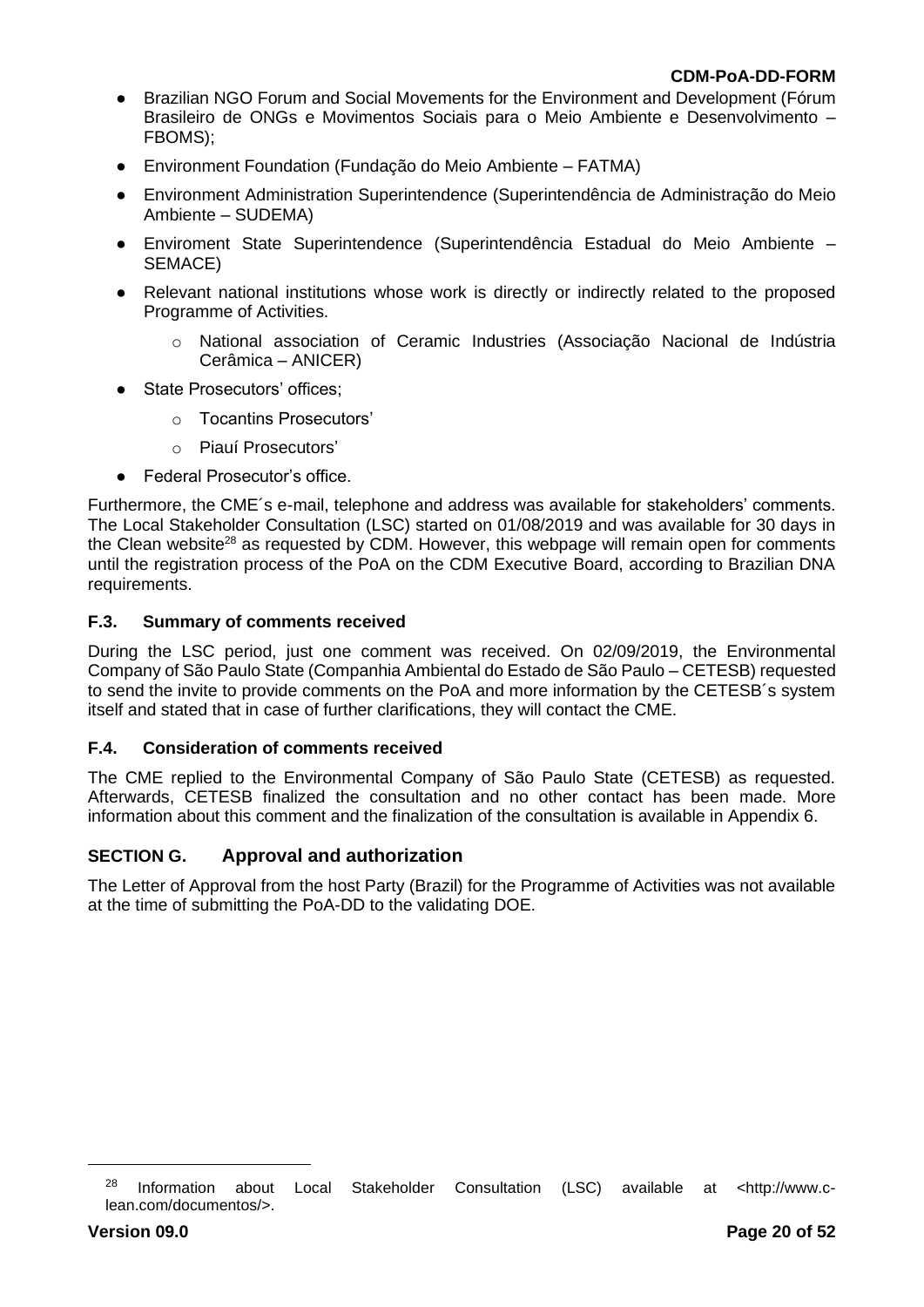- Brazilian NGO Forum and Social Movements for the Environment and Development (Fórum Brasileiro de ONGs e Movimentos Sociais para o Meio Ambiente e Desenvolvimento – FBOMS);
- Environment Foundation (Fundação do Meio Ambiente – FATMA)
- Environment Administration Superintendence (Superintendência de Administração do Meio Ambiente – SUDEMA)
- Enviroment State Superintendence (Superintendência Estadual do Meio Ambiente – SEMACE)
- Relevant national institutions whose work is directly or indirectly related to the proposed Programme of Activities.
  - National association of Ceramic Industries (Associação Nacional de Indústria Cerâmica – ANICER)
- State Prosecutors' offices;
  - Tocantins Prosecutors'
  - Piauí Prosecutors'
- Federal Prosecutor's office.

Furthermore, the CME´s e-mail, telephone and address was available for stakeholders' comments. The Local Stakeholder Consultation (LSC) started on 01/08/2019 and was available for 30 days in the Clean website[28] as requested by CDM. However, this webpage will remain open for comments until the registration process of the PoA on the CDM Executive Board, according to Brazilian DNA requirements.

### F.3. Summary of comments received

During the LSC period, just one comment was received. On 02/09/2019, the Environmental Company of São Paulo State (Companhia Ambiental do Estado de São Paulo – CETESB) requested to send the invite to provide comments on the PoA and more information by the CETESB´s system itself and stated that in case of further clarifications, they will contact the CME.

### F.4. Consideration of comments received

The CME replied to the Environmental Company of São Paulo State (CETESB) as requested. Afterwards, CETESB finalized the consultation and no other contact has been made. More information about this comment and the finalization of the consultation is available in Appendix 6.

## SECTION G. Approval and authorization

The Letter of Approval from the host Party (Brazil) for the Programme of Activities was not available at the time of submitting the PoA-DD to the validating DOE.

---

[28] Information about Local Stakeholder Consultation (LSC) available at <http://www.c-lean.com/documentos/>.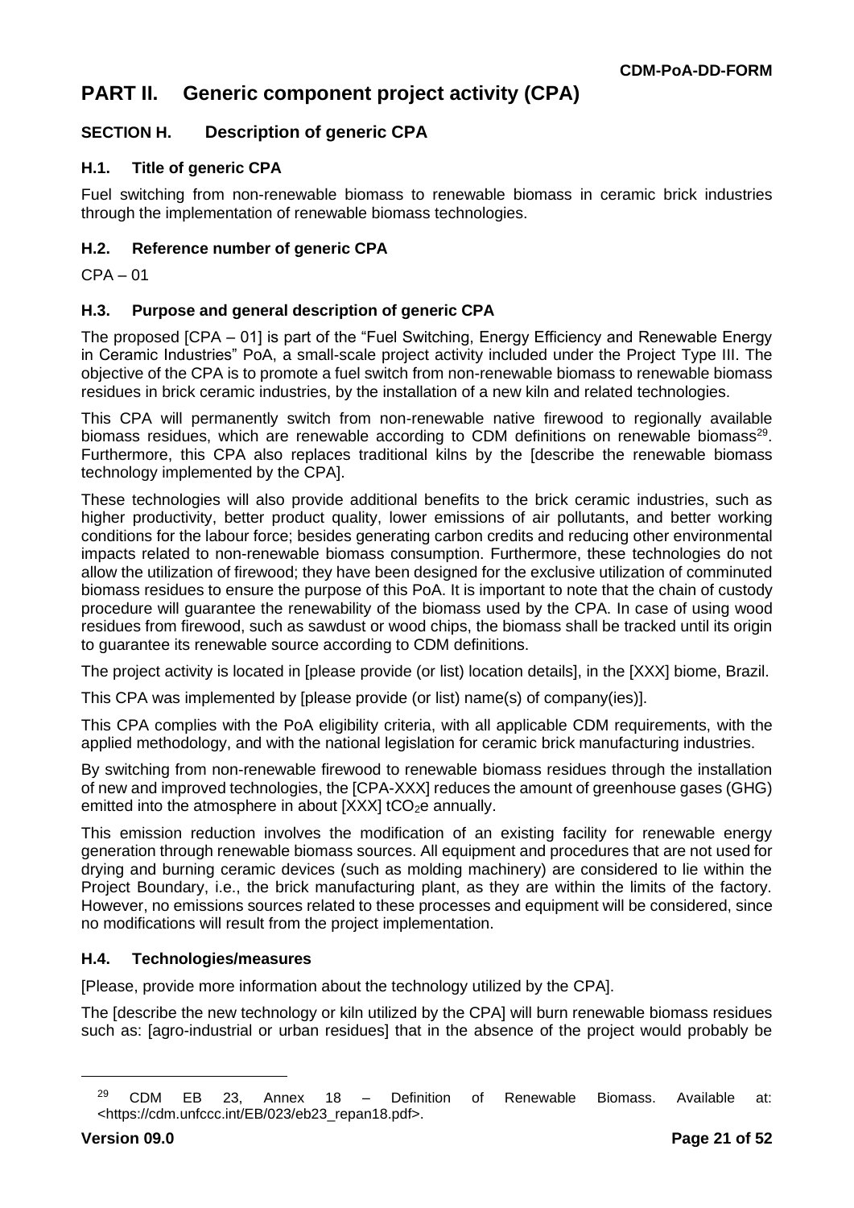# PART II. Generic component project activity (CPA)

## SECTION H. Description of generic CPA

### H.1. Title of generic CPA

Fuel switching from non-renewable biomass to renewable biomass in ceramic brick industries through the implementation of renewable biomass technologies.

### H.2. Reference number of generic CPA

CPA – 01

### H.3. Purpose and general description of generic CPA

The proposed [CPA – 01] is part of the "Fuel Switching, Energy Efficiency and Renewable Energy in Ceramic Industries" PoA, a small-scale project activity included under the Project Type III. The objective of the CPA is to promote a fuel switch from non-renewable biomass to renewable biomass residues in brick ceramic industries, by the installation of a new kiln and related technologies.

This CPA will permanently switch from non-renewable native firewood to regionally available biomass residues, which are renewable according to CDM definitions on renewable biomass[29]. Furthermore, this CPA also replaces traditional kilns by the [describe the renewable biomass technology implemented by the CPA].

These technologies will also provide additional benefits to the brick ceramic industries, such as higher productivity, better product quality, lower emissions of air pollutants, and better working conditions for the labour force; besides generating carbon credits and reducing other environmental impacts related to non-renewable biomass consumption. Furthermore, these technologies do not allow the utilization of firewood; they have been designed for the exclusive utilization of comminuted biomass residues to ensure the purpose of this PoA. It is important to note that the chain of custody procedure will guarantee the renewability of the biomass used by the CPA. In case of using wood residues from firewood, such as sawdust or wood chips, the biomass shall be tracked until its origin to guarantee its renewable source according to CDM definitions.

The project activity is located in [please provide (or list) location details], in the [XXX] biome, Brazil.

This CPA was implemented by [please provide (or list) name(s) of company(ies)].

This CPA complies with the PoA eligibility criteria, with all applicable CDM requirements, with the applied methodology, and with the national legislation for ceramic brick manufacturing industries.

By switching from non-renewable firewood to renewable biomass residues through the installation of new and improved technologies, the [CPA-XXX] reduces the amount of greenhouse gases (GHG) emitted into the atmosphere in about [XXX] $tCO_2e$ annually.

This emission reduction involves the modification of an existing facility for renewable energy generation through renewable biomass sources. All equipment and procedures that are not used for drying and burning ceramic devices (such as molding machinery) are considered to lie within the Project Boundary, i.e., the brick manufacturing plant, as they are within the limits of the factory. However, no emissions sources related to these processes and equipment will be considered, since no modifications will result from the project implementation.

### H.4. Technologies/measures

[Please, provide more information about the technology utilized by the CPA].

The [describe the new technology or kiln utilized by the CPA] will burn renewable biomass residues such as: [agro-industrial or urban residues] that in the absence of the project would probably be

[29] CDM EB 23, Annex 18 – Definition of Renewable Biomass. Available at: <https://cdm.unfccc.int/EB/023/eb23_repan18.pdf>.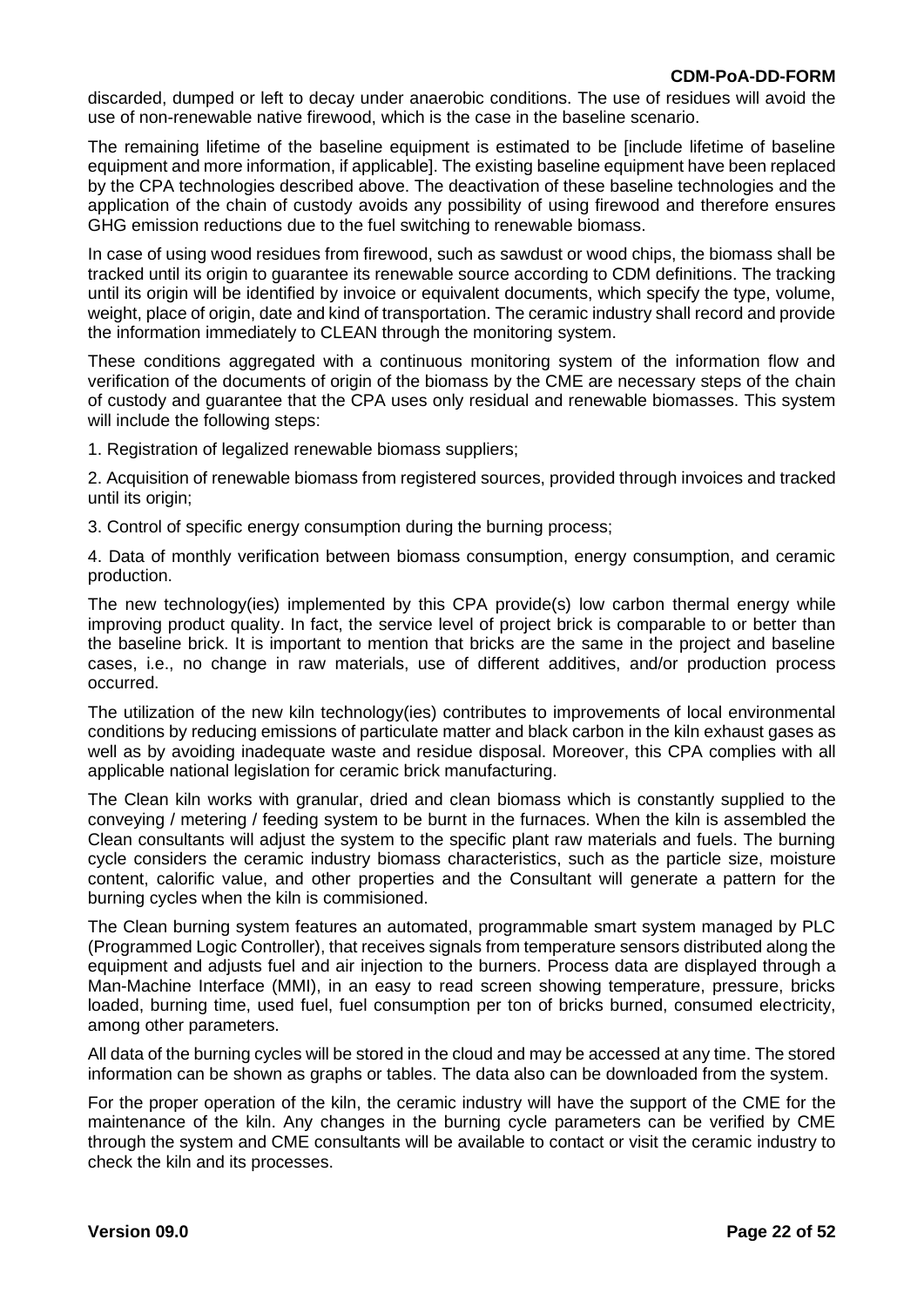discarded, dumped or left to decay under anaerobic conditions. The use of residues will avoid the use of non-renewable native firewood, which is the case in the baseline scenario.

The remaining lifetime of the baseline equipment is estimated to be [include lifetime of baseline equipment and more information, if applicable]. The existing baseline equipment have been replaced by the CPA technologies described above. The deactivation of these baseline technologies and the application of the chain of custody avoids any possibility of using firewood and therefore ensures GHG emission reductions due to the fuel switching to renewable biomass.

In case of using wood residues from firewood, such as sawdust or wood chips, the biomass shall be tracked until its origin to guarantee its renewable source according to CDM definitions. The tracking until its origin will be identified by invoice or equivalent documents, which specify the type, volume, weight, place of origin, date and kind of transportation. The ceramic industry shall record and provide the information immediately to CLEAN through the monitoring system.

These conditions aggregated with a continuous monitoring system of the information flow and verification of the documents of origin of the biomass by the CME are necessary steps of the chain of custody and guarantee that the CPA uses only residual and renewable biomasses. This system will include the following steps:

1. Registration of legalized renewable biomass suppliers;

2. Acquisition of renewable biomass from registered sources, provided through invoices and tracked until its origin;

3. Control of specific energy consumption during the burning process;

4. Data of monthly verification between biomass consumption, energy consumption, and ceramic production.

The new technology(ies) implemented by this CPA provide(s) low carbon thermal energy while improving product quality. In fact, the service level of project brick is comparable to or better than the baseline brick. It is important to mention that bricks are the same in the project and baseline cases, i.e., no change in raw materials, use of different additives, and/or production process occurred.

The utilization of the new kiln technology(ies) contributes to improvements of local environmental conditions by reducing emissions of particulate matter and black carbon in the kiln exhaust gases as well as by avoiding inadequate waste and residue disposal. Moreover, this CPA complies with all applicable national legislation for ceramic brick manufacturing.

The Clean kiln works with granular, dried and clean biomass which is constantly supplied to the conveying / metering / feeding system to be burnt in the furnaces. When the kiln is assembled the Clean consultants will adjust the system to the specific plant raw materials and fuels. The burning cycle considers the ceramic industry biomass characteristics, such as the particle size, moisture content, calorific value, and other properties and the Consultant will generate a pattern for the burning cycles when the kiln is commisioned.

The Clean burning system features an automated, programmable smart system managed by PLC (Programmed Logic Controller), that receives signals from temperature sensors distributed along the equipment and adjusts fuel and air injection to the burners. Process data are displayed through a Man-Machine Interface (MMI), in an easy to read screen showing temperature, pressure, bricks loaded, burning time, used fuel, fuel consumption per ton of bricks burned, consumed electricity, among other parameters.

All data of the burning cycles will be stored in the cloud and may be accessed at any time. The stored information can be shown as graphs or tables. The data also can be downloaded from the system.

For the proper operation of the kiln, the ceramic industry will have the support of the CME for the maintenance of the kiln. Any changes in the burning cycle parameters can be verified by CME through the system and CME consultants will be available to contact or visit the ceramic industry to check the kiln and its processes.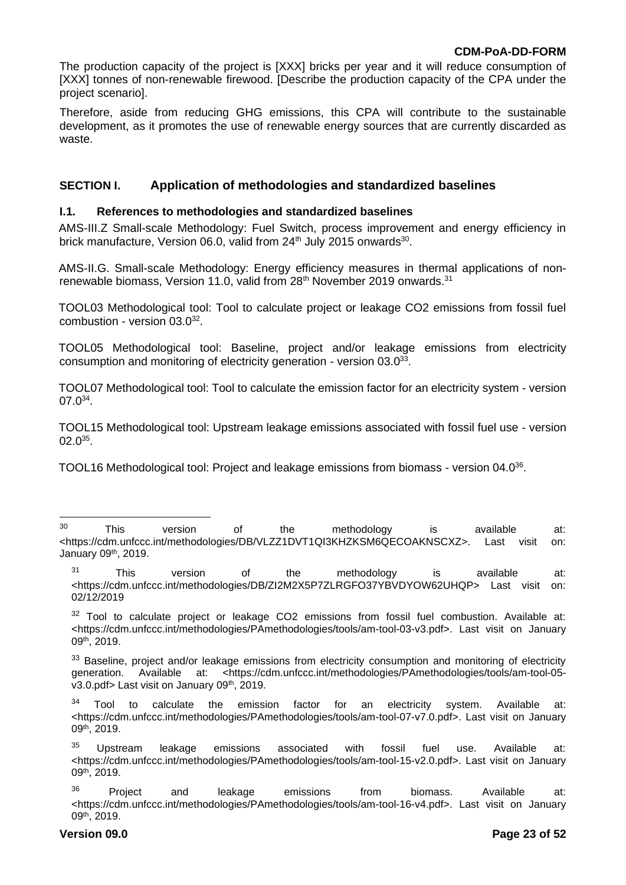The production capacity of the project is [XXX] bricks per year and it will reduce consumption of [XXX] tonnes of non-renewable firewood. [Describe the production capacity of the CPA under the project scenario].

Therefore, aside from reducing GHG emissions, this CPA will contribute to the sustainable development, as it promotes the use of renewable energy sources that are currently discarded as waste.

## SECTION I. Application of methodologies and standardized baselines

### I.1. References to methodologies and standardized baselines

AMS-III.Z Small-scale Methodology: Fuel Switch, process improvement and energy efficiency in brick manufacture, Version 06.0, valid from 24th July 2015 onwards[30].

AMS-II.G. Small-scale Methodology: Energy efficiency measures in thermal applications of non-renewable biomass, Version 11.0, valid from 28th November 2019 onwards.[31]

TOOL03 Methodological tool: Tool to calculate project or leakage CO2 emissions from fossil fuel combustion - version 03.0[32].

TOOL05 Methodological tool: Baseline, project and/or leakage emissions from electricity consumption and monitoring of electricity generation - version 03.0[33].

TOOL07 Methodological tool: Tool to calculate the emission factor for an electricity system - version 07.0[34].

TOOL15 Methodological tool: Upstream leakage emissions associated with fossil fuel use - version 02.0[35].

TOOL16 Methodological tool: Project and leakage emissions from biomass - version 04.0[36].

---

[30] This version of the methodology is available at: <https://cdm.unfccc.int/methodologies/DB/VLZZ1DVT1QI3KHZKSM6QECOAKNSCXZ>. Last visit on: January 09th, 2019.

[31] This version of the methodology is available at: <https://cdm.unfccc.int/methodologies/DB/ZI2M2X5P7ZLRGFO37YBVDYOW62UHQP> Last visit on: 02/12/2019

[32] Tool to calculate project or leakage CO2 emissions from fossil fuel combustion. Available at: <https://cdm.unfccc.int/methodologies/PAmethodologies/tools/am-tool-03-v3.pdf>. Last visit on January 09th, 2019.

[33] Baseline, project and/or leakage emissions from electricity consumption and monitoring of electricity generation. Available at: <https://cdm.unfccc.int/methodologies/PAmethodologies/tools/am-tool-05-v3.0.pdf> Last visit on January 09th, 2019.

[34] Tool to calculate the emission factor for an electricity system. Available at: <https://cdm.unfccc.int/methodologies/PAmethodologies/tools/am-tool-07-v7.0.pdf>. Last visit on January 09th, 2019.

[35] Upstream leakage emissions associated with fossil fuel use. Available at: <https://cdm.unfccc.int/methodologies/PAmethodologies/tools/am-tool-15-v2.0.pdf>. Last visit on January 09th, 2019.

[36] Project and leakage emissions from biomass. Available at: <https://cdm.unfccc.int/methodologies/PAmethodologies/tools/am-tool-16-v4.pdf>. Last visit on January 09th, 2019.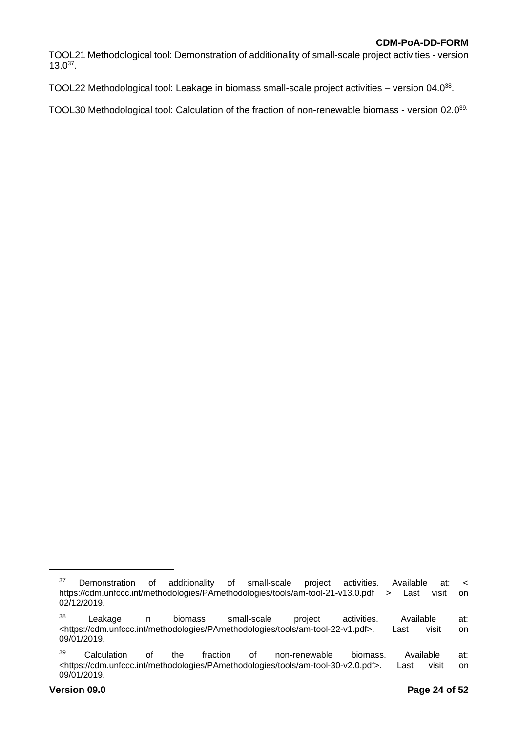TOOL21 Methodological tool: Demonstration of additionality of small-scale project activities - version 13.0[37].

TOOL22 Methodological tool: Leakage in biomass small-scale project activities – version 04.0[38].

TOOL30 Methodological tool: Calculation of the fraction of non-renewable biomass - version 02.0[39].

---

[37] Demonstration of additionality of small-scale project activities. Available at: < https://cdm.unfccc.int/methodologies/PAmethodologies/tools/am-tool-21-v13.0.pdf > Last visit on 02/12/2019.

[38] Leakage in biomass small-scale project activities. Available at: <https://cdm.unfccc.int/methodologies/PAmethodologies/tools/am-tool-22-v1.pdf>. Last visit on 09/01/2019.

[39] Calculation of the fraction of non-renewable biomass. Available at: <https://cdm.unfccc.int/methodologies/PAmethodologies/tools/am-tool-30-v2.0.pdf>. Last visit on 09/01/2019.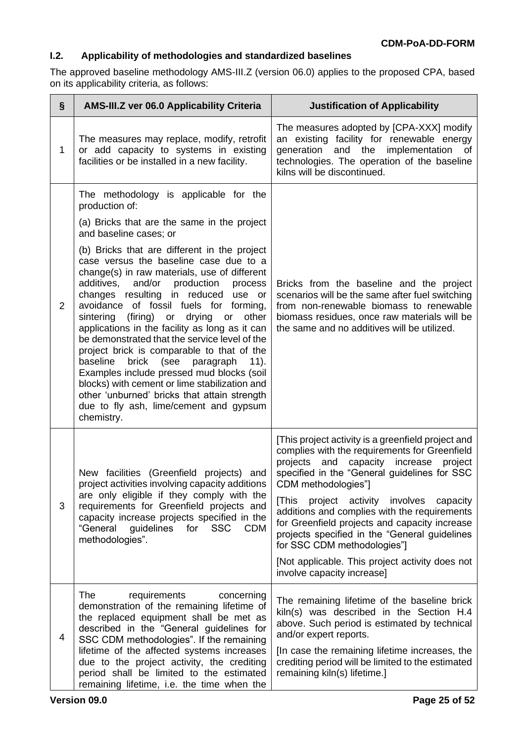### I.2. Applicability of methodologies and standardized baselines

The approved baseline methodology AMS-III.Z (version 06.0) applies to the proposed CPA, based on its applicability criteria, as follows:

| § | AMS-III.Z ver 06.0 Applicability Criteria | Justification of Applicability |
|---|---|---|
| 1 | The measures may replace, modify, retrofit or add capacity to systems in existing facilities or be installed in a new facility. | The measures adopted by [CPA-XXX] modify an existing facility for renewable energy generation and the implementation of technologies. The operation of the baseline kilns will be discontinued. |
| 2 | The methodology is applicable for the production of:<br>(a) Bricks that are the same in the project and baseline cases; or<br>(b) Bricks that are different in the project case versus the baseline case due to a change(s) in raw materials, use of different additives, and/or production process changes resulting in reduced use or avoidance of fossil fuels for forming, sintering (firing) or drying or other applications in the facility as long as it can be demonstrated that the service level of the project brick is comparable to that of the baseline brick (see paragraph 11). Examples include pressed mud blocks (soil blocks) with cement or lime stabilization and other 'unburned' bricks that attain strength due to fly ash, lime/cement and gypsum chemistry. | Bricks from the baseline and the project scenarios will be the same after fuel switching from non-renewable biomass to renewable biomass residues, once raw materials will be the same and no additives will be utilized. |
| 3 | New facilities (Greenfield projects) and project activities involving capacity additions are only eligible if they comply with the requirements for Greenfield projects and capacity increase projects specified in the "General guidelines for SSC CDM methodologies". | [This project activity is a greenfield project and complies with the requirements for Greenfield projects and capacity increase project specified in the "General guidelines for SSC CDM methodologies"]<br>[This project activity involves capacity additions and complies with the requirements for Greenfield projects and capacity increase projects specified in the "General guidelines for SSC CDM methodologies"]<br>[Not applicable. This project activity does not involve capacity increase] |
| 4 | The requirements concerning demonstration of the remaining lifetime of the replaced equipment shall be met as described in the "General guidelines for SSC CDM methodologies". If the remaining lifetime of the affected systems increases due to the project activity, the crediting period shall be limited to the estimated remaining lifetime, i.e. the time when the | The remaining lifetime of the baseline brick kiln(s) was described in the Section H.4 above. Such period is estimated by technical and/or expert reports.<br>[In case the remaining lifetime increases, the crediting period will be limited to the estimated remaining kiln(s) lifetime.] |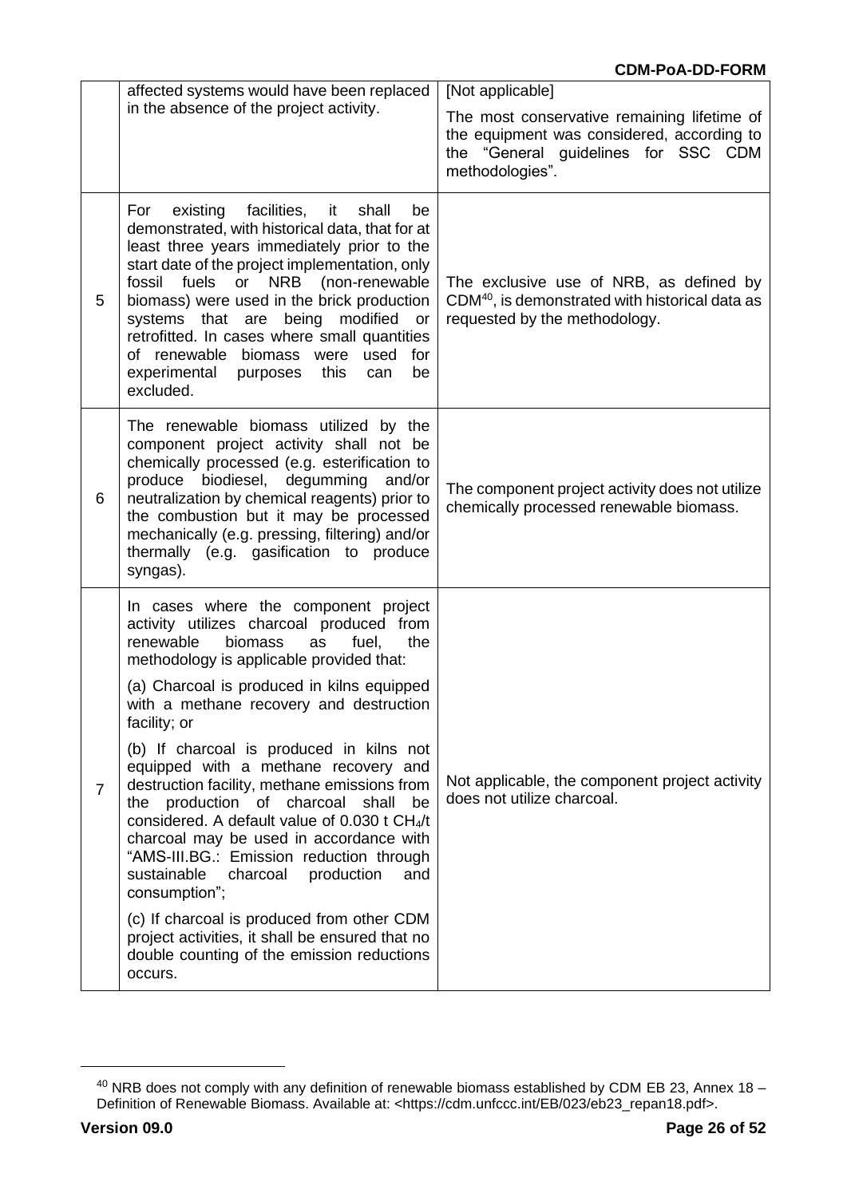|   |   |   |
|---|---|---|
|   | affected systems would have been replaced in the absence of the project activity. | [Not applicable]<br><br>The most conservative remaining lifetime of the equipment was considered, according to the "General guidelines for SSC CDM methodologies". |
| 5 | For existing facilities, it shall be demonstrated, with historical data, that for at least three years immediately prior to the start date of the project implementation, only fossil fuels or NRB (non-renewable biomass) were used in the brick production systems that are being modified or retrofitted. In cases where small quantities of renewable biomass were used for experimental purposes this can be excluded. | The exclusive use of NRB, as defined by CDM[40], is demonstrated with historical data as requested by the methodology. |
| 6 | The renewable biomass utilized by the component project activity shall not be chemically processed (e.g. esterification to produce biodiesel, degumming and/or neutralization by chemical reagents) prior to the combustion but it may be processed mechanically (e.g. pressing, filtering) and/or thermally (e.g. gasification to produce syngas). | The component project activity does not utilize chemically processed renewable biomass. |
| 7 | In cases where the component project activity utilizes charcoal produced from renewable biomass as fuel, the methodology is applicable provided that:<br><br>(a) Charcoal is produced in kilns equipped with a methane recovery and destruction facility; or<br><br>(b) If charcoal is produced in kilns not equipped with a methane recovery and destruction facility, methane emissions from the production of charcoal shall be considered. A default value of 0.030 t $CH_4$/t charcoal may be used in accordance with "AMS-III.BG.: Emission reduction through sustainable charcoal production and consumption";<br><br>(c) If charcoal is produced from other CDM project activities, it shall be ensured that no double counting of the emission reductions occurs. | Not applicable, the component project activity does not utilize charcoal. |

[40] NRB does not comply with any definition of renewable biomass established by CDM EB 23, Annex 18 – Definition of Renewable Biomass. Available at: <https://cdm.unfccc.int/EB/023/eb23_repan18.pdf>.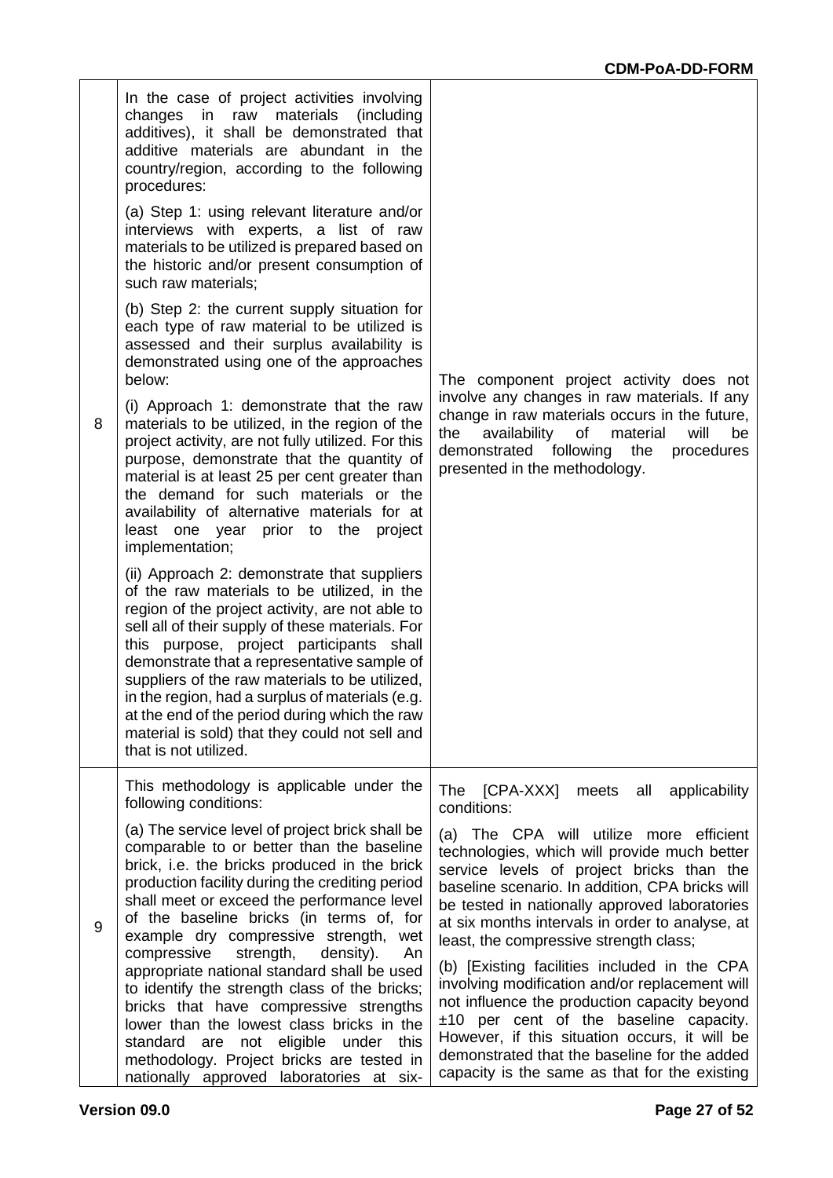| | | |
|---|---|---|
| 8 | In the case of project activities involving changes in raw materials (including additives), it shall be demonstrated that additive materials are abundant in the country/region, according to the following procedures:<br><br>(a) Step 1: using relevant literature and/or interviews with experts, a list of raw materials to be utilized is prepared based on the historic and/or present consumption of such raw materials;<br><br>(b) Step 2: the current supply situation for each type of raw material to be utilized is assessed and their surplus availability is demonstrated using one of the approaches below:<br><br>(i) Approach 1: demonstrate that the raw materials to be utilized, in the region of the project activity, are not fully utilized. For this purpose, demonstrate that the quantity of material is at least 25 per cent greater than the demand for such materials or the availability of alternative materials for at least one year prior to the project implementation;<br><br>(ii) Approach 2: demonstrate that suppliers of the raw materials to be utilized, in the region of the project activity, are not able to sell all of their supply of these materials. For this purpose, project participants shall demonstrate that a representative sample of suppliers of the raw materials to be utilized, in the region, had a surplus of materials (e.g. at the end of the period during which the raw material is sold) that they could not sell and that is not utilized. | The component project activity does not involve any changes in raw materials. If any change in raw materials occurs in the future, the availability of material will be demonstrated following the procedures presented in the methodology. |
| 9 | This methodology is applicable under the following conditions:<br><br>(a) The service level of project brick shall be comparable to or better than the baseline brick, i.e. the bricks produced in the brick production facility during the crediting period shall meet or exceed the performance level of the baseline bricks (in terms of, for example dry compressive strength, wet compressive strength, density). An appropriate national standard shall be used to identify the strength class of the bricks; bricks that have compressive strengths lower than the lowest class bricks in the standard are not eligible under this methodology. Project bricks are tested in nationally approved laboratories at six- | The [CPA-XXX] meets all applicability conditions:<br><br>(a) The CPA will utilize more efficient technologies, which will provide much better service levels of project bricks than the baseline scenario. In addition, CPA bricks will be tested in nationally approved laboratories at six months intervals in order to analyse, at least, the compressive strength class;<br><br>(b) [Existing facilities included in the CPA involving modification and/or replacement will not influence the production capacity beyond ±10 per cent of the baseline capacity. However, if this situation occurs, it will be demonstrated that the baseline for the added capacity is the same as that for the existing |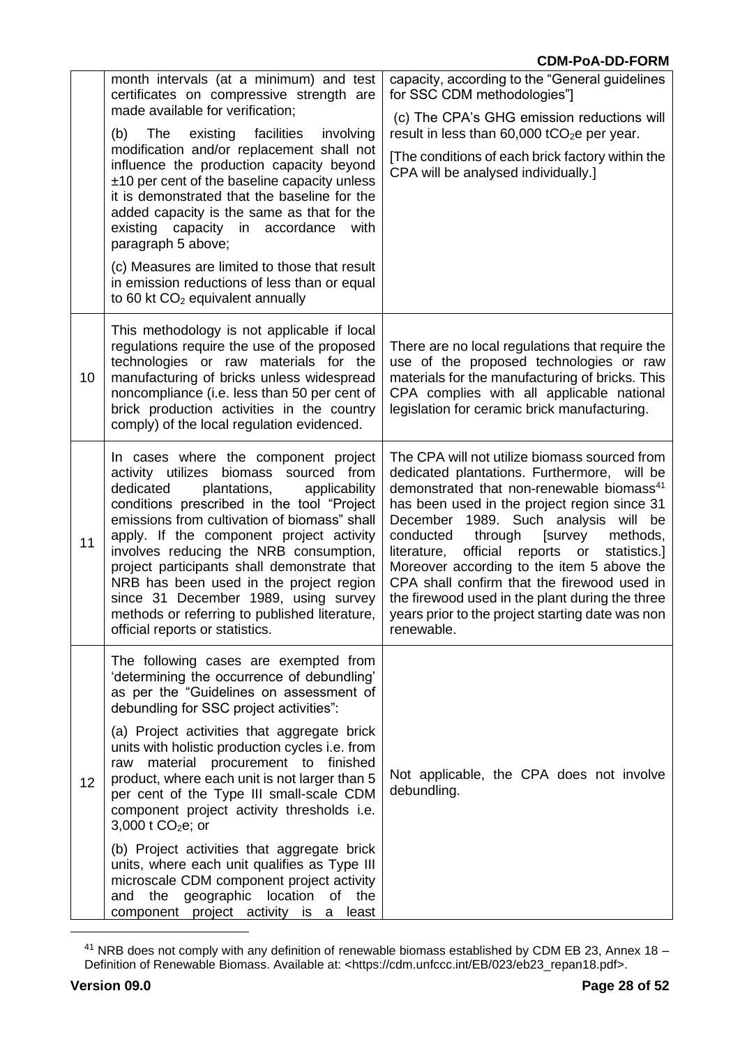| | | |
|---|---|---|
| | month intervals (at a minimum) and test certificates on compressive strength are made available for verification;<br><br>(b) The existing facilities involving modification and/or replacement shall not influence the production capacity beyond ±10 per cent of the baseline capacity unless it is demonstrated that the baseline for the added capacity is the same as that for the existing capacity in accordance with paragraph 5 above;<br><br>(c) Measures are limited to those that result in emission reductions of less than or equal to 60 kt $CO_2$ equivalent annually | capacity, according to the "General guidelines for SSC CDM methodologies"]<br><br>(c) The CPA's GHG emission reductions will result in less than 60,000 t$CO_2$e per year.<br><br>[The conditions of each brick factory within the CPA will be analysed individually.] |
| 10 | This methodology is not applicable if local regulations require the use of the proposed technologies or raw materials for the manufacturing of bricks unless widespread noncompliance (i.e. less than 50 per cent of brick production activities in the country comply) of the local regulation evidenced. | There are no local regulations that require the use of the proposed technologies or raw materials for the manufacturing of bricks. This CPA complies with all applicable national legislation for ceramic brick manufacturing. |
| 11 | In cases where the component project activity utilizes biomass sourced from dedicated plantations, applicability conditions prescribed in the tool "Project emissions from cultivation of biomass" shall apply. If the component project activity involves reducing the NRB consumption, project participants shall demonstrate that NRB has been used in the project region since 31 December 1989, using survey methods or referring to published literature, official reports or statistics. | The CPA will not utilize biomass sourced from dedicated plantations. Furthermore, will be demonstrated that non-renewable biomass[41] has been used in the project region since 31 December 1989. Such analysis will be conducted through [survey methods, literature, official reports or statistics.] Moreover according to the item 5 above the CPA shall confirm that the firewood used in the firewood used in the plant during the three years prior to the project starting date was non renewable. |
| 12 | The following cases are exempted from 'determining the occurrence of debundling' as per the "Guidelines on assessment of debundling for SSC project activities":<br><br>(a) Project activities that aggregate brick units with holistic production cycles i.e. from raw material procurement to finished product, where each unit is not larger than 5 per cent of the Type III small-scale CDM component project activity thresholds i.e. 3,000 t $CO_2$e; or<br><br>(b) Project activities that aggregate brick units, where each unit qualifies as Type III microscale CDM component project activity and the geographic location of the component project activity is a least | Not applicable, the CPA does not involve debundling. |

[41] NRB does not comply with any definition of renewable biomass established by CDM EB 23, Annex 18 – Definition of Renewable Biomass. Available at: <https://cdm.unfccc.int/EB/023/eb23_repan18.pdf>.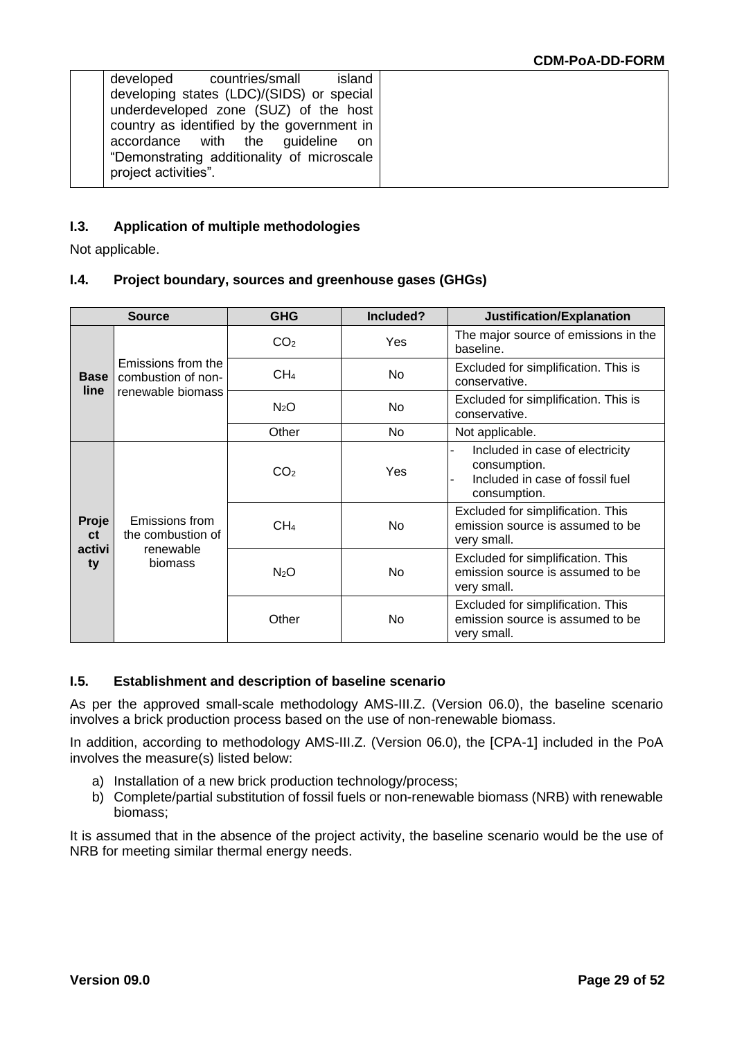| | developed countries/small island developing states (LDC)/(SIDS) or special underdeveloped zone (SUZ) of the host country as identified by the government in accordance with the guideline on "Demonstrating additionality of microscale project activities". | |
|---|---|---|

### I.3. Application of multiple methodologies

Not applicable.

### I.4. Project boundary, sources and greenhouse gases (GHGs)

| Source | | GHG | Included? | Justification/Explanation |
|---|---|---|---|---|
| **Baseline** | Emissions from the combustion of non-renewable biomass | $CO_2$ | Yes | The major source of emissions in the baseline. |
| | | $CH_4$ | No | Excluded for simplification. This is conservative. |
| | | $N_2O$ | No | Excluded for simplification. This is conservative. |
| | | Other | No | Not applicable. |
| **Project activity** | Emissions from the combustion of renewable biomass | $CO_2$ | Yes | - Included in case of electricity consumption.<br>- Included in case of fossil fuel consumption. |
| | | $CH_4$ | No | Excluded for simplification. This emission source is assumed to be very small. |
| | | $N_2O$ | No | Excluded for simplification. This emission source is assumed to be very small. |
| | | Other | No | Excluded for simplification. This emission source is assumed to be very small. |

### I.5. Establishment and description of baseline scenario

As per the approved small-scale methodology AMS-III.Z. (Version 06.0), the baseline scenario involves a brick production process based on the use of non-renewable biomass.

In addition, according to methodology AMS-III.Z. (Version 06.0), the [CPA-1] included in the PoA involves the measure(s) listed below:

a) Installation of a new brick production technology/process;
b) Complete/partial substitution of fossil fuels or non-renewable biomass (NRB) with renewable biomass;

It is assumed that in the absence of the project activity, the baseline scenario would be the use of NRB for meeting similar thermal energy needs.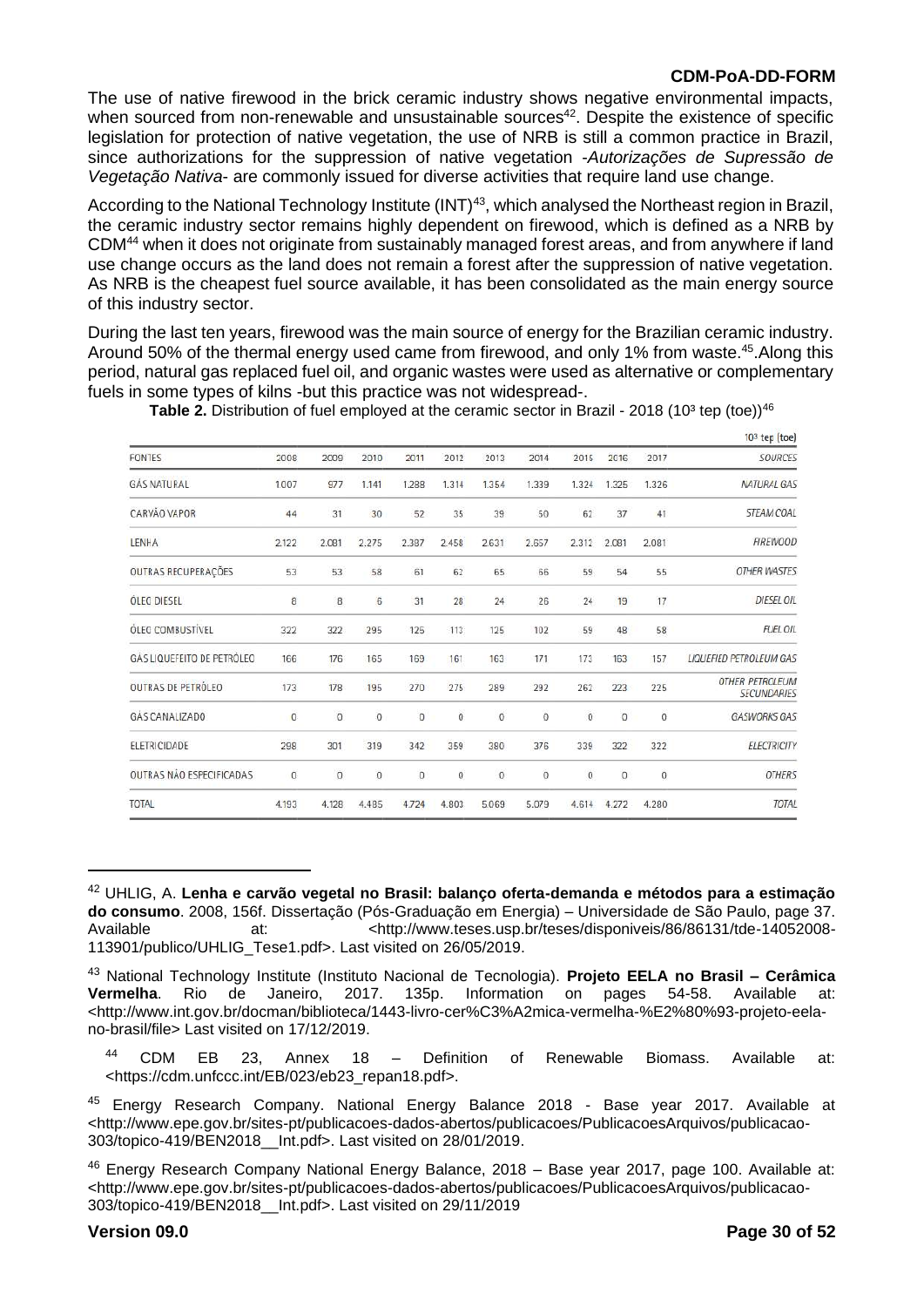The use of native firewood in the brick ceramic industry shows negative environmental impacts, when sourced from non-renewable and unsustainable sources[42]. Despite the existence of specific legislation for protection of native vegetation, the use of NRB is still a common practice in Brazil, since authorizations for the suppression of native vegetation -*Autorizações de Supressão de Vegetação Nativa*- are commonly issued for diverse activities that require land use change.

According to the National Technology Institute (INT)[43], which analysed the Northeast region in Brazil, the ceramic industry sector remains highly dependent on firewood, which is defined as a NRB by CDM[44] when it does not originate from sustainably managed forest areas, and from anywhere if land use change occurs as the land does not remain a forest after the suppression of native vegetation. As NRB is the cheapest fuel source available, it has been consolidated as the main energy source of this industry sector.

During the last ten years, firewood was the main source of energy for the Brazilian ceramic industry. Around 50% of the thermal energy used came from firewood, and only 1% from waste.[45].Along this period, natural gas replaced fuel oil, and organic wastes were used as alternative or complementary fuels in some types of kilns -but this practice was not widespread-.

**Table 2.** Distribution of fuel employed at the ceramic sector in Brazil - 2018 ($10^3$ tep (toe))[46]

$10^3$ tep (toe)

| FONTES | 2008 | 2009 | 2010 | 2011 | 2012 | 2013 | 2014 | 2015 | 2016 | 2017 | SOURCES |
|---|---|---|---|---|---|---|---|---|---|---|---|
| GÁS NATURAL | 1.007 | 977 | 1.141 | 1.288 | 1.314 | 1.354 | 1.339 | 1.324 | 1.325 | 1.326 | NATURAL GAS |
| CARVÃO VAPOR | 44 | 31 | 30 | 52 | 35 | 39 | 50 | 62 | 37 | 41 | STEAM COAL |
| LENHA | 2.122 | 2.081 | 2.275 | 2.387 | 2.458 | 2.631 | 2.657 | 2.312 | 2.081 | 2.081 | FIREWOOD |
| OUTRAS RECUPERAÇÕES | 53 | 53 | 58 | 61 | 62 | 65 | 66 | 59 | 54 | 55 | OTHER WASTES |
| ÓLEO DIESEL | 8 | 8 | 6 | 31 | 28 | 24 | 26 | 24 | 19 | 17 | DIESEL OIL |
| ÓLEO COMBUSTÍVEL | 322 | 322 | 295 | 125 | 113 | 125 | 102 | 59 | 48 | 58 | FUEL OIL |
| GÁS LIQUEFEITO DE PETRÓLEO | 166 | 176 | 165 | 169 | 161 | 163 | 171 | 173 | 163 | 157 | LIQUEFIED PETROLEUM GAS |
| OUTRAS DE PETRÓLEO | 173 | 178 | 195 | 270 | 275 | 289 | 292 | 262 | 223 | 225 | OTHER PETROLEUM SECUNDARIES |
| GÁS CANALIZADO | 0 | 0 | 0 | 0 | 0 | 0 | 0 | 0 | 0 | 0 | GASWORKS GAS |
| ELETRICIDADE | 298 | 301 | 319 | 342 | 359 | 380 | 376 | 339 | 322 | 322 | ELECTRICITY |
| OUTRAS NÃO ESPECIFICADAS | 0 | 0 | 0 | 0 | 0 | 0 | 0 | 0 | 0 | 0 | OTHERS |
| TOTAL | 4.193 | 4.128 | 4.485 | 4.724 | 4.803 | 5.069 | 5.079 | 4.614 | 4.272 | 4.280 | TOTAL |

---

[42] UHLIG, A. **Lenha e carvão vegetal no Brasil: balanço oferta-demanda e métodos para a estimação do consumo**. 2008, 156f. Dissertação (Pós-Graduação em Energia) – Universidade de São Paulo, page 37. Available at: <http://www.teses.usp.br/teses/disponiveis/86/86131/tde-14052008-113901/publico/UHLIG_Tese1.pdf>. Last visited on 26/05/2019.

[43] National Technology Institute (Instituto Nacional de Tecnologia). **Projeto EELA no Brasil – Cerâmica Vermelha**. Rio de Janeiro, 2017. 135p. Information on pages 54-58. Available at: <http://www.int.gov.br/docman/biblioteca/1443-livro-cer%C3%A2mica-vermelha-%E2%80%93-projeto-eela-no-brasil/file> Last visited on 17/12/2019.

[44] CDM EB 23, Annex 18 – Definition of Renewable Biomass. Available at: <https://cdm.unfccc.int/EB/023/eb23_repan18.pdf>.

[45] Energy Research Company. National Energy Balance 2018 - Base year 2017. Available at <http://www.epe.gov.br/sites-pt/publicacoes-dados-abertos/publicacoes/PublicacoesArquivos/publicacao-303/topico-419/BEN2018__Int.pdf>. Last visited on 28/01/2019.

[46] Energy Research Company National Energy Balance, 2018 – Base year 2017, page 100. Available at: <http://www.epe.gov.br/sites-pt/publicacoes-dados-abertos/publicacoes/PublicacoesArquivos/publicacao-303/topico-419/BEN2018__Int.pdf>. Last visited on 29/11/2019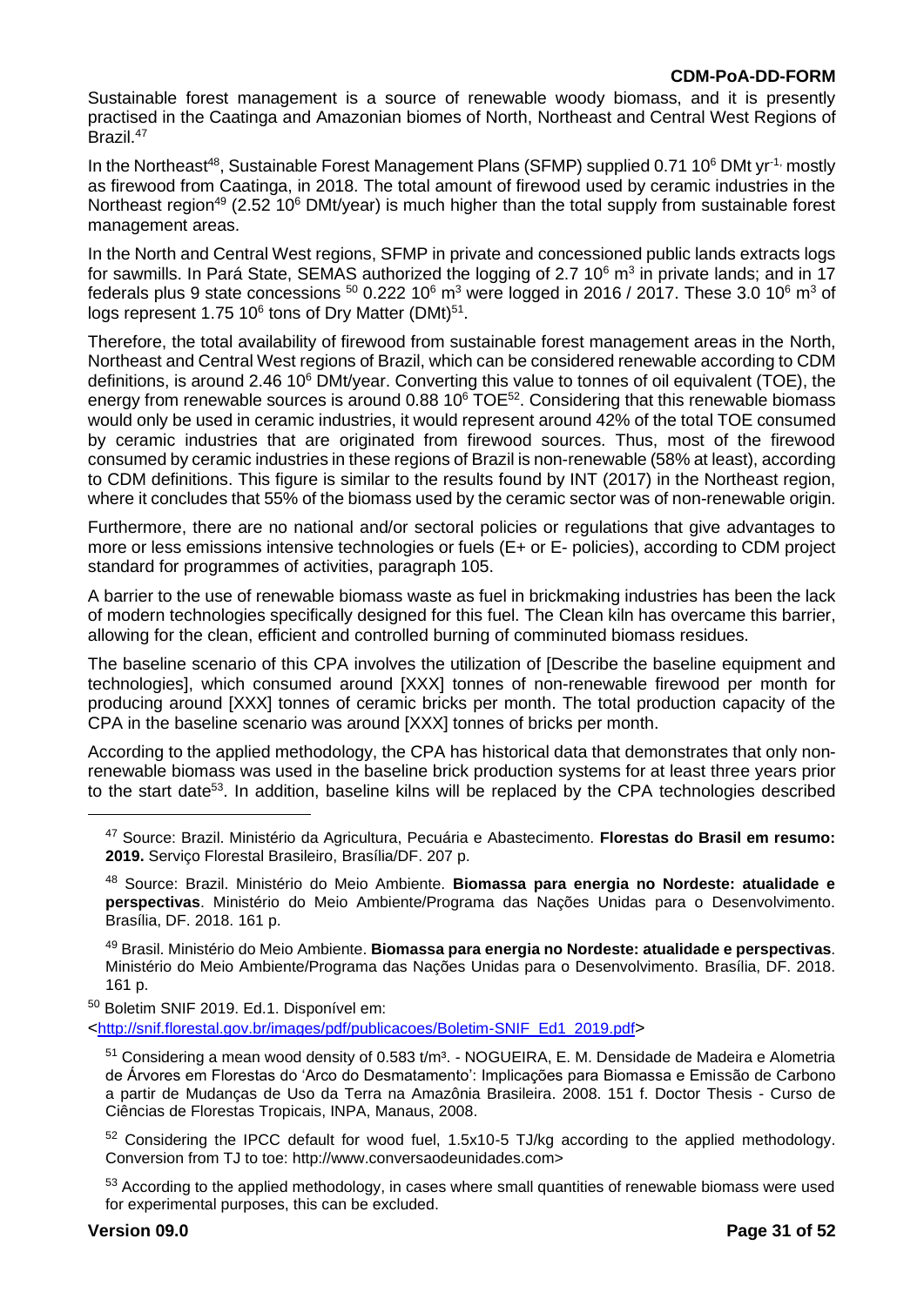Sustainable forest management is a source of renewable woody biomass, and it is presently practised in the Caatinga and Amazonian biomes of North, Northeast and Central West Regions of Brazil.[47]

In the Northeast[48], Sustainable Forest Management Plans (SFMP) supplied 0.71 $10^6$ DMt $yr^{-1}$, mostly as firewood from Caatinga, in 2018. The total amount of firewood used by ceramic industries in the Northeast region[49] (2.52 $10^6$ DMt/year) is much higher than the total supply from sustainable forest management areas.

In the North and Central West regions, SFMP in private and concessioned public lands extracts logs for sawmills. In Pará State, SEMAS authorized the logging of 2.7 $10^6$ $m^3$ in private lands; and in 17 federals plus 9 state concessions [50] 0.222 $10^6$ $m^3$ were logged in 2016 / 2017. These 3.0 $10^6$ $m^3$ of logs represent 1.75 $10^6$ tons of Dry Matter (DMt)[51].

Therefore, the total availability of firewood from sustainable forest management areas in the North, Northeast and Central West regions of Brazil, which can be considered renewable according to CDM definitions, is around 2.46 $10^6$ DMt/year. Converting this value to tonnes of oil equivalent (TOE), the energy from renewable sources is around 0.88 $10^6$ TOE[52]. Considering that this renewable biomass would only be used in ceramic industries, it would represent around 42% of the total TOE consumed by ceramic industries that are originated from firewood sources. Thus, most of the firewood consumed by ceramic industries in these regions of Brazil is non-renewable (58% at least), according to CDM definitions. This figure is similar to the results found by INT (2017) in the Northeast region, where it concludes that 55% of the biomass used by the ceramic sector was of non-renewable origin.

Furthermore, there are no national and/or sectoral policies or regulations that give advantages to more or less emissions intensive technologies or fuels (E+ or E- policies), according to CDM project standard for programmes of activities, paragraph 105.

A barrier to the use of renewable biomass waste as fuel in brickmaking industries has been the lack of modern technologies specifically designed for this fuel. The Clean kiln has overcame this barrier, allowing for the clean, efficient and controlled burning of comminuted biomass residues.

The baseline scenario of this CPA involves the utilization of [Describe the baseline equipment and technologies], which consumed around [XXX] tonnes of non-renewable firewood per month for producing around [XXX] tonnes of ceramic bricks per month. The total production capacity of the CPA in the baseline scenario was around [XXX] tonnes of bricks per month.

According to the applied methodology, the CPA has historical data that demonstrates that only non-renewable biomass was used in the baseline brick production systems for at least three years prior to the start date[53]. In addition, baseline kilns will be replaced by the CPA technologies described

---

[47] Source: Brazil. Ministério da Agricultura, Pecuária e Abastecimento. **Florestas do Brasil em resumo: 2019.** Serviço Florestal Brasileiro, Brasília/DF. 207 p.

[48] Source: Brazil. Ministério do Meio Ambiente. **Biomassa para energia no Nordeste: atualidade e perspectivas**. Ministério do Meio Ambiente/Programa das Nações Unidas para o Desenvolvimento. Brasília, DF. 2018. 161 p.

[49] Brasil. Ministério do Meio Ambiente. **Biomassa para energia no Nordeste: atualidade e perspectivas**. Ministério do Meio Ambiente/Programa das Nações Unidas para o Desenvolvimento. Brasília, DF. 2018. 161 p.

[50] Boletim SNIF 2019. Ed.1. Disponível em: <http://snif.florestal.gov.br/images/pdf/publicacoes/Boletim-SNIF_Ed1_2019.pdf>

[51] Considering a mean wood density of 0.583 t/m³. - NOGUEIRA, E. M. Densidade de Madeira e Alometria de Árvores em Florestas do 'Arco do Desmatamento': Implicações para Biomassa e Emissão de Carbono a partir de Mudanças de Uso da Terra na Amazônia Brasileira. 2008. 151 f. Doctor Thesis - Curso de Ciências de Florestas Tropicais, INPA, Manaus, 2008.

[52] Considering the IPCC default for wood fuel, 1.5x10-5 TJ/kg according to the applied methodology. Conversion from TJ to toe: http://www.conversaodeunidades.com>

[53] According to the applied methodology, in cases where small quantities of renewable biomass were used for experimental purposes, this can be excluded.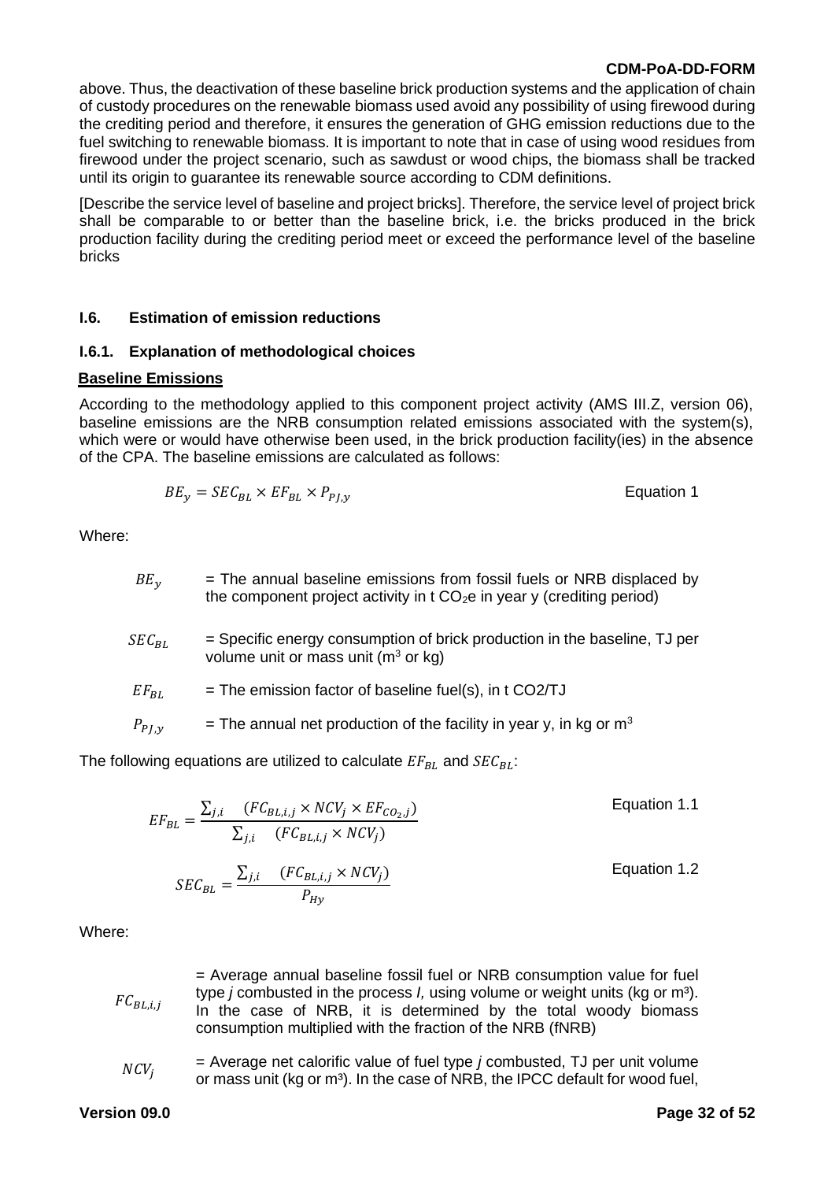above. Thus, the deactivation of these baseline brick production systems and the application of chain of custody procedures on the renewable biomass used avoid any possibility of using firewood during the crediting period and therefore, it ensures the generation of GHG emission reductions due to the fuel switching to renewable biomass. It is important to note that in case of using wood residues from firewood under the project scenario, such as sawdust or wood chips, the biomass shall be tracked until its origin to guarantee its renewable source according to CDM definitions.

[Describe the service level of baseline and project bricks]. Therefore, the service level of project brick shall be comparable to or better than the baseline brick, i.e. the bricks produced in the brick production facility during the crediting period meet or exceed the performance level of the baseline bricks

### I.6. Estimation of emission reductions

#### I.6.1. Explanation of methodological choices

**Baseline Emissions**

According to the methodology applied to this component project activity (AMS III.Z, version 06), baseline emissions are the NRB consumption related emissions associated with the system(s), which were or would have otherwise been used, in the brick production facility(ies) in the absence of the CPA. The baseline emissions are calculated as follows:

$$BE_y = SEC_{BL} \times EF_{BL} \times P_{PJ,y} \quad \text{Equation 1}$$

Where:

- $BE_y$ = The annual baseline emissions from fossil fuels or NRB displaced by the component project activity in t $CO_2$e in year y (crediting period)
- $SEC_{BL}$ = Specific energy consumption of brick production in the baseline, TJ per volume unit or mass unit ($m^3$ or kg)
- $EF_{BL}$ = The emission factor of baseline fuel(s), in t CO2/TJ
- $P_{PJ,y}$ = The annual net production of the facility in year y, in kg or $m^3$

The following equations are utilized to calculate $EF_{BL}$ and $SEC_{BL}$:

$$EF_{BL} = \frac{\sum_{j,i} \quad (FC_{BL,i,j} \times NCV_j \times EF_{CO_2,j})}{\sum_{j,i} \quad (FC_{BL,i,j} \times NCV_j)} \quad \text{Equation 1.1}$$

$$SEC_{BL} = \frac{\sum_{j,i} \quad (FC_{BL,i,j} \times NCV_j)}{P_{Hy}} \quad \text{Equation 1.2}$$

Where:

- $FC_{BL,i,j}$ = Average annual baseline fossil fuel or NRB consumption value for fuel type *j* combusted in the process *I,* using volume or weight units (kg or $m^3$). In the case of NRB, it is determined by the total woody biomass consumption multiplied with the fraction of the NRB (fNRB)
- $NCV_j$ = Average net calorific value of fuel type *j* combusted, TJ per unit volume or mass unit (kg or $m^3$). In the case of NRB, the IPCC default for wood fuel,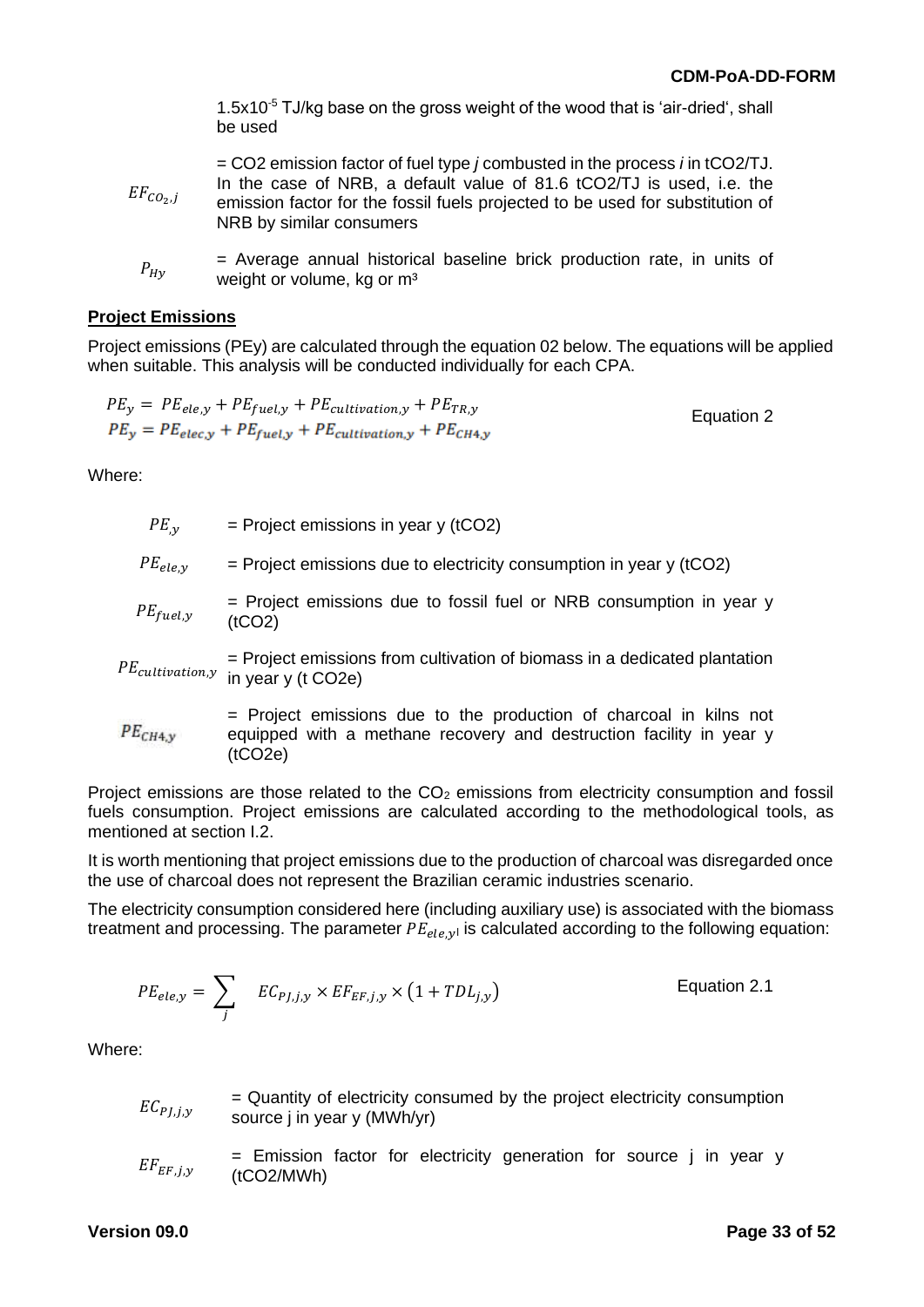1.5x10[-5] TJ/kg base on the gross weight of the wood that is 'air-dried', shall be used

$EF_{CO_2,j}$ = CO2 emission factor of fuel type *j* combusted in the process *i* in tCO2/TJ. In the case of NRB, a default value of 81.6 tCO2/TJ is used, i.e. the emission factor for the fossil fuels projected to be used for substitution of NRB by similar consumers

$P_{Hy}$ = Average annual historical baseline brick production rate, in units of weight or volume, kg or m³

**Project Emissions**

Project emissions (PEy) are calculated through the equation 02 below. The equations will be applied when suitable. This analysis will be conducted individually for each CPA.

$$PE_y = PE_{ele,y} + PE_{fuel,y} + PE_{cultivation,y} + PE_{TR,y}$$
$$PE_y = PE_{elec,y} + PE_{fuel,y} + PE_{cultivation,y} + PE_{CH4,y} \quad \text{Equation 2}$$

Where:

$PE_{,y}$ = Project emissions in year y (tCO2)

$PE_{ele,y}$ = Project emissions due to electricity consumption in year y (tCO2)

$PE_{fuel,y}$ = Project emissions due to fossil fuel or NRB consumption in year y (tCO2)

$PE_{cultivation,y}$ = Project emissions from cultivation of biomass in a dedicated plantation in year y (t CO2e)

$PE_{CH4,y}$ = Project emissions due to the production of charcoal in kilns not equipped with a methane recovery and destruction facility in year y (tCO2e)

Project emissions are those related to the $CO_2$ emissions from electricity consumption and fossil fuels consumption. Project emissions are calculated according to the methodological tools, as mentioned at section I.2.

It is worth mentioning that project emissions due to the production of charcoal was disregarded once the use of charcoal does not represent the Brazilian ceramic industries scenario.

The electricity consumption considered here (including auxiliary use) is associated with the biomass treatment and processing. The parameter $PE_{ele,y}$ is calculated according to the following equation:

$$PE_{ele,y} = \sum_{j} EC_{PJ,j,y} \times EF_{EF,j,y} \times \left(1 + TDL_{j,y}\right) \quad \text{Equation 2.1}$$

Where:

$EC_{PJ,j,y}$ = Quantity of electricity consumed by the project electricity consumption source j in year y (MWh/yr)

$EF_{EF,j,y}$ = Emission factor for electricity generation for source j in year y (tCO2/MWh)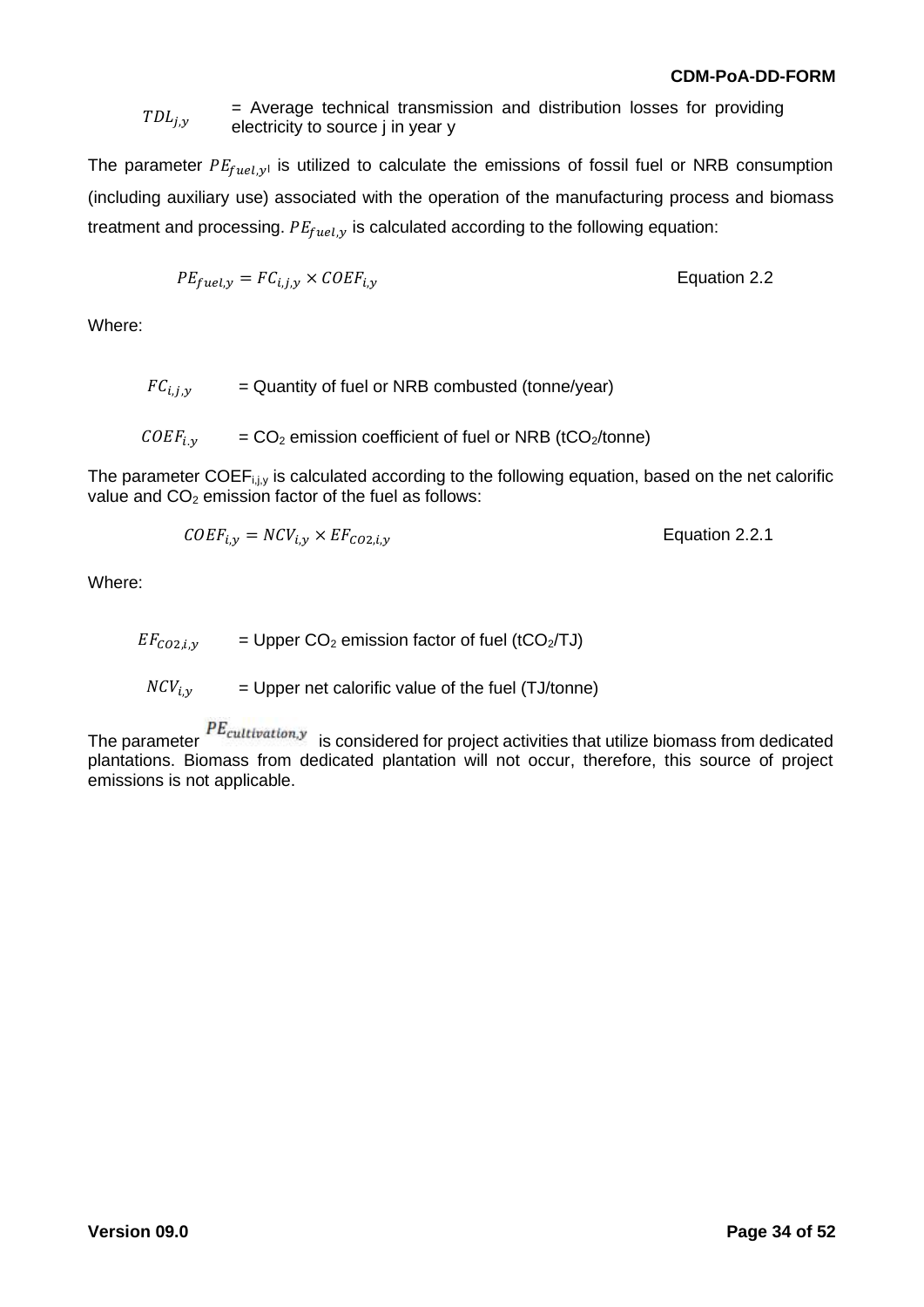$TDL_{j,y}$ = Average technical transmission and distribution losses for providing electricity to source j in year y

The parameter $PE_{fuel,y}$ is utilized to calculate the emissions of fossil fuel or NRB consumption (including auxiliary use) associated with the operation of the manufacturing process and biomass treatment and processing. $PE_{fuel,y}$ is calculated according to the following equation:

$$PE_{fuel,y} = FC_{i,j,y} \times COEF_{i,y} \quad \text{Equation 2.2}$$

Where:

$FC_{i,j,y}$ = Quantity of fuel or NRB combusted (tonne/year)

$COEF_{i.y}$ = $CO_2$ emission coefficient of fuel or NRB ($tCO_2$/tonne)

The parameter $COEF_{i,j,y}$ is calculated according to the following equation, based on the net calorific value and $CO_2$ emission factor of the fuel as follows:

$$COEF_{i,y} = NCV_{i,y} \times EF_{CO2,i,y} \quad \text{Equation 2.2.1}$$

Where:

$EF_{CO2,i,y}$ = Upper $CO_2$ emission factor of fuel ($tCO_2$/TJ)

$NCV_{i,y}$ = Upper net calorific value of the fuel (TJ/tonne)

The parameter $PE_{cultivation,y}$ is considered for project activities that utilize biomass from dedicated plantations. Biomass from dedicated plantation will not occur, therefore, this source of project emissions is not applicable.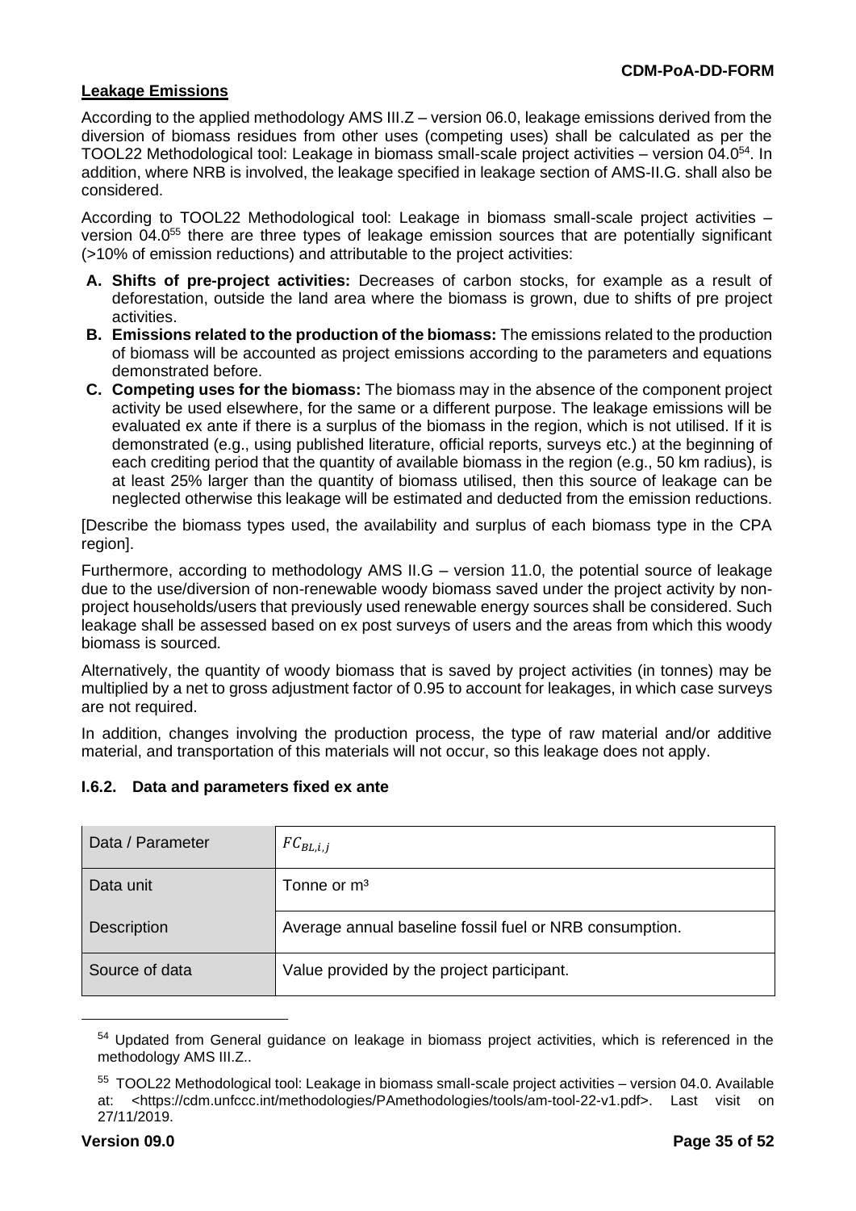**Leakage Emissions**

According to the applied methodology AMS III.Z – version 06.0, leakage emissions derived from the diversion of biomass residues from other uses (competing uses) shall be calculated as per the TOOL22 Methodological tool: Leakage in biomass small-scale project activities – version 04.0[54]. In addition, where NRB is involved, the leakage specified in leakage section of AMS-II.G. shall also be considered.

According to TOOL22 Methodological tool: Leakage in biomass small-scale project activities – version 04.0[55] there are three types of leakage emission sources that are potentially significant (>10% of emission reductions) and attributable to the project activities:

- **A. Shifts of pre-project activities:** Decreases of carbon stocks, for example as a result of deforestation, outside the land area where the biomass is grown, due to shifts of pre project activities.
- **B. Emissions related to the production of the biomass:** The emissions related to the production of biomass will be accounted as project emissions according to the parameters and equations demonstrated before.
- **C. Competing uses for the biomass:** The biomass may in the absence of the component project activity be used elsewhere, for the same or a different purpose. The leakage emissions will be evaluated ex ante if there is a surplus of the biomass in the region, which is not utilised. If it is demonstrated (e.g., using published literature, official reports, surveys etc.) at the beginning of each crediting period that the quantity of available biomass in the region (e.g., 50 km radius), is at least 25% larger than the quantity of biomass utilised, then this source of leakage can be neglected otherwise this leakage will be estimated and deducted from the emission reductions.

[Describe the biomass types used, the availability and surplus of each biomass type in the CPA region].

Furthermore, according to methodology AMS II.G – version 11.0, the potential source of leakage due to the use/diversion of non-renewable woody biomass saved under the project activity by non-project households/users that previously used renewable energy sources shall be considered. Such leakage shall be assessed based on ex post surveys of users and the areas from which this woody biomass is sourced.

Alternatively, the quantity of woody biomass that is saved by project activities (in tonnes) may be multiplied by a net to gross adjustment factor of 0.95 to account for leakages, in which case surveys are not required.

In addition, changes involving the production process, the type of raw material and/or additive material, and transportation of this materials will not occur, so this leakage does not apply.

### I.6.2. Data and parameters fixed ex ante

| Data / Parameter | $FC_{BL,i,j}$ |
|---|---|
| Data unit | Tonne or m³ |
| Description | Average annual baseline fossil fuel or NRB consumption. |
| Source of data | Value provided by the project participant. |

[54] Updated from General guidance on leakage in biomass project activities, which is referenced in the methodology AMS III.Z..

[55] TOOL22 Methodological tool: Leakage in biomass small-scale project activities – version 04.0. Available at: <https://cdm.unfccc.int/methodologies/PAmethodologies/tools/am-tool-22-v1.pdf>. Last visit on 27/11/2019.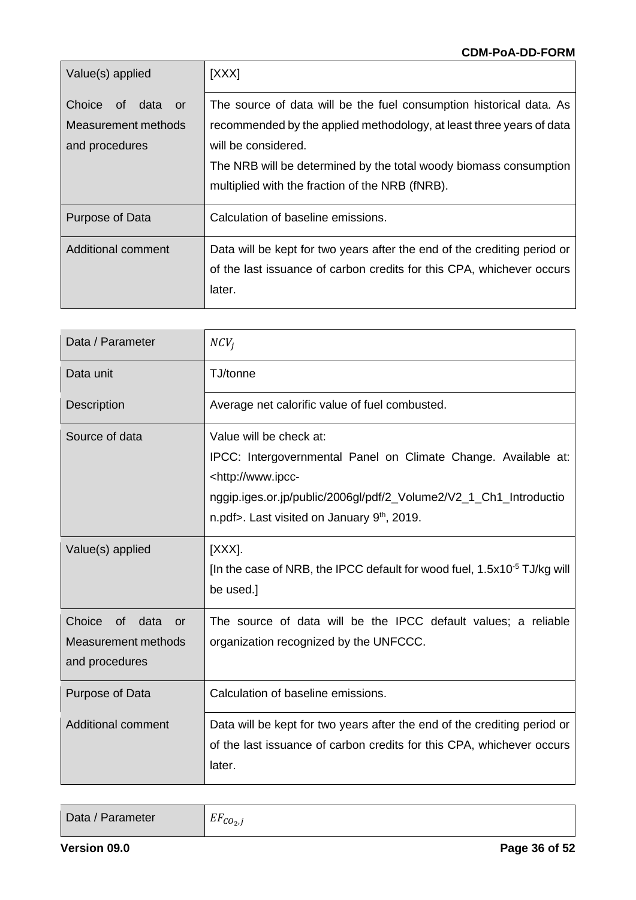| Value(s) applied | [XXX] |
| --- | --- |
| Choice of data or Measurement methods and procedures | The source of data will be the fuel consumption historical data. As recommended by the applied methodology, at least three years of data will be considered.<br>The NRB will be determined by the total woody biomass consumption multiplied with the fraction of the NRB (fNRB). |
| Purpose of Data | Calculation of baseline emissions. |
| Additional comment | Data will be kept for two years after the end of the crediting period or of the last issuance of carbon credits for this CPA, whichever occurs later. |

| Data / Parameter | $NCV_j$ |
| --- | --- |
| Data unit | TJ/tonne |
| Description | Average net calorific value of fuel combusted. |
| Source of data | Value will be check at:<br>IPCC: Intergovernmental Panel on Climate Change. Available at: <http://www.ipcc-nggip.iges.or.jp/public/2006gl/pdf/2_Volume2/V2_1_Ch1_Introduction.pdf>. Last visited on January 9th, 2019. |
| Value(s) applied | [XXX].<br>[In the case of NRB, the IPCC default for wood fuel, $1.5 \times 10^{-5}$ TJ/kg will be used.] |
| Choice of data or Measurement methods and procedures | The source of data will be the IPCC default values; a reliable organization recognized by the UNFCCC. |
| Purpose of Data | Calculation of baseline emissions. |
| Additional comment | Data will be kept for two years after the end of the crediting period or of the last issuance of carbon credits for this CPA, whichever occurs later. |

| Data / Parameter | $EF_{CO_2,j}$ |
| --- | --- |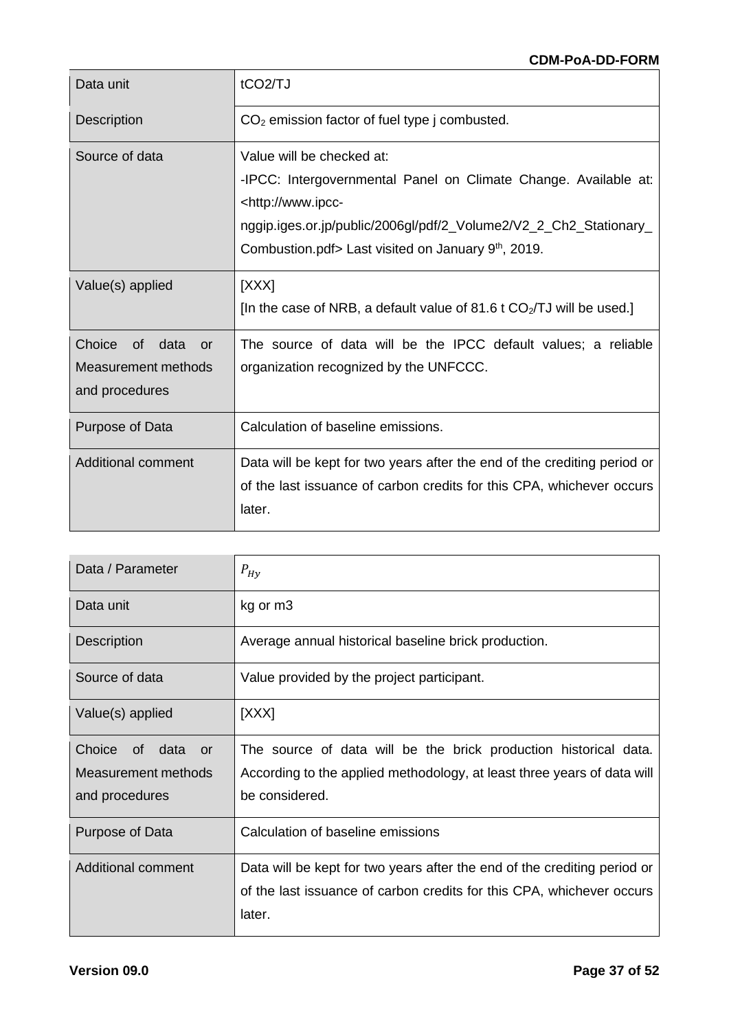| Data unit | tCO2/TJ |
|---|---|
| Description | $CO_2$ emission factor of fuel type j combusted. |
| Source of data | Value will be checked at:<br>-IPCC: Intergovernmental Panel on Climate Change. Available at: <http://www.ipcc-nggip.iges.or.jp/public/2006gl/pdf/2_Volume2/V2_2_Ch2_Stationary_Combustion.pdf> Last visited on January 9th, 2019. |
| Value(s) applied | [XXX]<br>[In the case of NRB, a default value of 81.6 t $CO_2$/TJ will be used.] |
| Choice of data or Measurement methods and procedures | The source of data will be the IPCC default values; a reliable organization recognized by the UNFCCC. |
| Purpose of Data | Calculation of baseline emissions. |
| Additional comment | Data will be kept for two years after the end of the crediting period or of the last issuance of carbon credits for this CPA, whichever occurs later. |

| Data / Parameter | $P_{Hy}$ |
|---|---|
| Data unit | kg or m3 |
| Description | Average annual historical baseline brick production. |
| Source of data | Value provided by the project participant. |
| Value(s) applied | [XXX] |
| Choice of data or Measurement methods and procedures | The source of data will be the brick production historical data. According to the applied methodology, at least three years of data will be considered. |
| Purpose of Data | Calculation of baseline emissions |
| Additional comment | Data will be kept for two years after the end of the crediting period or of the last issuance of carbon credits for this CPA, whichever occurs later. |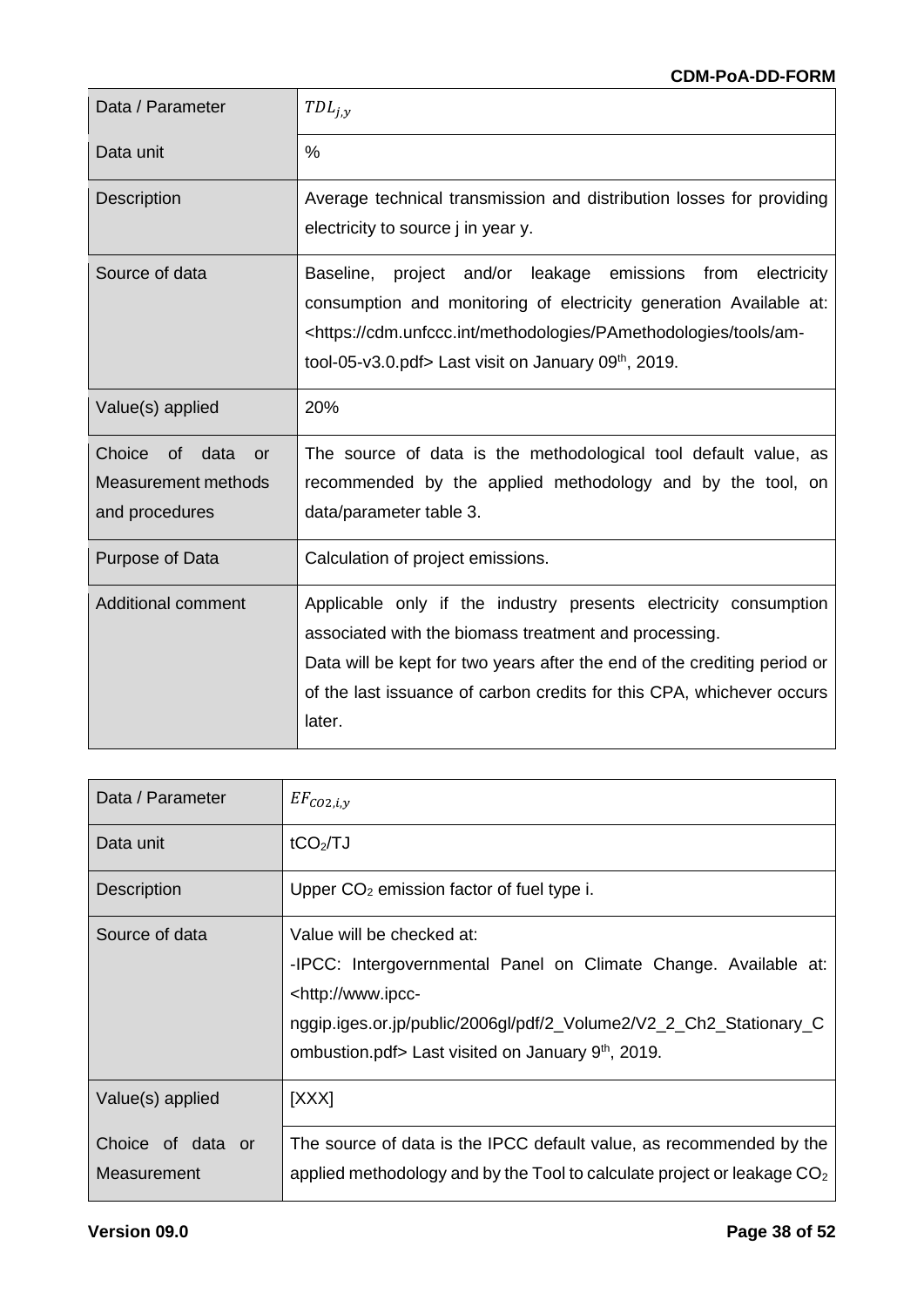| Data / Parameter | $TDL_{j,y}$ |
|---|---|
| Data unit | % |
| Description | Average technical transmission and distribution losses for providing electricity to source j in year y. |
| Source of data | Baseline, project and/or leakage emissions from electricity consumption and monitoring of electricity generation Available at: <https://cdm.unfccc.int/methodologies/PAmethodologies/tools/am-tool-05-v3.0.pdf> Last visit on January 09th, 2019. |
| Value(s) applied | 20% |
| Choice of data or Measurement methods and procedures | The source of data is the methodological tool default value, as recommended by the applied methodology and by the tool, on data/parameter table 3. |
| Purpose of Data | Calculation of project emissions. |
| Additional comment | Applicable only if the industry presents electricity consumption associated with the biomass treatment and processing.<br>Data will be kept for two years after the end of the crediting period or of the last issuance of carbon credits for this CPA, whichever occurs later. |

| Data / Parameter | $EF_{CO2,i,y}$ |
|---|---|
| Data unit | $tCO_2/TJ$ |
| Description | Upper $CO_2$ emission factor of fuel type i. |
| Source of data | Value will be checked at:<br>-IPCC: Intergovernmental Panel on Climate Change. Available at: <http://www.ipcc-nggip.iges.or.jp/public/2006gl/pdf/2_Volume2/V2_2_Ch2_Stationary_Combustion.pdf> Last visited on January 9th, 2019. |
| Value(s) applied | [XXX] |
| Choice of data or Measurement | The source of data is the IPCC default value, as recommended by the applied methodology and by the Tool to calculate project or leakage $CO_2$ |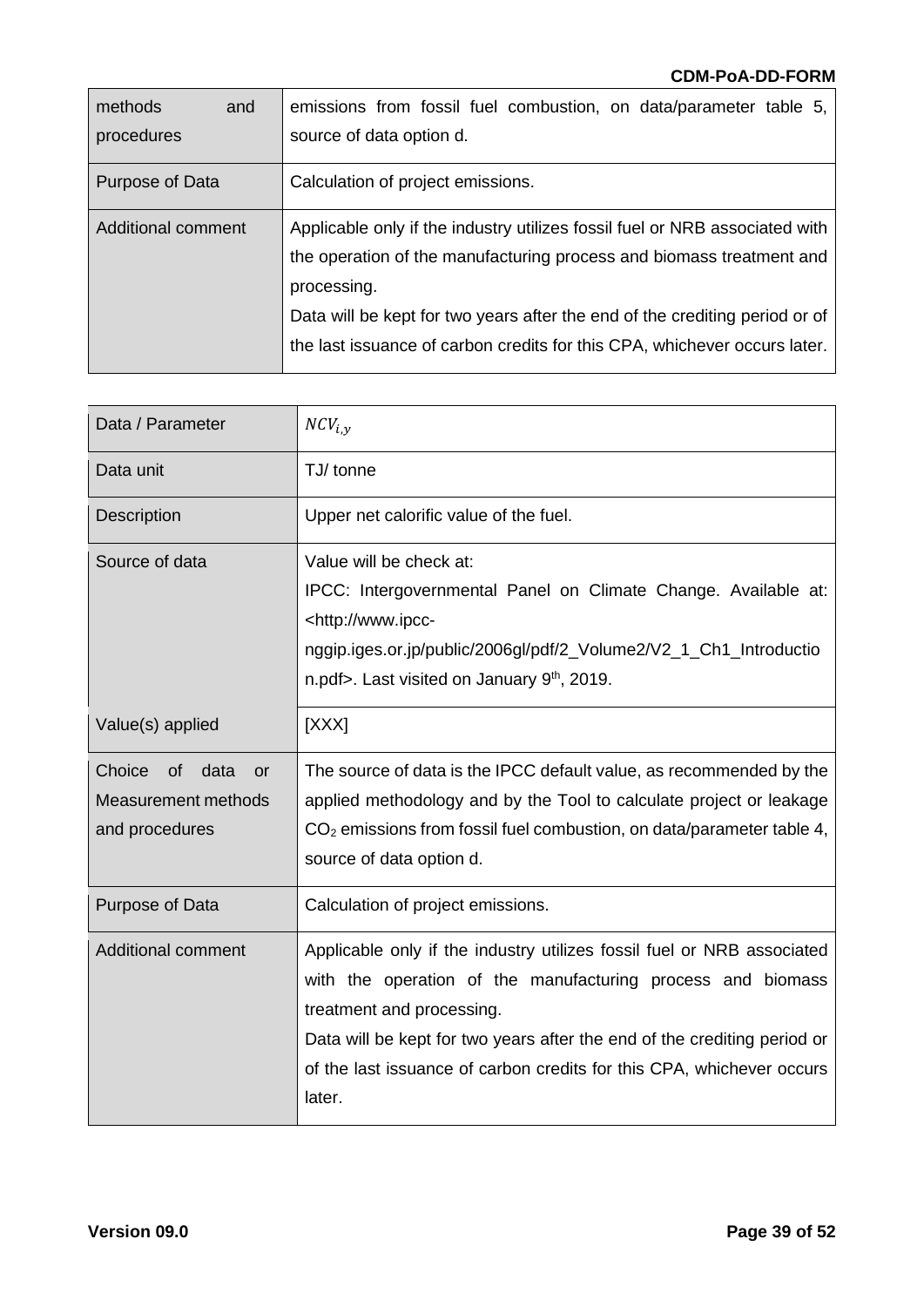| methods and procedures | emissions from fossil fuel combustion, on data/parameter table 5, source of data option d. |
| --- | --- |
| Purpose of Data | Calculation of project emissions. |
| Additional comment | Applicable only if the industry utilizes fossil fuel or NRB associated with the operation of the manufacturing process and biomass treatment and processing.<br>Data will be kept for two years after the end of the crediting period or of the last issuance of carbon credits for this CPA, whichever occurs later. |

| Data / Parameter | $NCV_{i,y}$ |
| --- | --- |
| Data unit | TJ/ tonne |
| Description | Upper net calorific value of the fuel. |
| Source of data | Value will be check at:<br>IPCC: Intergovernmental Panel on Climate Change. Available at: <http://www.ipcc-nggip.iges.or.jp/public/2006gl/pdf/2_Volume2/V2_1_Ch1_Introduction.pdf>. Last visited on January 9th, 2019. |
| Value(s) applied | [XXX] |
| Choice of data or Measurement methods and procedures | The source of data is the IPCC default value, as recommended by the applied methodology and by the Tool to calculate project or leakage $CO_2$ emissions from fossil fuel combustion, on data/parameter table 4, source of data option d. |
| Purpose of Data | Calculation of project emissions. |
| Additional comment | Applicable only if the industry utilizes fossil fuel or NRB associated with the operation of the manufacturing process and biomass treatment and processing.<br>Data will be kept for two years after the end of the crediting period or of the last issuance of carbon credits for this CPA, whichever occurs later. |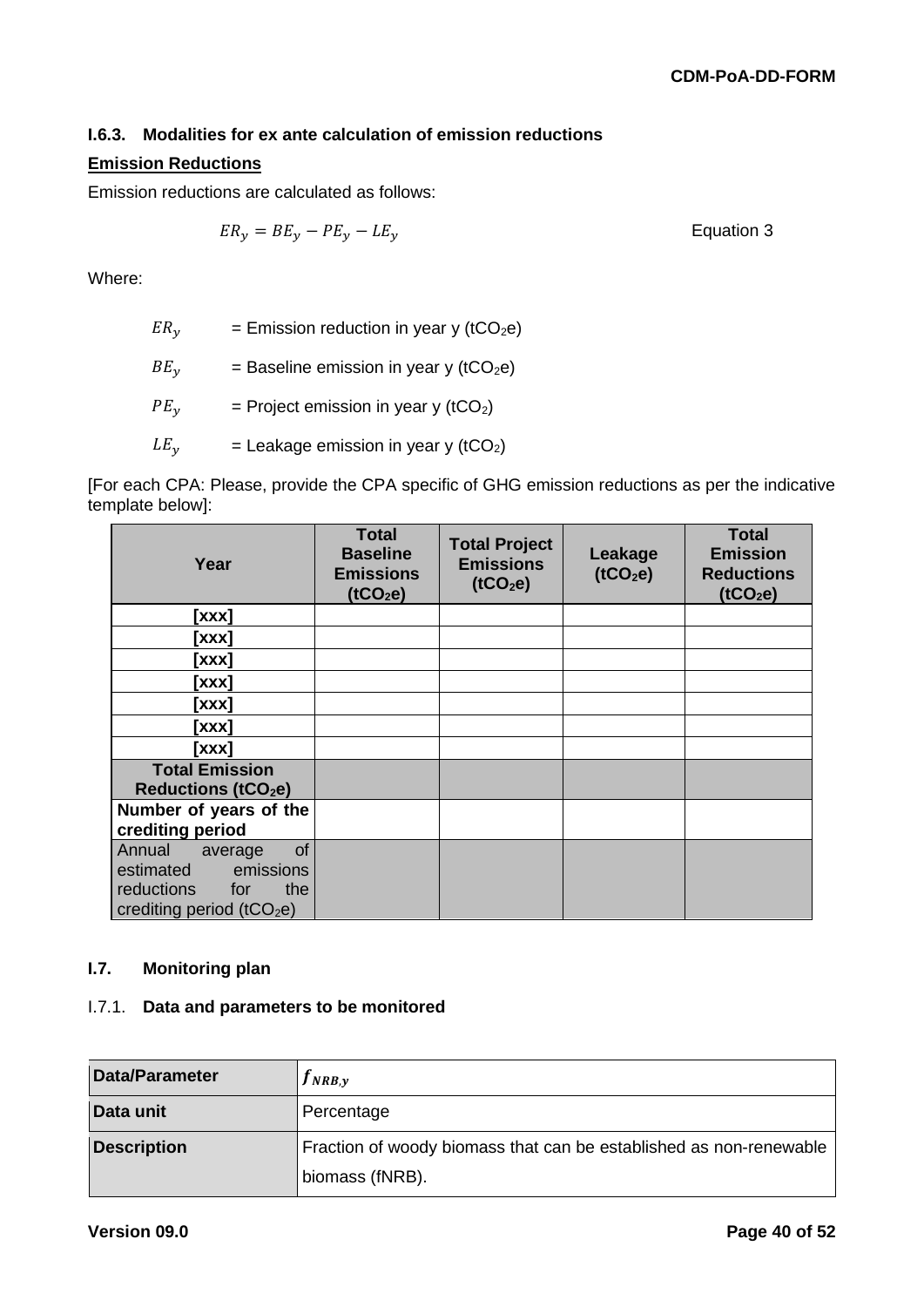### I.6.3. Modalities for ex ante calculation of emission reductions

**Emission Reductions**

Emission reductions are calculated as follows:

$$ER_y = BE_y - PE_y - LE_y \quad \text{Equation 3}$$

Where:

$ER_y$ = Emission reduction in year y ($tCO_2e$)

$BE_y$ = Baseline emission in year y ($tCO_2e$)

$PE_y$ = Project emission in year y ($tCO_2$)

$LE_y$ = Leakage emission in year y ($tCO_2$)

[For each CPA: Please, provide the CPA specific of GHG emission reductions as per the indicative template below]:

| Year | Total Baseline Emissions ($tCO_2e$) | Total Project Emissions ($tCO_2e$) | Leakage ($tCO_2e$) | Total Emission Reductions ($tCO_2e$) |
|---|---|---|---|---|
| **[xxx]** | | | | |
| **[xxx]** | | | | |
| **[xxx]** | | | | |
| **[xxx]** | | | | |
| **[xxx]** | | | | |
| **[xxx]** | | | | |
| **[xxx]** | | | | |
| **Total Emission Reductions ($tCO_2e$)** | | | | |
| **Number of years of the crediting period** | | | | |
| Annual average of estimated emissions reductions for the crediting period ($tCO_2e$) | | | | |

## I.7. Monitoring plan

### I.7.1. Data and parameters to be monitored

| Data/Parameter | $f_{NRB,y}$ |
|---|---|
| **Data unit** | Percentage |
| **Description** | Fraction of woody biomass that can be established as non-renewable biomass (fNRB). |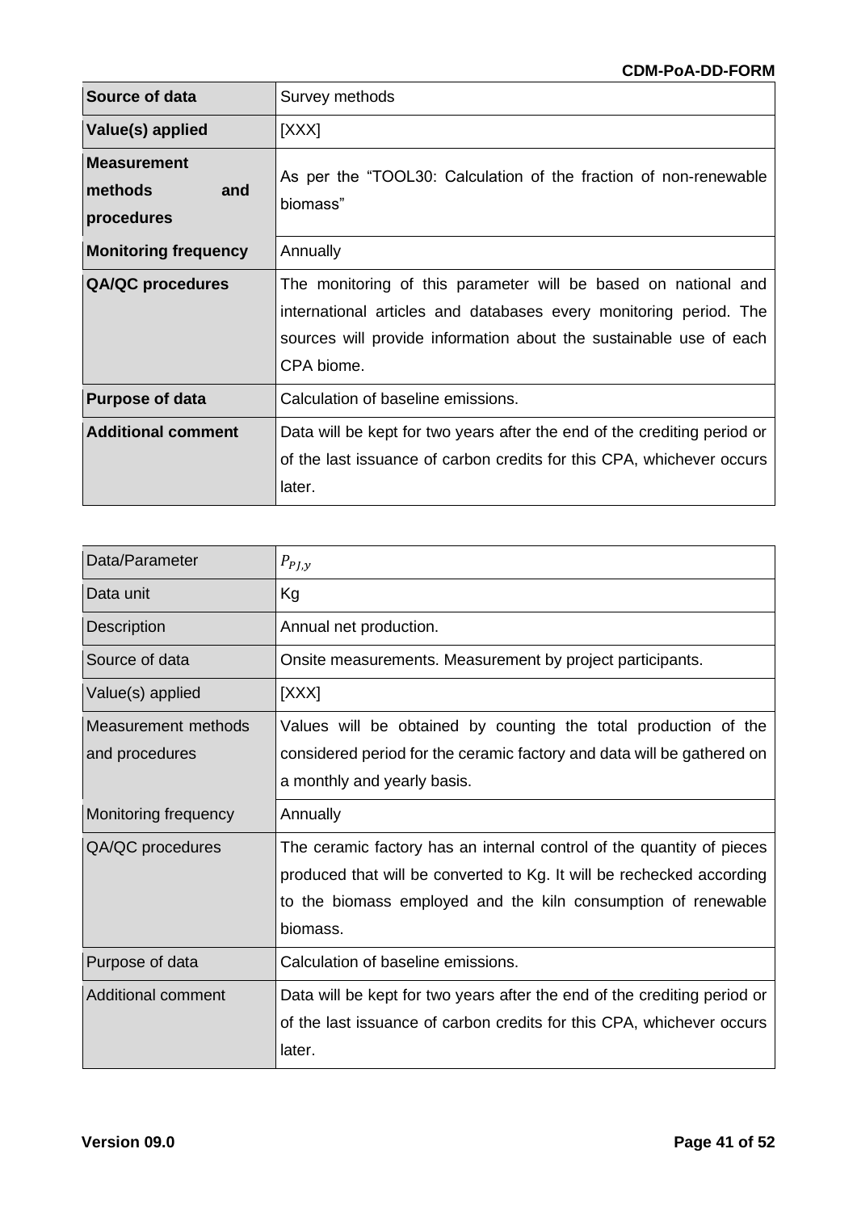| **Source of data** | Survey methods |
|---|---|
| **Value(s) applied** | [XXX] |
| **Measurement methods and procedures** | As per the “TOOL30: Calculation of the fraction of non-renewable biomass” |
| **Monitoring frequency** | Annually |
| **QA/QC procedures** | The monitoring of this parameter will be based on national and international articles and databases every monitoring period. The sources will provide information about the sustainable use of each CPA biome. |
| **Purpose of data** | Calculation of baseline emissions. |
| **Additional comment** | Data will be kept for two years after the end of the crediting period or of the last issuance of carbon credits for this CPA, whichever occurs later. |

| Data/Parameter | $P_{PJ,y}$ |
|---|---|
| Data unit | Kg |
| Description | Annual net production. |
| Source of data | Onsite measurements. Measurement by project participants. |
| Value(s) applied | [XXX] |
| Measurement methods and procedures | Values will be obtained by counting the total production of the considered period for the ceramic factory and data will be gathered on a monthly and yearly basis. |
| Monitoring frequency | Annually |
| QA/QC procedures | The ceramic factory has an internal control of the quantity of pieces produced that will be converted to Kg. It will be rechecked according to the biomass employed and the kiln consumption of renewable biomass. |
| Purpose of data | Calculation of baseline emissions. |
| Additional comment | Data will be kept for two years after the end of the crediting period or of the last issuance of carbon credits for this CPA, whichever occurs later. |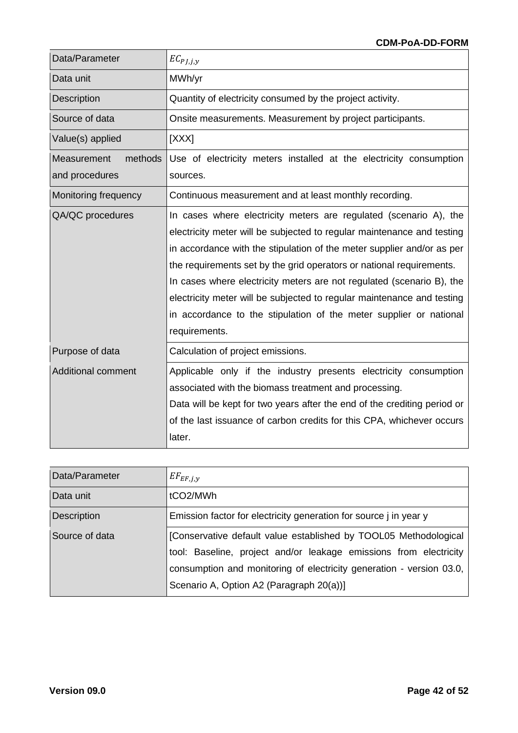| Data/Parameter | $EC_{PJ,j,y}$ |
|---|---|
| Data unit | MWh/yr |
| Description | Quantity of electricity consumed by the project activity. |
| Source of data | Onsite measurements. Measurement by project participants. |
| Value(s) applied | [XXX] |
| Measurement methods and procedures | Use of electricity meters installed at the electricity consumption sources. |
| Monitoring frequency | Continuous measurement and at least monthly recording. |
| QA/QC procedures | In cases where electricity meters are regulated (scenario A), the electricity meter will be subjected to regular maintenance and testing in accordance with the stipulation of the meter supplier and/or as per the requirements set by the grid operators or national requirements.<br>In cases where electricity meters are not regulated (scenario B), the electricity meter will be subjected to regular maintenance and testing in accordance to the stipulation of the meter supplier or national requirements. |
| Purpose of data | Calculation of project emissions. |
| Additional comment | Applicable only if the industry presents electricity consumption associated with the biomass treatment and processing.<br>Data will be kept for two years after the end of the crediting period or of the last issuance of carbon credits for this CPA, whichever occurs later. |

| Data/Parameter | $EF_{EF,j,y}$ |
|---|---|
| Data unit | tCO2/MWh |
| Description | Emission factor for electricity generation for source j in year y |
| Source of data | [Conservative default value established by TOOL05 Methodological tool: Baseline, project and/or leakage emissions from electricity consumption and monitoring of electricity generation - version 03.0, Scenario A, Option A2 (Paragraph 20(a))] |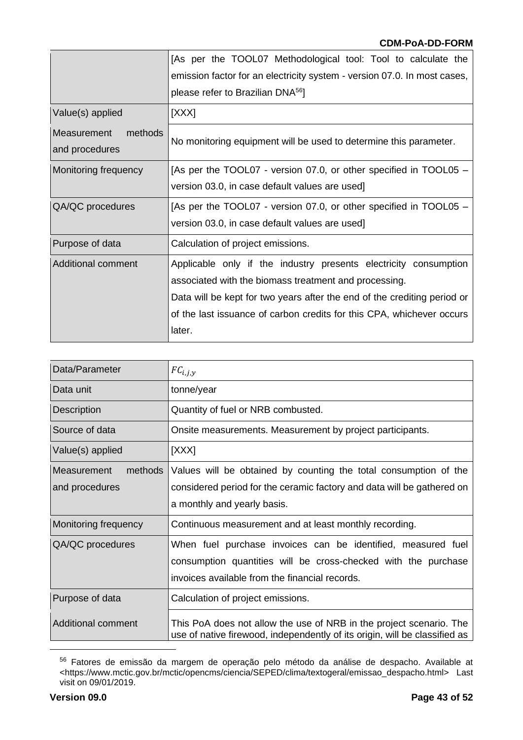| | |
|---|---|
| | [As per the TOOL07 Methodological tool: Tool to calculate the emission factor for an electricity system - version 07.0. In most cases, please refer to Brazilian DNA[56]] |
| Value(s) applied | [XXX] |
| Measurement methods and procedures | No monitoring equipment will be used to determine this parameter. |
| Monitoring frequency | [As per the TOOL07 - version 07.0, or other specified in TOOL05 – version 03.0, in case default values are used] |
| QA/QC procedures | [As per the TOOL07 - version 07.0, or other specified in TOOL05 – version 03.0, in case default values are used] |
| Purpose of data | Calculation of project emissions. |
| Additional comment | Applicable only if the industry presents electricity consumption associated with the biomass treatment and processing.<br>Data will be kept for two years after the end of the crediting period or of the last issuance of carbon credits for this CPA, whichever occurs later. |

| Data/Parameter | $FC_{i,j,y}$ |
|---|---|
| Data unit | tonne/year |
| Description | Quantity of fuel or NRB combusted. |
| Source of data | Onsite measurements. Measurement by project participants. |
| Value(s) applied | [XXX] |
| Measurement methods and procedures | Values will be obtained by counting the total consumption of the considered period for the ceramic factory and data will be gathered on a monthly and yearly basis. |
| Monitoring frequency | Continuous measurement and at least monthly recording. |
| QA/QC procedures | When fuel purchase invoices can be identified, measured fuel consumption quantities will be cross-checked with the purchase invoices available from the financial records. |
| Purpose of data | Calculation of project emissions. |
| Additional comment | This PoA does not allow the use of NRB in the project scenario. The use of native firewood, independently of its origin, will be classified as |

[56] Fatores de emissão da margem de operação pelo método da análise de despacho. Available at <https://www.mctic.gov.br/mctic/opencms/ciencia/SEPED/clima/textogeral/emissao_despacho.html> Last visit on 09/01/2019.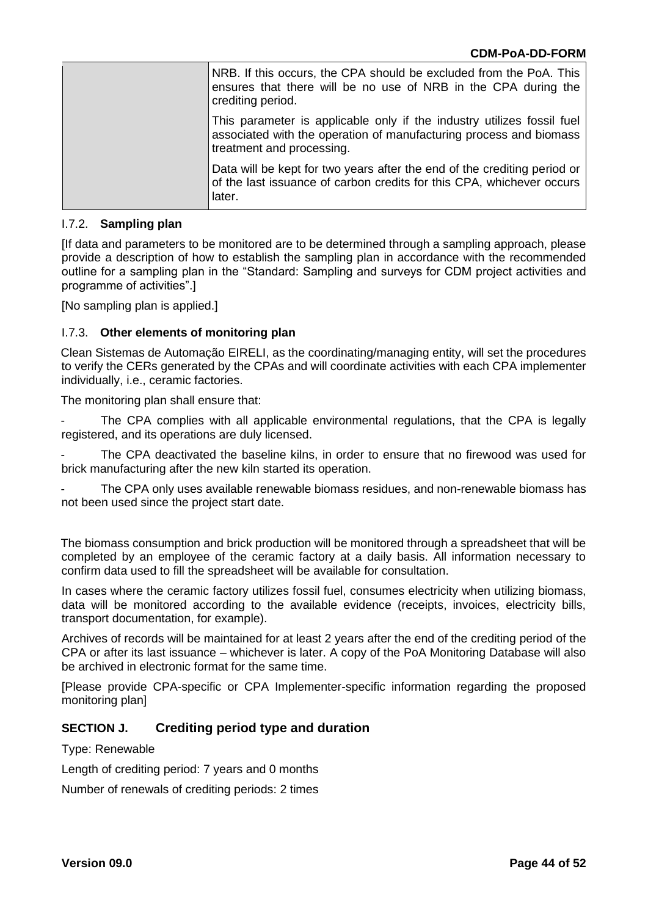| | NRB. If this occurs, the CPA should be excluded from the PoA. This ensures that there will be no use of NRB in the CPA during the crediting period.<br><br>This parameter is applicable only if the industry utilizes fossil fuel associated with the operation of manufacturing process and biomass treatment and processing.<br><br>Data will be kept for two years after the end of the crediting period or of the last issuance of carbon credits for this CPA, whichever occurs later. |
|---|---|

### I.7.2. **Sampling plan**

[If data and parameters to be monitored are to be determined through a sampling approach, please provide a description of how to establish the sampling plan in accordance with the recommended outline for a sampling plan in the "Standard: Sampling and surveys for CDM project activities and programme of activities".]

[No sampling plan is applied.]

### I.7.3. **Other elements of monitoring plan**

Clean Sistemas de Automação EIRELI, as the coordinating/managing entity, will set the procedures to verify the CERs generated by the CPAs and will coordinate activities with each CPA implementer individually, i.e., ceramic factories.

The monitoring plan shall ensure that:

- The CPA complies with all applicable environmental regulations, that the CPA is legally registered, and its operations are duly licensed.
- The CPA deactivated the baseline kilns, in order to ensure that no firewood was used for brick manufacturing after the new kiln started its operation.
- The CPA only uses available renewable biomass residues, and non-renewable biomass has not been used since the project start date.

The biomass consumption and brick production will be monitored through a spreadsheet that will be completed by an employee of the ceramic factory at a daily basis. All information necessary to confirm data used to fill the spreadsheet will be available for consultation.

In cases where the ceramic factory utilizes fossil fuel, consumes electricity when utilizing biomass, data will be monitored according to the available evidence (receipts, invoices, electricity bills, transport documentation, for example).

Archives of records will be maintained for at least 2 years after the end of the crediting period of the CPA or after its last issuance – whichever is later. A copy of the PoA Monitoring Database will also be archived in electronic format for the same time.

[Please provide CPA-specific or CPA Implementer-specific information regarding the proposed monitoring plan]

## SECTION J. Crediting period type and duration

Type: Renewable

Length of crediting period: 7 years and 0 months

Number of renewals of crediting periods: 2 times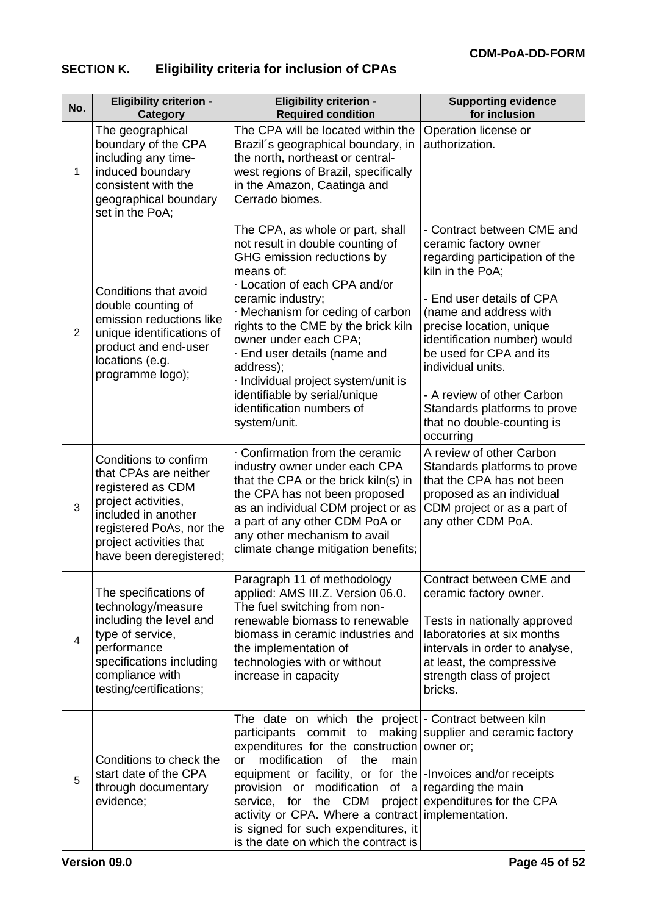## SECTION K. Eligibility criteria for inclusion of CPAs

| No. | Eligibility criterion - Category | Eligibility criterion - Required condition | Supporting evidence for inclusion |
|---|---|---|---|
| 1 | The geographical boundary of the CPA including any time-induced boundary consistent with the geographical boundary set in the PoA; | The CPA will be located within the Brazil´s geographical boundary, in the north, northeast or central-west regions of Brazil, specifically in the Amazon, Caatinga and Cerrado biomes. | Operation license or authorization. |
| 2 | Conditions that avoid double counting of emission reductions like unique identifications of product and end-user locations (e.g. programme logo); | The CPA, as whole or part, shall not result in double counting of GHG emission reductions by means of:<br>· Location of each CPA and/or ceramic industry;<br>· Mechanism for ceding of carbon rights to the CME by the brick kiln owner under each CPA;<br>· End user details (name and address);<br>· Individual project system/unit is identifiable by serial/unique identification numbers of system/unit. | - Contract between CME and ceramic factory owner regarding participation of the kiln in the PoA;<br><br>- End user details of CPA (name and address with precise location, unique identification number) would be used for CPA and its individual units.<br><br>- A review of other Carbon Standards platforms to prove that no double-counting is occurring |
| 3 | Conditions to confirm that CPAs are neither registered as CDM project activities, included in another registered PoAs, nor the project activities that have been deregistered; | · Confirmation from the ceramic industry owner under each CPA that the CPA or the brick kiln(s) in the CPA has not been proposed as an individual CDM project or as a part of any other CDM PoA or any other mechanism to avail climate change mitigation benefits; | A review of other Carbon Standards platforms to prove that the CPA has not been proposed as an individual CDM project or as a part of any other CDM PoA. |
| 4 | The specifications of technology/measure including the level and type of service, performance specifications including compliance with testing/certifications; | Paragraph 11 of methodology applied: AMS III.Z. Version 06.0. The fuel switching from non-renewable biomass to renewable biomass in ceramic industries and the implementation of technologies with or without increase in capacity | Contract between CME and ceramic factory owner.<br><br>Tests in nationally approved laboratories at six months intervals in order to analyse, at least, the compressive strength class of project bricks. |
| 5 | Conditions to check the start date of the CPA through documentary evidence; | The date on which the project participants commit to making expenditures for the construction or modification of the main equipment or facility, or for the provision or modification of a service, for the CDM project activity or CPA. Where a contract is signed for such expenditures, it is the date on which the contract is | - Contract between kiln supplier and ceramic factory owner or;<br><br>-Invoices and/or receipts regarding the main expenditures for the CPA implementation. |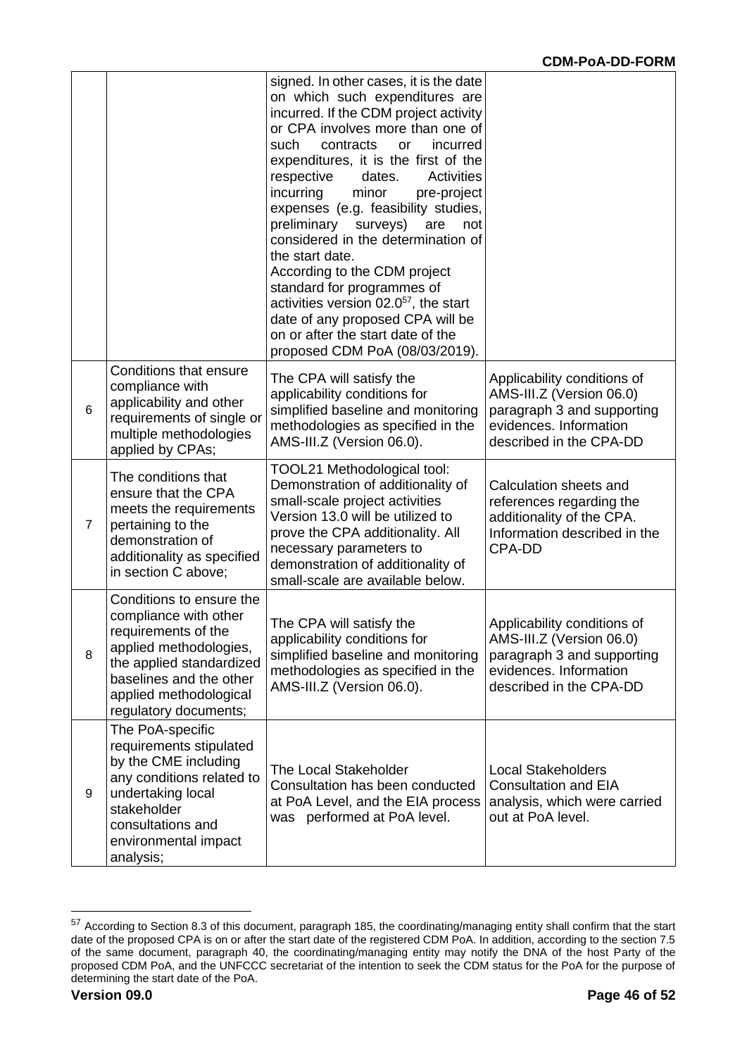|  |  |  |  |
|---|---|---|---|
|  |  | signed. In other cases, it is the date on which such expenditures are incurred. If the CDM project activity or CPA involves more than one of such contracts or incurred expenditures, it is the first of the respective dates. Activities incurring minor pre-project expenses (e.g. feasibility studies, preliminary surveys) are not considered in the determination of the start date. According to the CDM project standard for programmes of activities version 02.0[57], the start date of any proposed CPA will be on or after the start date of the proposed CDM PoA (08/03/2019). |  |
| 6 | Conditions that ensure compliance with applicability and other requirements of single or multiple methodologies applied by CPAs; | The CPA will satisfy the applicability conditions for simplified baseline and monitoring methodologies as specified in the AMS-III.Z (Version 06.0). | Applicability conditions of AMS-III.Z (Version 06.0) paragraph 3 and supporting evidences. Information described in the CPA-DD |
| 7 | The conditions that ensure that the CPA meets the requirements pertaining to the demonstration of additionality as specified in section C above; | TOOL21 Methodological tool: Demonstration of additionality of small-scale project activities Version 13.0 will be utilized to prove the CPA additionality. All necessary parameters to demonstration of additionality of small-scale are available below. | Calculation sheets and references regarding the additionality of the CPA. Information described in the CPA-DD |
| 8 | Conditions to ensure the compliance with other requirements of the applied methodologies, the applied standardized baselines and the other applied methodological regulatory documents; | The CPA will satisfy the applicability conditions for simplified baseline and monitoring methodologies as specified in the AMS-III.Z (Version 06.0). | Applicability conditions of AMS-III.Z (Version 06.0) paragraph 3 and supporting evidences. Information described in the CPA-DD |
| 9 | The PoA-specific requirements stipulated by the CME including any conditions related to undertaking local stakeholder consultations and environmental impact analysis; | The Local Stakeholder Consultation has been conducted at PoA Level, and the EIA process was performed at PoA level. | Local Stakeholders Consultation and EIA analysis, which were carried out at PoA level. |

[57] According to Section 8.3 of this document, paragraph 185, the coordinating/managing entity shall confirm that the start date of the proposed CPA is on or after the start date of the registered CDM PoA. In addition, according to the section 7.5 of the same document, paragraph 40, the coordinating/managing entity may notify the DNA of the host Party of the proposed CDM PoA, and the UNFCCC secretariat of the intention to seek the CDM status for the PoA for the purpose of determining the start date of the PoA.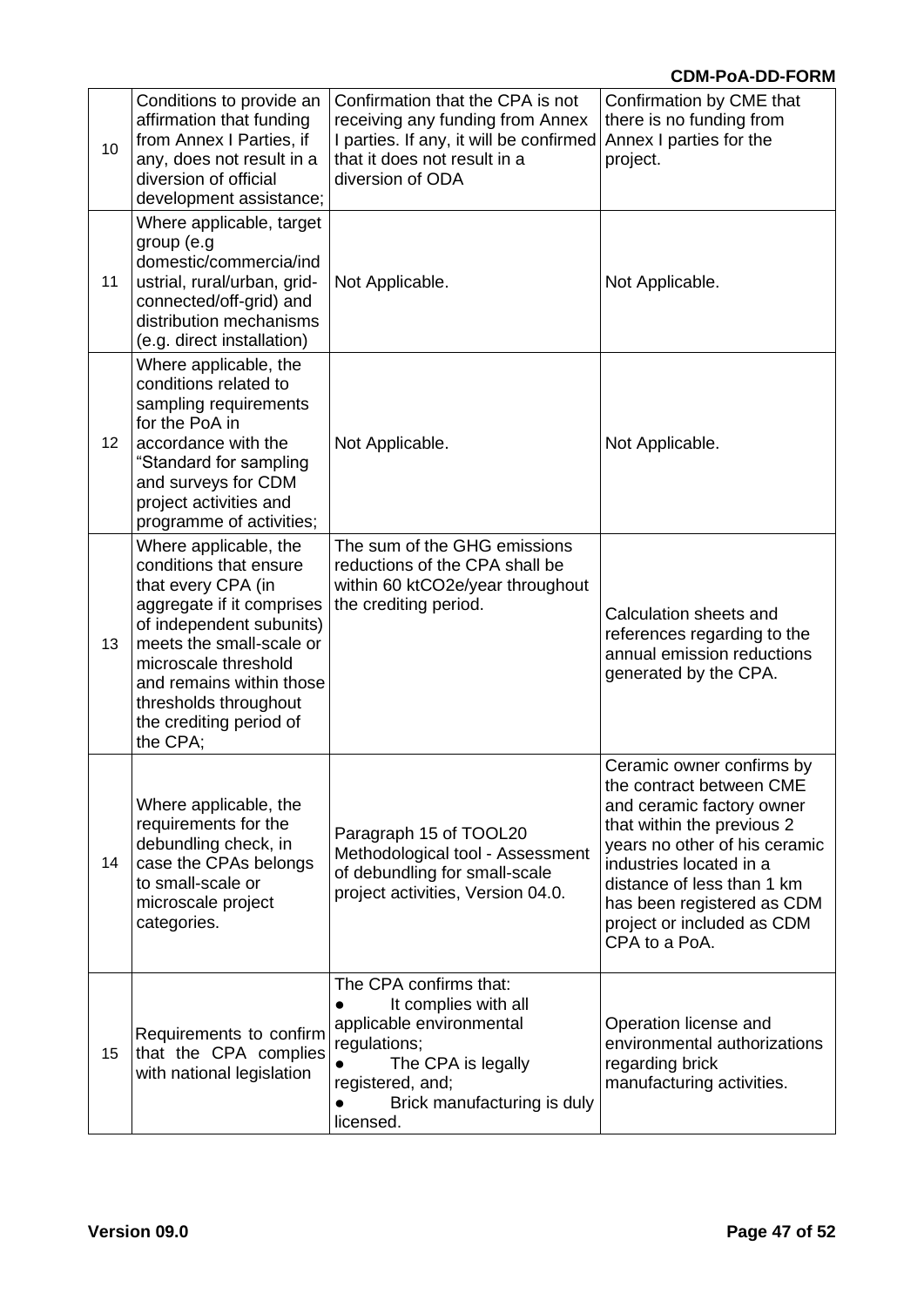| 10 | Conditions to provide an affirmation that funding from Annex I Parties, if any, does not result in a diversion of official development assistance; | Confirmation that the CPA is not receiving any funding from Annex I parties. If any, it will be confirmed that it does not result in a diversion of ODA | Confirmation by CME that there is no funding from Annex I parties for the project. |
|---|---|---|---|
| 11 | Where applicable, target group (e.g domestic/commercia/industrial, rural/urban, grid-connected/off-grid) and distribution mechanisms (e.g. direct installation) | Not Applicable. | Not Applicable. |
| 12 | Where applicable, the conditions related to sampling requirements for the PoA in accordance with the "Standard for sampling and surveys for CDM project activities and programme of activities; | Not Applicable. | Not Applicable. |
| 13 | Where applicable, the conditions that ensure that every CPA (in aggregate if it comprises of independent subunits) meets the small-scale or microscale threshold and remains within those thresholds throughout the crediting period of the CPA; | The sum of the GHG emissions reductions of the CPA shall be within 60 ktCO2e/year throughout the crediting period. | Calculation sheets and references regarding to the annual emission reductions generated by the CPA. |
| 14 | Where applicable, the requirements for the debundling check, in case the CPAs belongs to small-scale or microscale project categories. | Paragraph 15 of TOOL20 Methodological tool - Assessment of debundling for small-scale project activities, Version 04.0. | Ceramic owner confirms by the contract between CME and ceramic factory owner that within the previous 2 years no other of his ceramic industries located in a distance of less than 1 km has been registered as CDM project or included as CDM CPA to a PoA. |
| 15 | Requirements to confirm that the CPA complies with national legislation | The CPA confirms that:<br>● It complies with all applicable environmental regulations;<br>● The CPA is legally registered, and;<br>● Brick manufacturing is duly licensed. | Operation license and environmental authorizations regarding brick manufacturing activities. |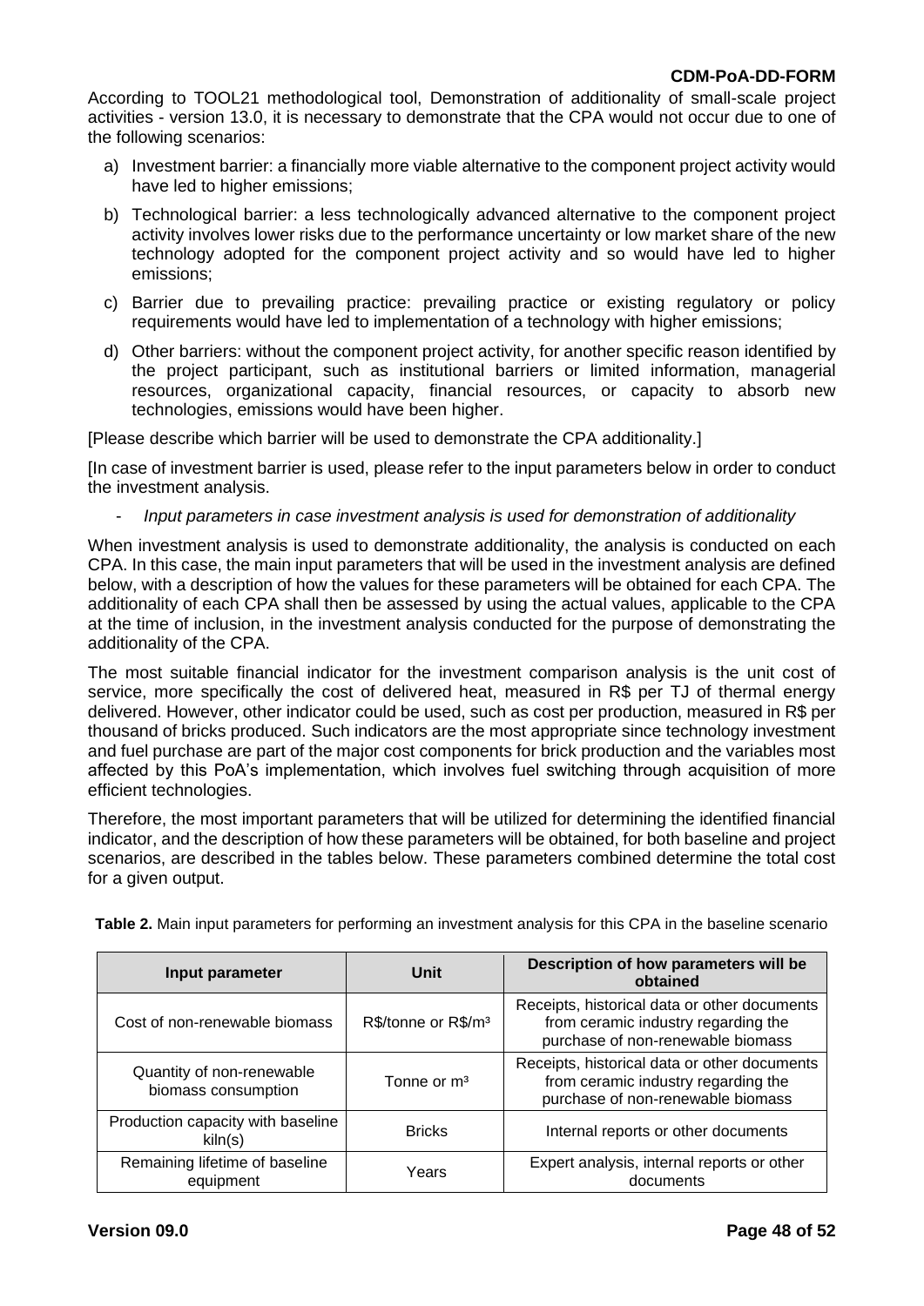According to TOOL21 methodological tool, Demonstration of additionality of small-scale project activities - version 13.0, it is necessary to demonstrate that the CPA would not occur due to one of the following scenarios:

a) Investment barrier: a financially more viable alternative to the component project activity would have led to higher emissions;

b) Technological barrier: a less technologically advanced alternative to the component project activity involves lower risks due to the performance uncertainty or low market share of the new technology adopted for the component project activity and so would have led to higher emissions;

c) Barrier due to prevailing practice: prevailing practice or existing regulatory or policy requirements would have led to implementation of a technology with higher emissions;

d) Other barriers: without the component project activity, for another specific reason identified by the project participant, such as institutional barriers or limited information, managerial resources, organizational capacity, financial resources, or capacity to absorb new technologies, emissions would have been higher.

[Please describe which barrier will be used to demonstrate the CPA additionality.]

[In case of investment barrier is used, please refer to the input parameters below in order to conduct the investment analysis.

- *Input parameters in case investment analysis is used for demonstration of additionality*

When investment analysis is used to demonstrate additionality, the analysis is conducted on each CPA. In this case, the main input parameters that will be used in the investment analysis are defined below, with a description of how the values for these parameters will be obtained for each CPA. The additionality of each CPA shall then be assessed by using the actual values, applicable to the CPA at the time of inclusion, in the investment analysis conducted for the purpose of demonstrating the additionality of the CPA.

The most suitable financial indicator for the investment comparison analysis is the unit cost of service, more specifically the cost of delivered heat, measured in R$ per TJ of thermal energy delivered. However, other indicator could be used, such as cost per production, measured in R$ per thousand of bricks produced. Such indicators are the most appropriate since technology investment and fuel purchase are part of the major cost components for brick production and the variables most affected by this PoA's implementation, which involves fuel switching through acquisition of more efficient technologies.

Therefore, the most important parameters that will be utilized for determining the identified financial indicator, and the description of how these parameters will be obtained, for both baseline and project scenarios, are described in the tables below. These parameters combined determine the total cost for a given output.

**Table 2.** Main input parameters for performing an investment analysis for this CPA in the baseline scenario

| Input parameter | Unit | Description of how parameters will be obtained |
|---|---|---|
| Cost of non-renewable biomass | R$/tonne or R$/m³ | Receipts, historical data or other documents from ceramic industry regarding the purchase of non-renewable biomass |
| Quantity of non-renewable biomass consumption | Tonne or m³ | Receipts, historical data or other documents from ceramic industry regarding the purchase of non-renewable biomass |
| Production capacity with baseline kiln(s) | Bricks | Internal reports or other documents |
| Remaining lifetime of baseline equipment | Years | Expert analysis, internal reports or other documents |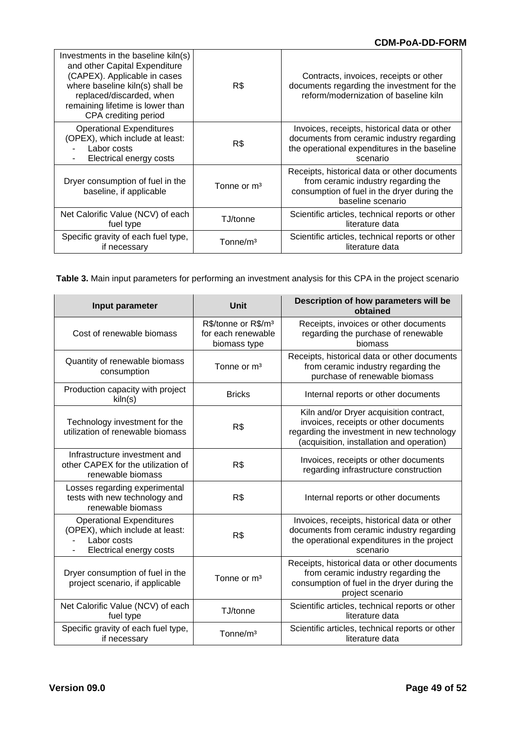| | | |
|---|---|---|
| Investments in the baseline kiln(s) and other Capital Expenditure (CAPEX). Applicable in cases where baseline kiln(s) shall be replaced/discarded, when remaining lifetime is lower than CPA crediting period | R$ | Contracts, invoices, receipts or other documents regarding the investment for the reform/modernization of baseline kiln |
| Operational Expenditures (OPEX), which include at least:<br>- Labor costs<br>- Electrical energy costs | R$ | Invoices, receipts, historical data or other documents from ceramic industry regarding the operational expenditures in the baseline scenario |
| Dryer consumption of fuel in the baseline, if applicable | Tonne or m³ | Receipts, historical data or other documents from ceramic industry regarding the consumption of fuel in the dryer during the baseline scenario |
| Net Calorific Value (NCV) of each fuel type | TJ/tonne | Scientific articles, technical reports or other literature data |
| Specific gravity of each fuel type, if necessary | Tonne/m³ | Scientific articles, technical reports or other literature data |

**Table 3.** Main input parameters for performing an investment analysis for this CPA in the project scenario

| Input parameter | Unit | Description of how parameters will be obtained |
|---|---|---|
| Cost of renewable biomass | R$/tonne or R$/m³ for each renewable biomass type | Receipts, invoices or other documents regarding the purchase of renewable biomass |
| Quantity of renewable biomass consumption | Tonne or m³ | Receipts, historical data or other documents from ceramic industry regarding the purchase of renewable biomass |
| Production capacity with project kiln(s) | Bricks | Internal reports or other documents |
| Technology investment for the utilization of renewable biomass | R$ | Kiln and/or Dryer acquisition contract, invoices, receipts or other documents regarding the investment in new technology (acquisition, installation and operation) |
| Infrastructure investment and other CAPEX for the utilization of renewable biomass | R$ | Invoices, receipts or other documents regarding infrastructure construction |
| Losses regarding experimental tests with new technology and renewable biomass | R$ | Internal reports or other documents |
| Operational Expenditures (OPEX), which include at least:<br>- Labor costs<br>- Electrical energy costs | R$ | Invoices, receipts, historical data or other documents from ceramic industry regarding the operational expenditures in the project scenario |
| Dryer consumption of fuel in the project scenario, if applicable | Tonne or m³ | Receipts, historical data or other documents from ceramic industry regarding the consumption of fuel in the dryer during the project scenario |
| Net Calorific Value (NCV) of each fuel type | TJ/tonne | Scientific articles, technical reports or other literature data |
| Specific gravity of each fuel type, if necessary | Tonne/m³ | Scientific articles, technical reports or other literature data |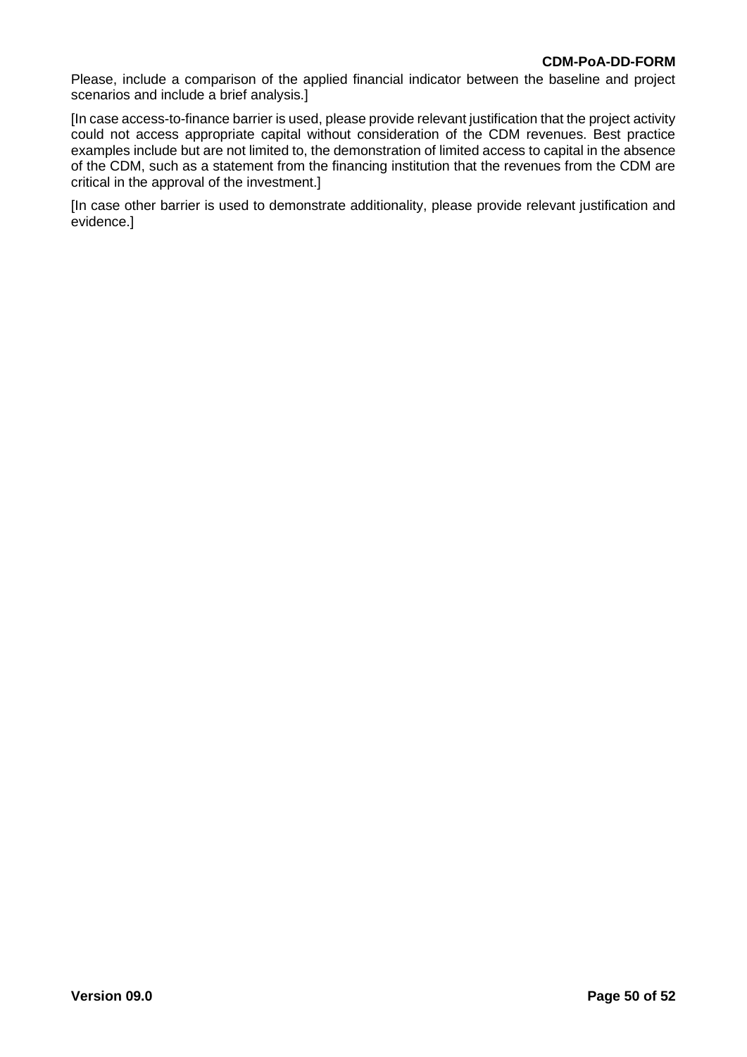Please, include a comparison of the applied financial indicator between the baseline and project scenarios and include a brief analysis.]

[In case access-to-finance barrier is used, please provide relevant justification that the project activity could not access appropriate capital without consideration of the CDM revenues. Best practice examples include but are not limited to, the demonstration of limited access to capital in the absence of the CDM, such as a statement from the financing institution that the revenues from the CDM are critical in the approval of the investment.]

[In case other barrier is used to demonstrate additionality, please provide relevant justification and evidence.]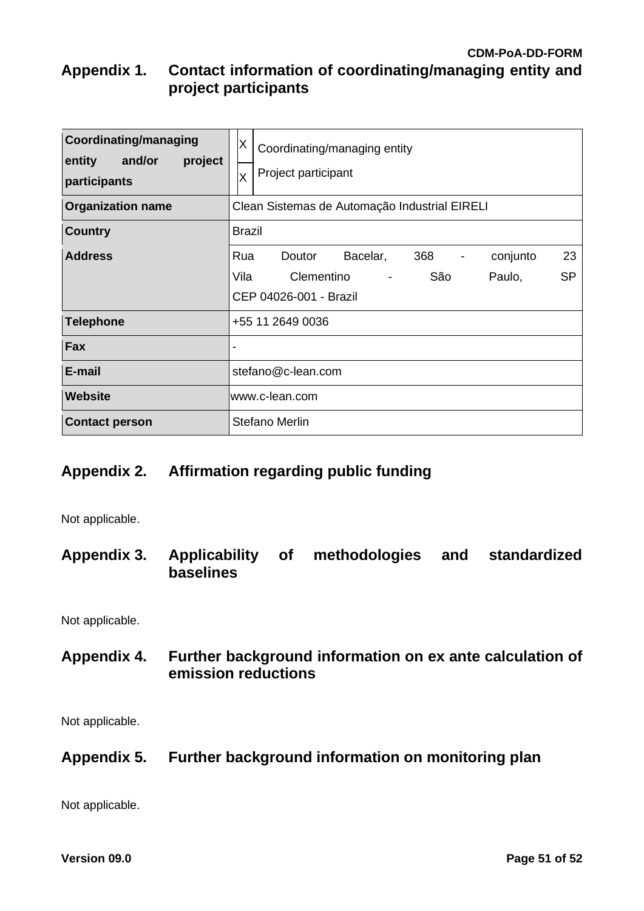## Appendix 1. Contact information of coordinating/managing entity and project participants

| **Coordinating/managing entity and/or project participants** | X Coordinating/managing entity<br>X Project participant |
|---|---|
| **Organization name** | Clean Sistemas de Automação Industrial EIRELI |
| **Country** | Brazil |
| **Address** | Rua Doutor Bacelar, 368 - conjunto 23 Vila Clementino - São Paulo, SP CEP 04026-001 - Brazil |
| **Telephone** | +55 11 2649 0036 |
| **Fax** | - |
| **E-mail** | stefano@c-lean.com |
| **Website** | www.c-lean.com |
| **Contact person** | Stefano Merlin |

## Appendix 2. Affirmation regarding public funding

Not applicable.

## Appendix 3. Applicability of methodologies and standardized baselines

Not applicable.

## Appendix 4. Further background information on ex ante calculation of emission reductions

Not applicable.

## Appendix 5. Further background information on monitoring plan

Not applicable.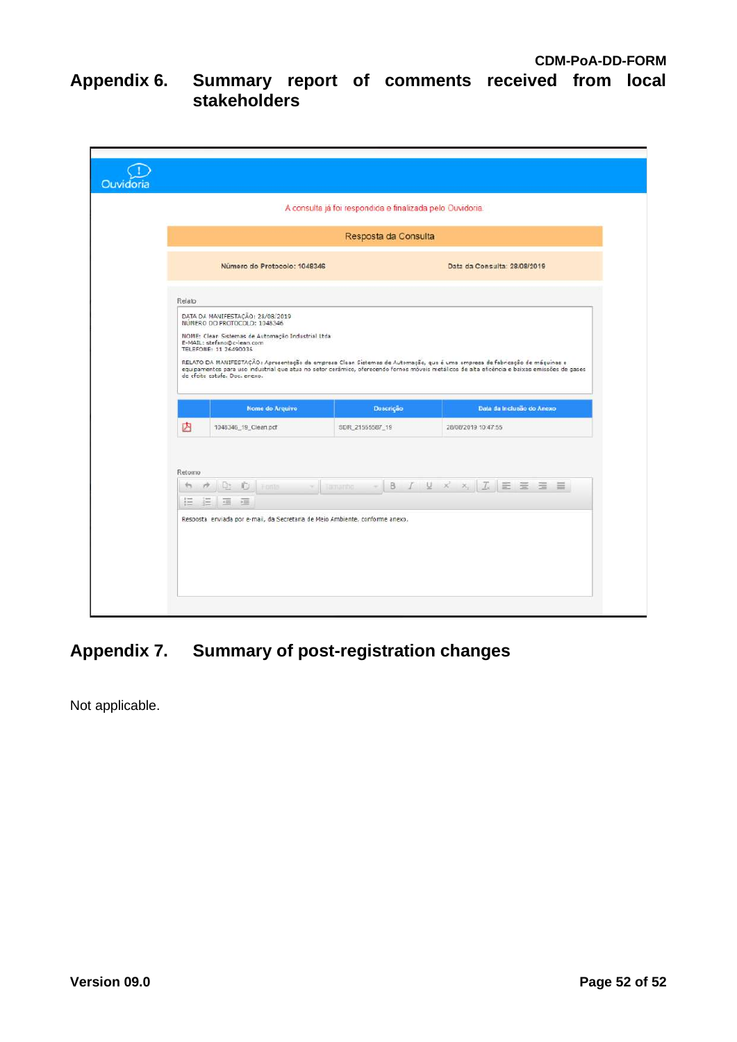## Appendix 6. Summary report of comments received from local stakeholders

Ouvidoria

A consulta já foi respondida e finalizada pelo Ouvidoria.

Resposta da Consulta

Número do Protocolo: 1048346

Data da Consulta: 28/08/2019

Relato

DATA DA MANIFESTAÇÃO: 28/08/2019
NÚMERO DO PROTOCOLO: 1048346

NOME: Clean Sistemas de Automação Industrial Ltda
E-MAIL: stefano@c-lean.com
TELEFONE: 11 26490036

RELATO DA MANIFESTAÇÃO: Apresentação da empresa Clean Sistemas de Automação, que é uma empresa de fabricação de máquinas e equipamentos para uso industrial que atua no setor cerâmico, oferecendo fornos móveis metálicos de alta eficiência e baixas emissões de gases de efeito estufa. Doc. anexo.

| | Nome do Arquivo | Descrição | Data da Inclusão do Anexo |
|---|---|---|---|
| | 1048346_19_Clean.pdf | SDR_21555587_19 | 28/08/2019 10:47:55 |

Retorno

Resposta enviada por e-mail, da Secretaria de Meio Ambiente, conforme anexo.

## Appendix 7. Summary of post-registration changes

Not applicable.